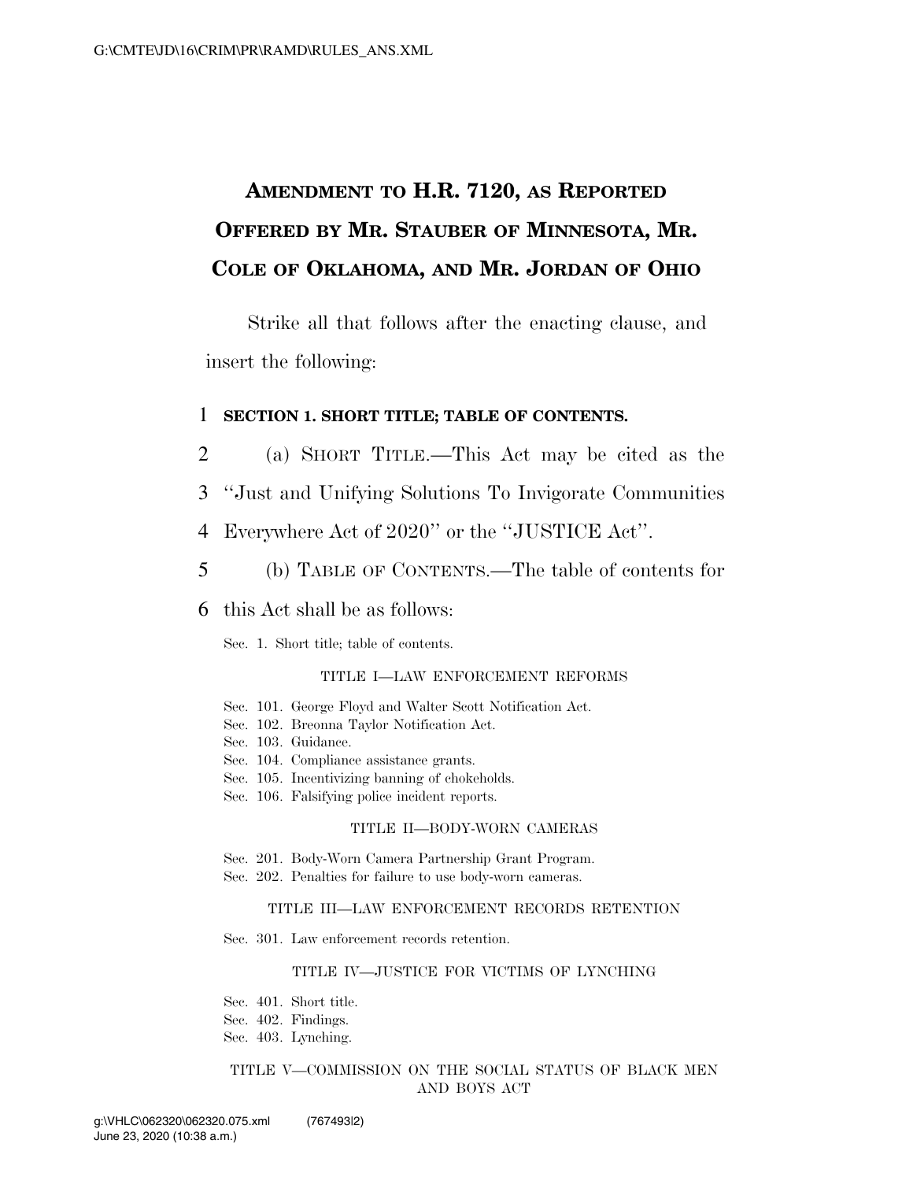# AMENDMENT TO H.R. 7120, AS REPORTED OFFERED BY MR. STAUBER OF MINNESOTA, MR. COLE OF OKLAHOMA, AND MR. JORDAN OF OHIO

Strike all that follows after the enacting clause, and insert the following:

1 **SECTION 1. SHORT TITLE; TABLE OF CONTENTS.**

2 (a) SHORT TITLE.—This Act may be cited as the
3 "Just and Unifying Solutions To Invigorate Communities
4 Everywhere Act of 2020" or the "JUSTICE Act".

5 (b) TABLE OF CONTENTS.—The table of contents for
6 this Act shall be as follows:

Sec. 1. Short title; table of contents.

TITLE I—LAW ENFORCEMENT REFORMS

Sec. 101. George Floyd and Walter Scott Notification Act.
Sec. 102. Breonna Taylor Notification Act.
Sec. 103. Guidance.
Sec. 104. Compliance assistance grants.
Sec. 105. Incentivizing banning of chokeholds.
Sec. 106. Falsifying police incident reports.

TITLE II—BODY-WORN CAMERAS

Sec. 201. Body-Worn Camera Partnership Grant Program.
Sec. 202. Penalties for failure to use body-worn cameras.

TITLE III—LAW ENFORCEMENT RECORDS RETENTION

Sec. 301. Law enforcement records retention.

TITLE IV—JUSTICE FOR VICTIMS OF LYNCHING

Sec. 401. Short title.
Sec. 402. Findings.
Sec. 403. Lynching.

TITLE V—COMMISSION ON THE SOCIAL STATUS OF BLACK MEN AND BOYS ACT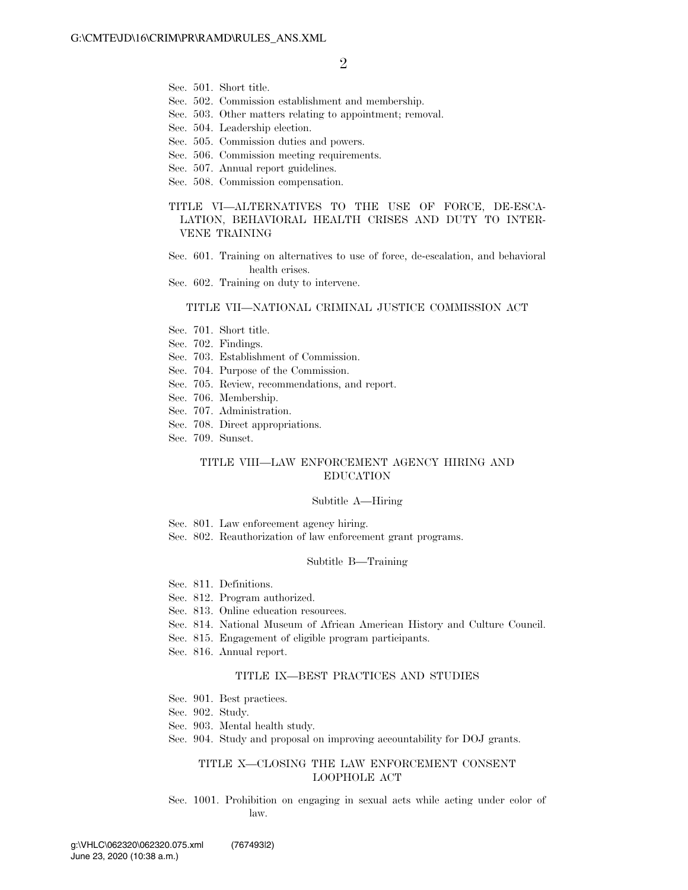Sec. 501. Short title.
Sec. 502. Commission establishment and membership.
Sec. 503. Other matters relating to appointment; removal.
Sec. 504. Leadership election.
Sec. 505. Commission duties and powers.
Sec. 506. Commission meeting requirements.
Sec. 507. Annual report guidelines.
Sec. 508. Commission compensation.

## TITLE VI—ALTERNATIVES TO THE USE OF FORCE, DE-ESCALATION, BEHAVIORAL HEALTH CRISES AND DUTY TO INTERVENE TRAINING

Sec. 601. Training on alternatives to use of force, de-escalation, and behavioral health crises.
Sec. 602. Training on duty to intervene.

## TITLE VII—NATIONAL CRIMINAL JUSTICE COMMISSION ACT

Sec. 701. Short title.
Sec. 702. Findings.
Sec. 703. Establishment of Commission.
Sec. 704. Purpose of the Commission.
Sec. 705. Review, recommendations, and report.
Sec. 706. Membership.
Sec. 707. Administration.
Sec. 708. Direct appropriations.
Sec. 709. Sunset.

## TITLE VIII—LAW ENFORCEMENT AGENCY HIRING AND EDUCATION

### Subtitle A—Hiring

Sec. 801. Law enforcement agency hiring.
Sec. 802. Reauthorization of law enforcement grant programs.

### Subtitle B—Training

Sec. 811. Definitions.
Sec. 812. Program authorized.
Sec. 813. Online education resources.
Sec. 814. National Museum of African American History and Culture Council.
Sec. 815. Engagement of eligible program participants.
Sec. 816. Annual report.

## TITLE IX—BEST PRACTICES AND STUDIES

Sec. 901. Best practices.
Sec. 902. Study.
Sec. 903. Mental health study.
Sec. 904. Study and proposal on improving accountability for DOJ grants.

## TITLE X—CLOSING THE LAW ENFORCEMENT CONSENT LOOPHOLE ACT

Sec. 1001. Prohibition on engaging in sexual acts while acting under color of law.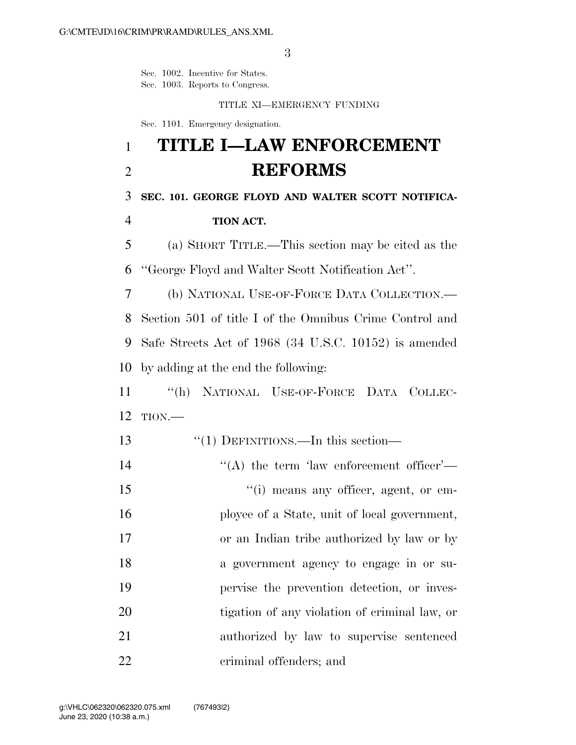Sec. 1002. Incentive for States.
Sec. 1003. Reports to Congress.

TITLE XI—EMERGENCY FUNDING

Sec. 1101. Emergency designation.

# TITLE I—LAW ENFORCEMENT REFORMS

**SEC. 101. GEORGE FLOYD AND WALTER SCOTT NOTIFICATION ACT.**

(a) SHORT TITLE.—This section may be cited as the ''George Floyd and Walter Scott Notification Act''.

(b) NATIONAL USE-OF-FORCE DATA COLLECTION.—Section 501 of title I of the Omnibus Crime Control and Safe Streets Act of 1968 (34 U.S.C. 10152) is amended by adding at the end the following:

''(h) NATIONAL USE-OF-FORCE DATA COLLECTION.—

''(1) DEFINITIONS.—In this section—

''(A) the term 'law enforcement officer'—

''(i) means any officer, agent, or employee of a State, unit of local government, or an Indian tribe authorized by law or by a government agency to engage in or supervise the prevention detection, or investigation of any violation of criminal law, or authorized by law to supervise sentenced criminal offenders; and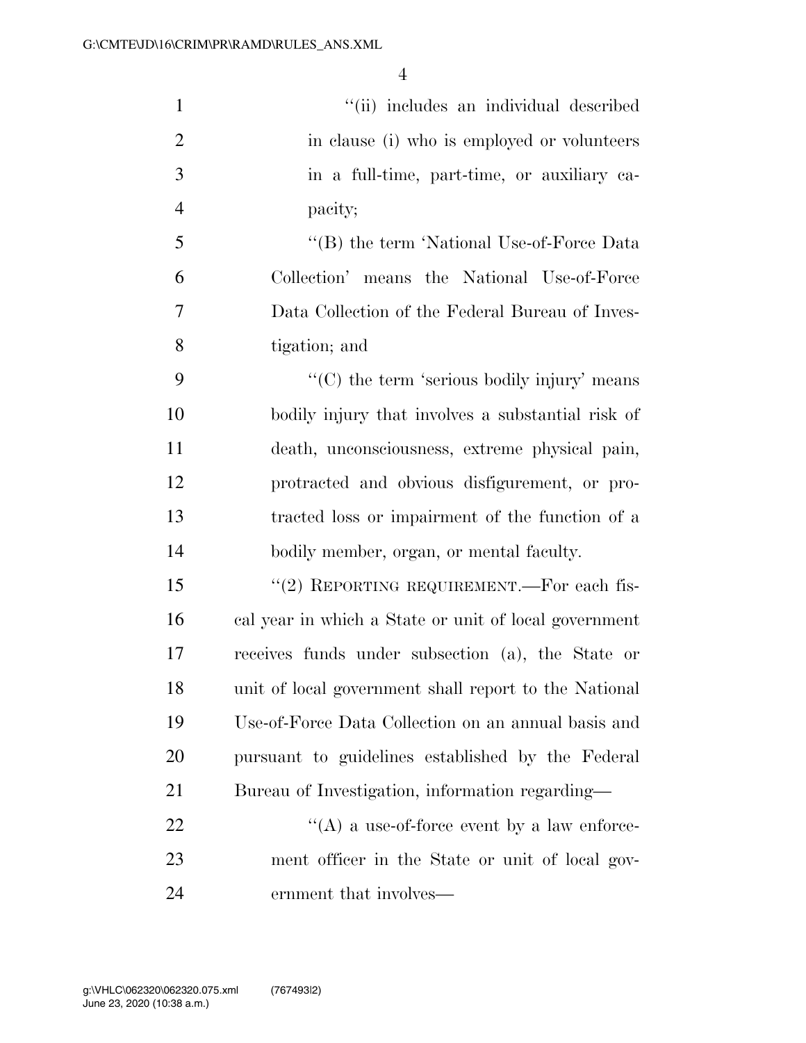''(ii) includes an individual described in clause (i) who is employed or volunteers in a full-time, part-time, or auxiliary capacity;

''(B) the term 'National Use-of-Force Data Collection' means the National Use-of-Force Data Collection of the Federal Bureau of Investigation; and

''(C) the term 'serious bodily injury' means bodily injury that involves a substantial risk of death, unconsciousness, extreme physical pain, protracted and obvious disfigurement, or protracted loss or impairment of the function of a bodily member, organ, or mental faculty.

''(2) REPORTING REQUIREMENT.—For each fiscal year in which a State or unit of local government receives funds under subsection (a), the State or unit of local government shall report to the National Use-of-Force Data Collection on an annual basis and pursuant to guidelines established by the Federal Bureau of Investigation, information regarding—

''(A) a use-of-force event by a law enforcement officer in the State or unit of local government that involves—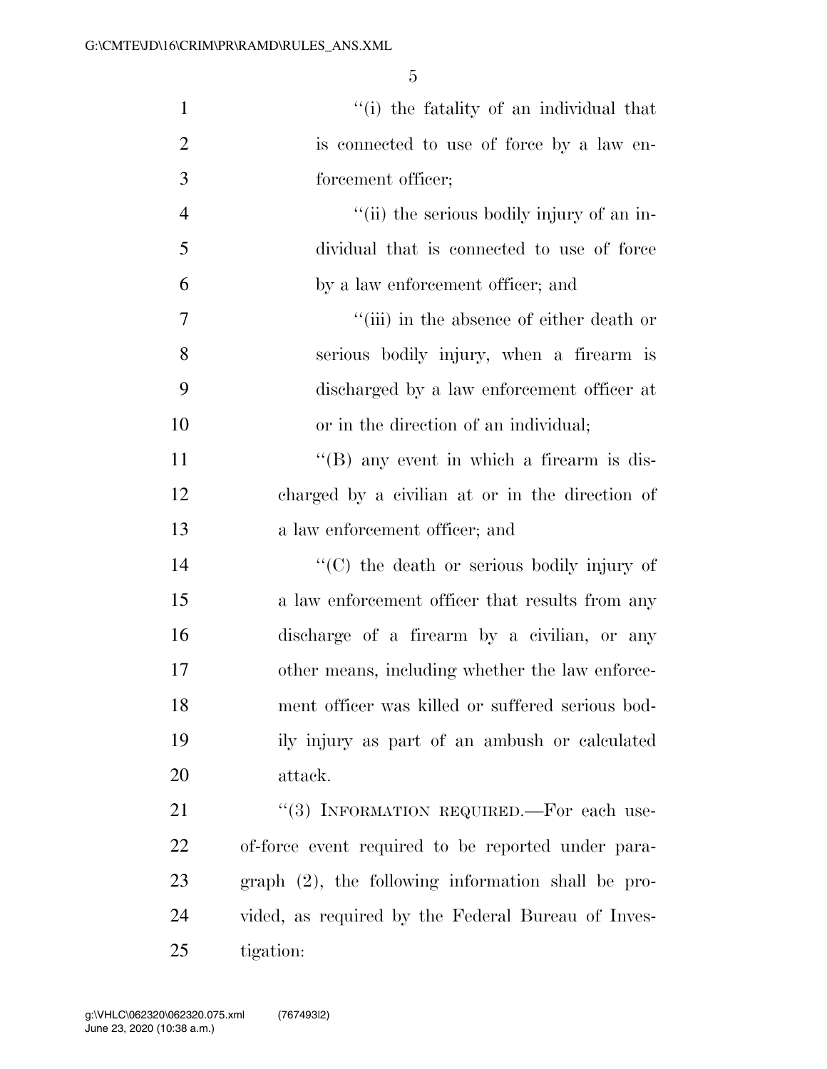"(i) the fatality of an individual that is connected to use of force by a law enforcement officer;

"(ii) the serious bodily injury of an individual that is connected to use of force by a law enforcement officer; and

"(iii) in the absence of either death or serious bodily injury, when a firearm is discharged by a law enforcement officer at or in the direction of an individual;

"(B) any event in which a firearm is discharged by a civilian at or in the direction of a law enforcement officer; and

"(C) the death or serious bodily injury of a law enforcement officer that results from any discharge of a firearm by a civilian, or any other means, including whether the law enforcement officer was killed or suffered serious bodily injury as part of an ambush or calculated attack.

"(3) INFORMATION REQUIRED.—For each use-of-force event required to be reported under paragraph (2), the following information shall be provided, as required by the Federal Bureau of Investigation: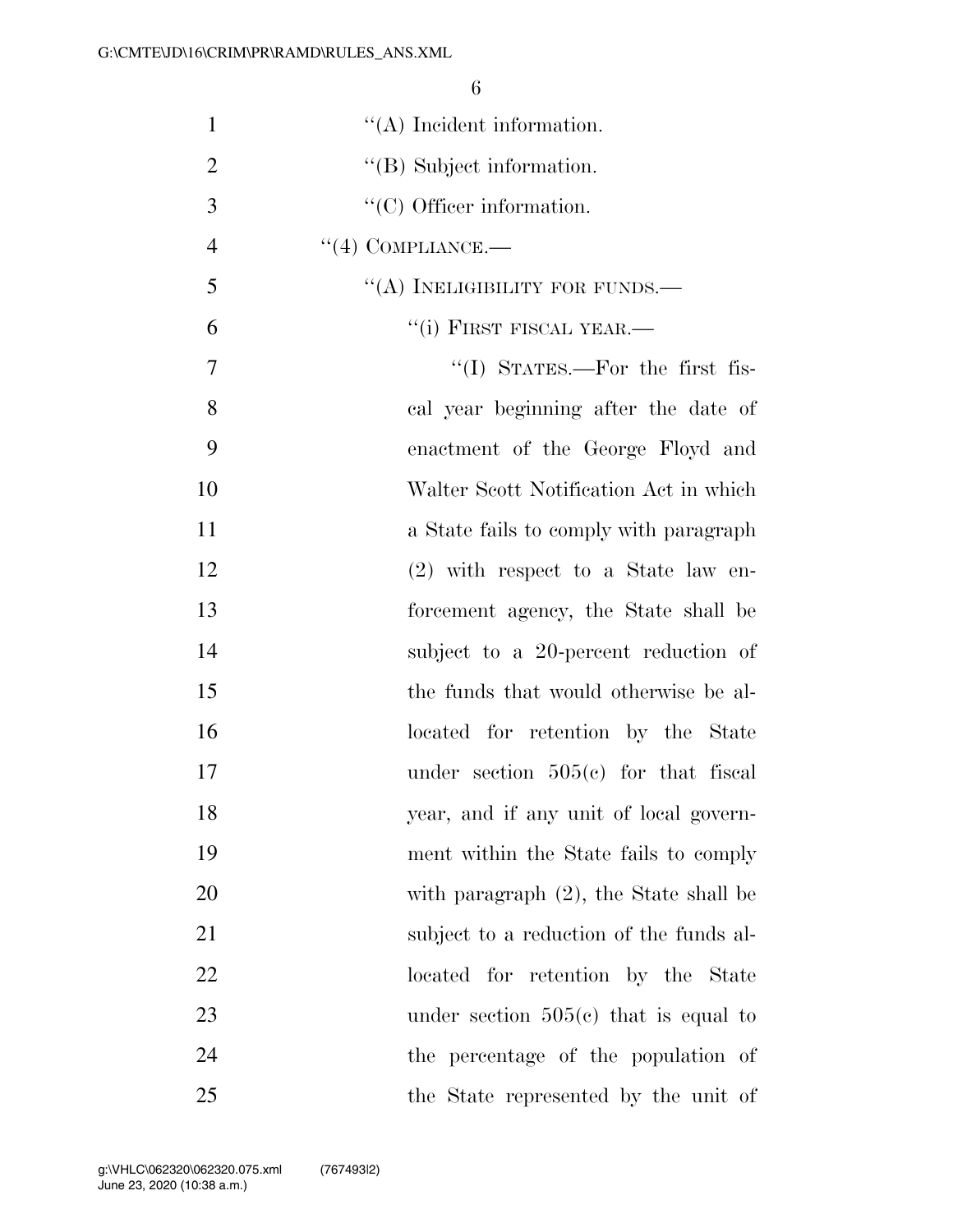''(A) Incident information.

''(B) Subject information.

''(C) Officer information.

''(4) COMPLIANCE.—

''(A) INELIGIBILITY FOR FUNDS.—

''(i) FIRST FISCAL YEAR.—

''(I) STATES.—For the first fiscal year beginning after the date of enactment of the George Floyd and Walter Scott Notification Act in which a State fails to comply with paragraph (2) with respect to a State law enforcement agency, the State shall be subject to a 20-percent reduction of the funds that would otherwise be allocated for retention by the State under section 505(c) for that fiscal year, and if any unit of local government within the State fails to comply with paragraph (2), the State shall be subject to a reduction of the funds allocated for retention by the State under section 505(c) that is equal to the percentage of the population of the State represented by the unit of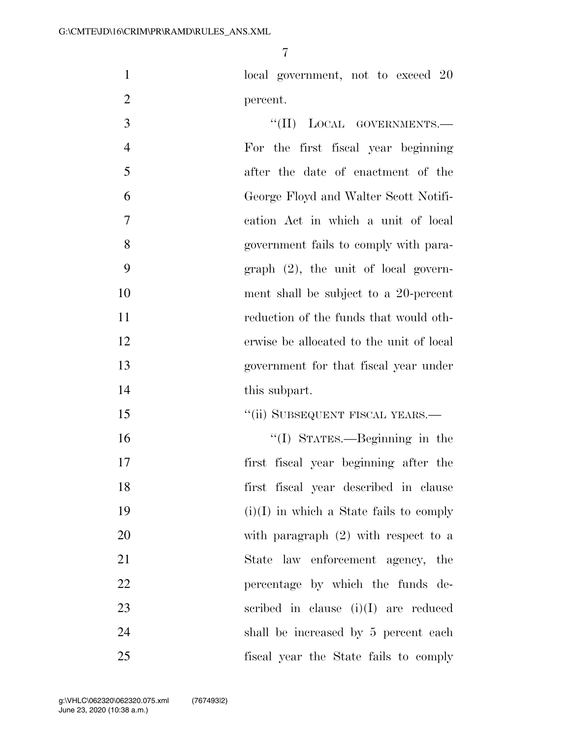local government, not to exceed 20 percent.

"(II) LOCAL GOVERNMENTS.—For the first fiscal year beginning after the date of enactment of the George Floyd and Walter Scott Notification Act in which a unit of local government fails to comply with paragraph (2), the unit of local government shall be subject to a 20-percent reduction of the funds that would otherwise be allocated to the unit of local government for that fiscal year under this subpart.

"(ii) SUBSEQUENT FISCAL YEARS.—

"(I) STATES.—Beginning in the first fiscal year beginning after the first fiscal year described in clause (i)(I) in which a State fails to comply with paragraph (2) with respect to a State law enforcement agency, the percentage by which the funds described in clause (i)(I) are reduced shall be increased by 5 percent each fiscal year the State fails to comply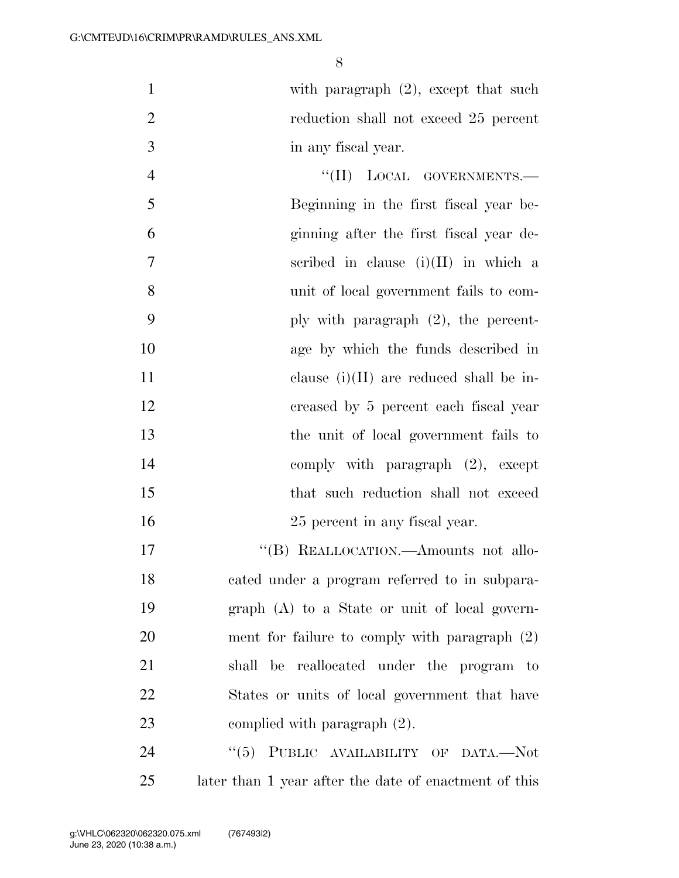with paragraph (2), except that such reduction shall not exceed 25 percent in any fiscal year.

"(II) LOCAL GOVERNMENTS.—Beginning in the first fiscal year beginning after the first fiscal year described in clause (i)(II) in which a unit of local government fails to comply with paragraph (2), the percentage by which the funds described in clause (i)(II) are reduced shall be increased by 5 percent each fiscal year the unit of local government fails to comply with paragraph (2), except that such reduction shall not exceed 25 percent in any fiscal year.

"(B) REALLOCATION.—Amounts not allocated under a program referred to in subparagraph (A) to a State or unit of local government for failure to comply with paragraph (2) shall be reallocated under the program to States or units of local government that have complied with paragraph (2).

"(5) PUBLIC AVAILABILITY OF DATA.—Not later than 1 year after the date of enactment of this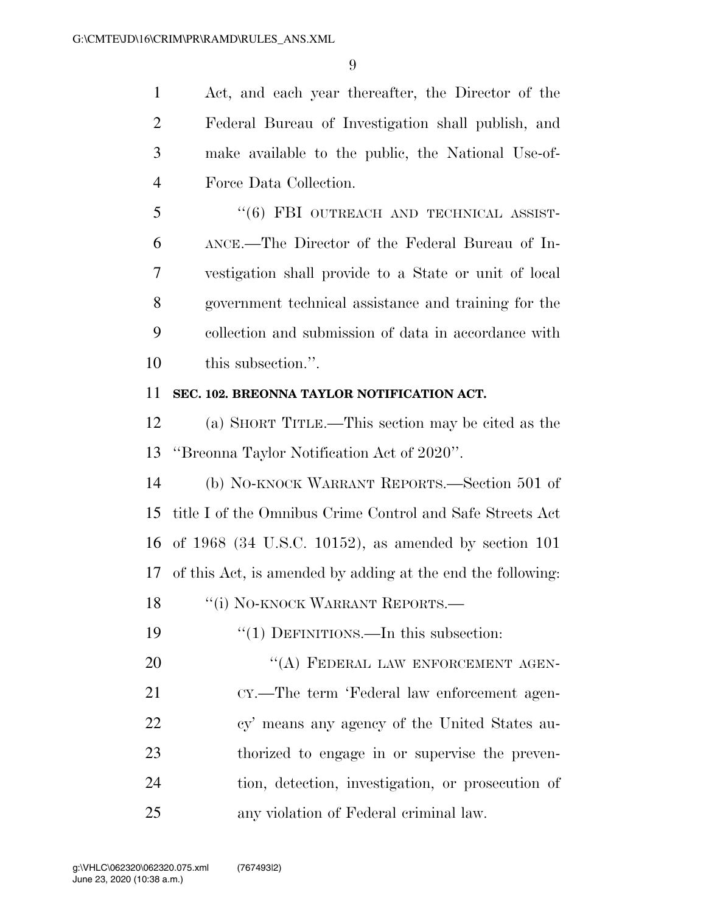Act, and each year thereafter, the Director of the Federal Bureau of Investigation shall publish, and make available to the public, the National Use-of-Force Data Collection.

"(6) FBI OUTREACH AND TECHNICAL ASSISTANCE.—The Director of the Federal Bureau of Investigation shall provide to a State or unit of local government technical assistance and training for the collection and submission of data in accordance with this subsection.".

**SEC. 102. BREONNA TAYLOR NOTIFICATION ACT.**

(a) SHORT TITLE.—This section may be cited as the "Breonna Taylor Notification Act of 2020".

(b) NO-KNOCK WARRANT REPORTS.—Section 501 of title I of the Omnibus Crime Control and Safe Streets Act of 1968 (34 U.S.C. 10152), as amended by section 101 of this Act, is amended by adding at the end the following:

"(i) NO-KNOCK WARRANT REPORTS.—

"(1) DEFINITIONS.—In this subsection:

"(A) FEDERAL LAW ENFORCEMENT AGENCY.—The term 'Federal law enforcement agency' means any agency of the United States authorized to engage in or supervise the prevention, detection, investigation, or prosecution of any violation of Federal criminal law.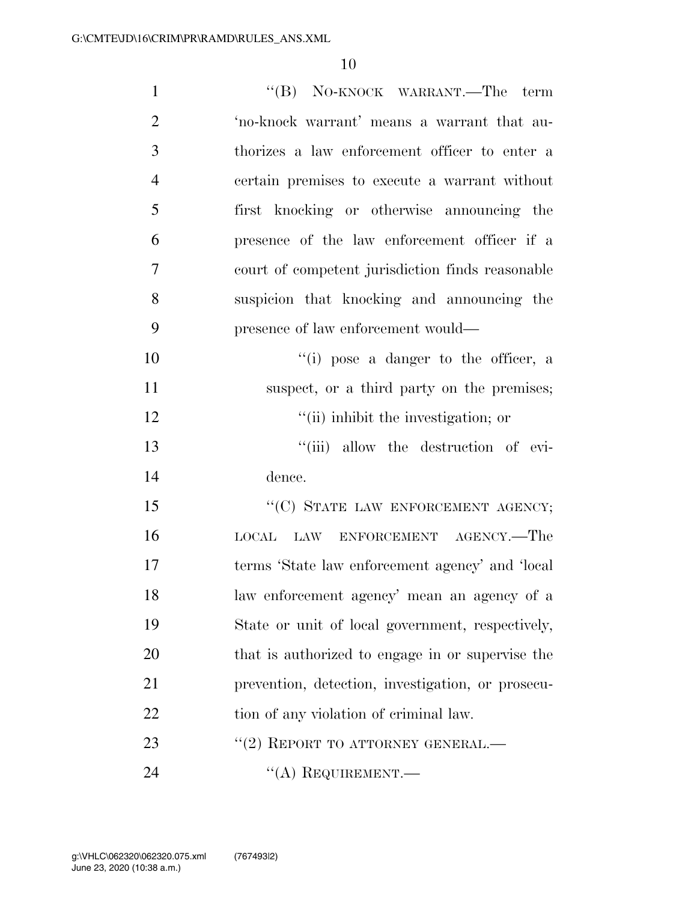"(B) NO-KNOCK WARRANT.—The term 'no-knock warrant' means a warrant that authorizes a law enforcement officer to enter a certain premises to execute a warrant without first knocking or otherwise announcing the presence of the law enforcement officer if a court of competent jurisdiction finds reasonable suspicion that knocking and announcing the presence of law enforcement would—

"(i) pose a danger to the officer, a suspect, or a third party on the premises;

"(ii) inhibit the investigation; or

"(iii) allow the destruction of evidence.

"(C) STATE LAW ENFORCEMENT AGENCY; LOCAL LAW ENFORCEMENT AGENCY.—The terms 'State law enforcement agency' and 'local law enforcement agency' mean an agency of a State or unit of local government, respectively, that is authorized to engage in or supervise the prevention, detection, investigation, or prosecution of any violation of criminal law.

"(2) REPORT TO ATTORNEY GENERAL.—

"(A) REQUIREMENT.—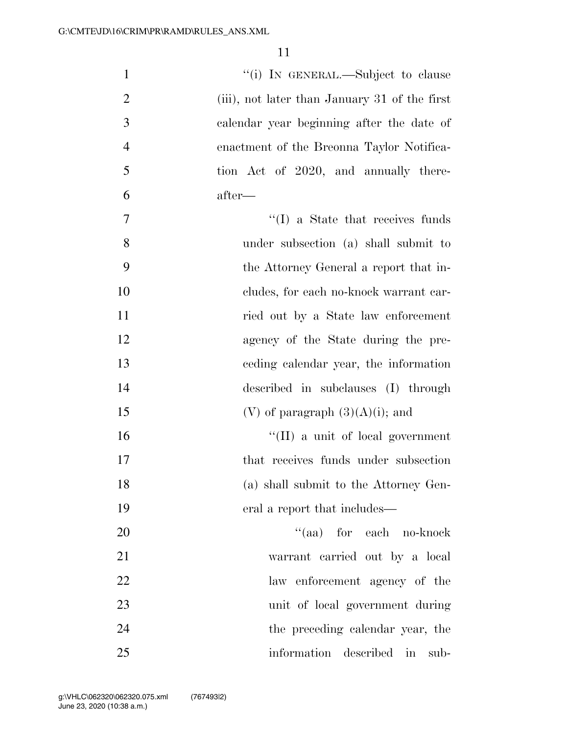"(i) IN GENERAL.—Subject to clause (iii), not later than January 31 of the first calendar year beginning after the date of enactment of the Breonna Taylor Notification Act of 2020, and annually thereafter—

"(I) a State that receives funds under subsection (a) shall submit to the Attorney General a report that includes, for each no-knock warrant carried out by a State law enforcement agency of the State during the preceding calendar year, the information described in subclauses (I) through (V) of paragraph (3)(A)(i); and

"(II) a unit of local government that receives funds under subsection (a) shall submit to the Attorney General a report that includes—

"(aa) for each no-knock warrant carried out by a local law enforcement agency of the unit of local government during the preceding calendar year, the information described in sub-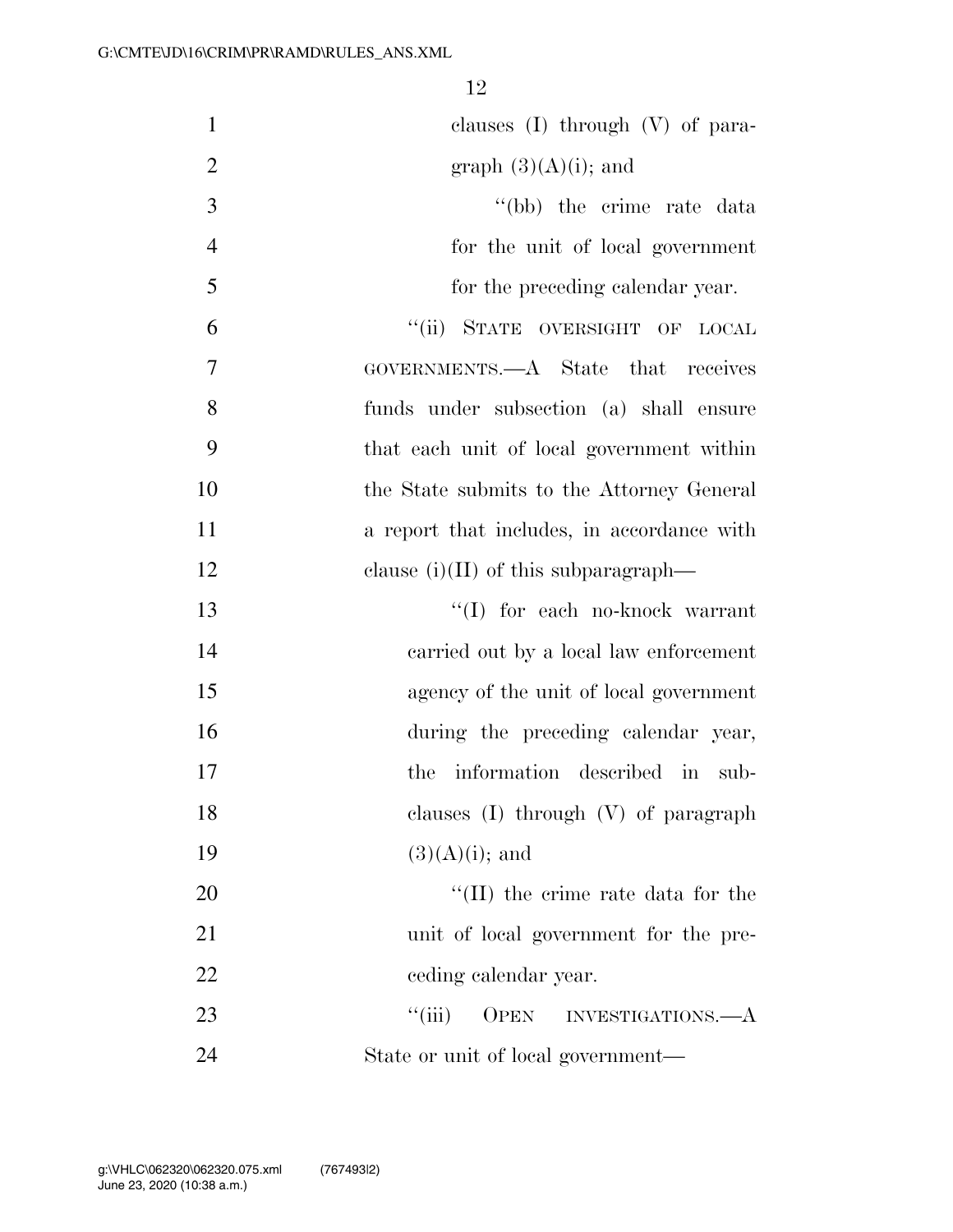clauses (I) through (V) of paragraph (3)(A)(i); and

''(bb) the crime rate data for the unit of local government for the preceding calendar year.

''(ii) STATE OVERSIGHT OF LOCAL GOVERNMENTS.—A State that receives funds under subsection (a) shall ensure that each unit of local government within the State submits to the Attorney General a report that includes, in accordance with clause (i)(II) of this subparagraph—

''(I) for each no-knock warrant carried out by a local law enforcement agency of the unit of local government during the preceding calendar year, the information described in subclauses (I) through (V) of paragraph (3)(A)(i); and

''(II) the crime rate data for the unit of local government for the preceding calendar year.

''(iii) OPEN INVESTIGATIONS.—A State or unit of local government—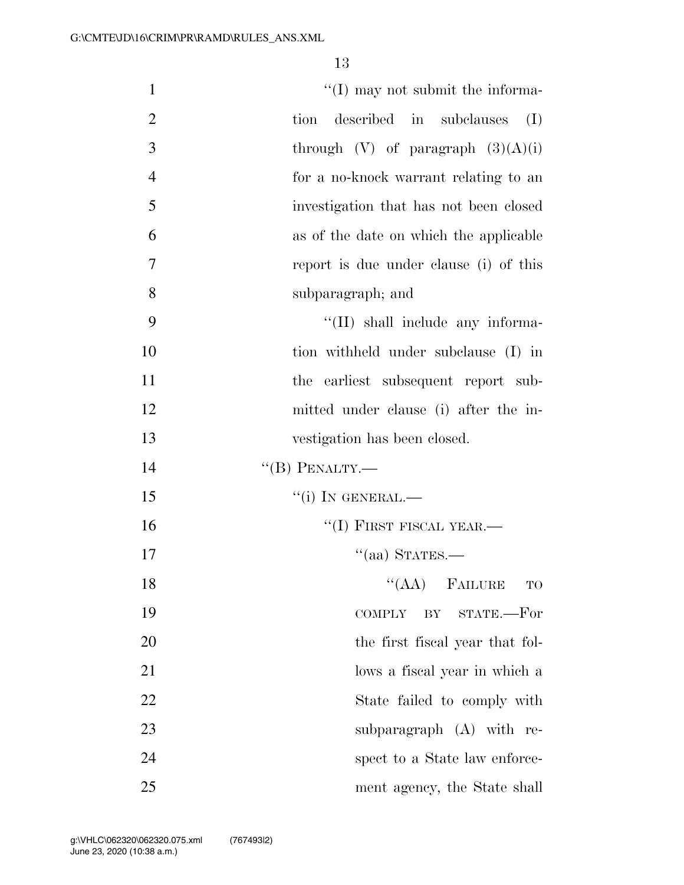"(I) may not submit the information described in subclauses (I) through (V) of paragraph (3)(A)(i) for a no-knock warrant relating to an investigation that has not been closed as of the date on which the applicable report is due under clause (i) of this subparagraph; and

"(II) shall include any information withheld under subclause (I) in the earliest subsequent report submitted under clause (i) after the investigation has been closed.

"(B) PENALTY.—

"(i) IN GENERAL.—

"(I) FIRST FISCAL YEAR.—

"(aa) STATES.—

"(AA) FAILURE TO COMPLY BY STATE.—For the first fiscal year that follows a fiscal year in which a State failed to comply with subparagraph (A) with respect to a State law enforcement agency, the State shall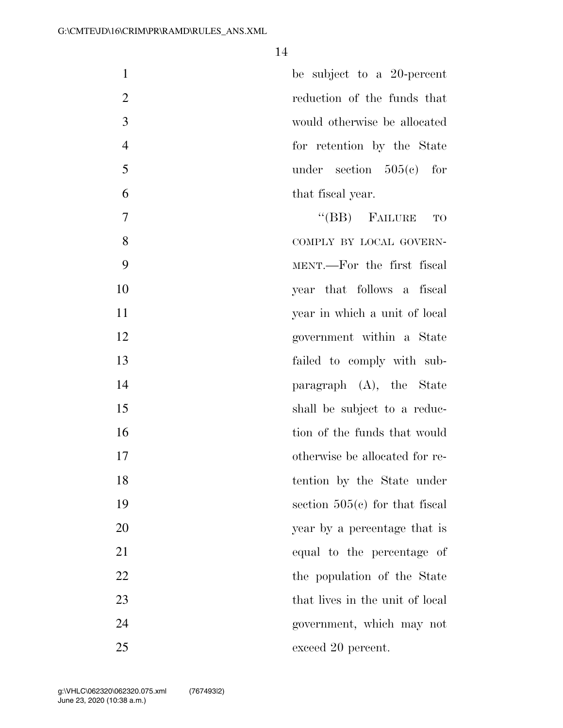be subject to a 20-percent reduction of the funds that would otherwise be allocated for retention by the State under section 505(c) for that fiscal year.

"(BB) FAILURE TO COMPLY BY LOCAL GOVERNMENT.—For the first fiscal year that follows a fiscal year in which a unit of local government within a State failed to comply with subparagraph (A), the State shall be subject to a reduction of the funds that would otherwise be allocated for retention by the State under section 505(c) for that fiscal year by a percentage that is equal to the percentage of the population of the State that lives in the unit of local government, which may not exceed 20 percent.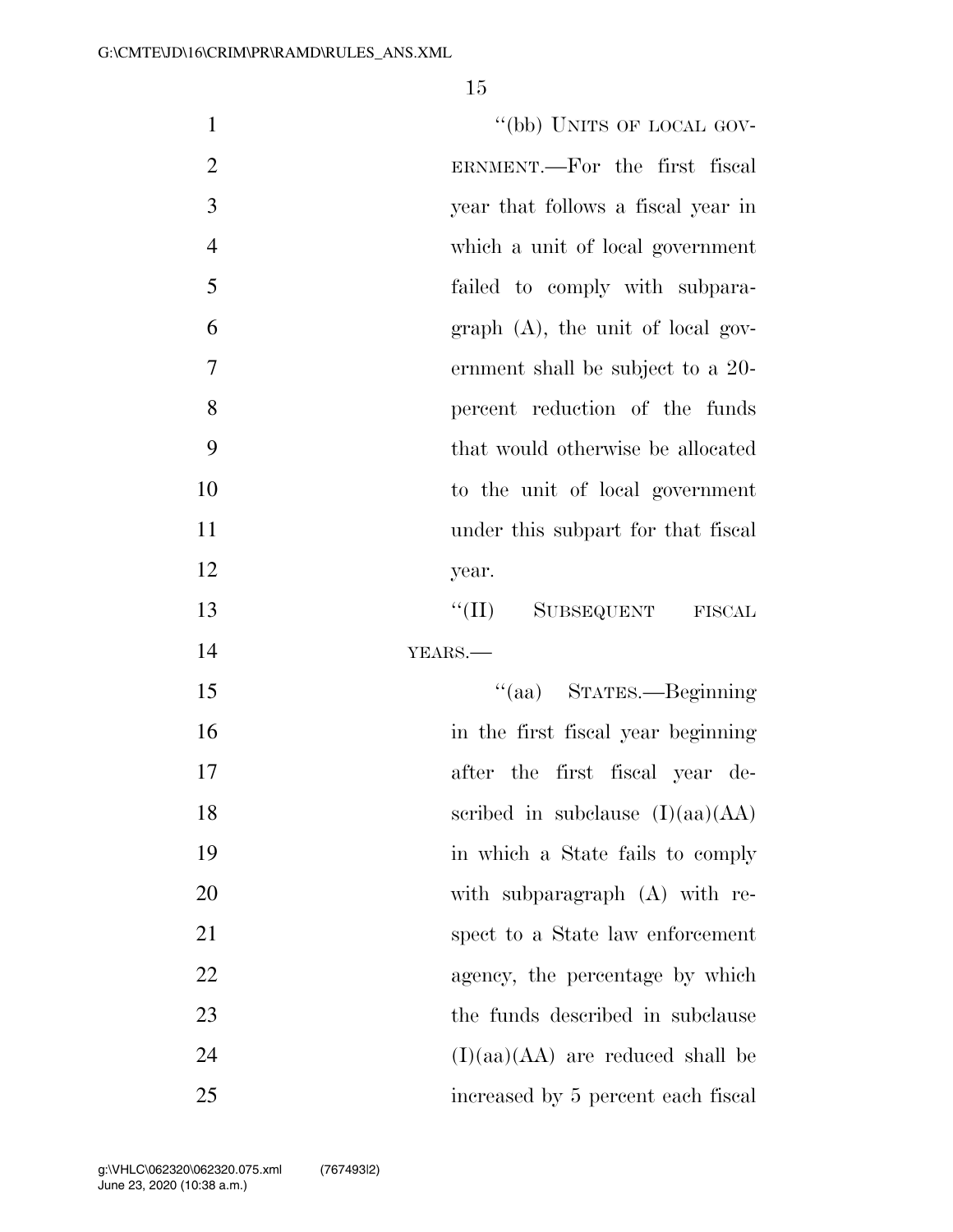"(bb) UNITS OF LOCAL GOVERNMENT.—For the first fiscal year that follows a fiscal year in which a unit of local government failed to comply with subparagraph (A), the unit of local government shall be subject to a 20-percent reduction of the funds that would otherwise be allocated to the unit of local government under this subpart for that fiscal year.

"(II) SUBSEQUENT FISCAL YEARS.—

"(aa) STATES.—Beginning in the first fiscal year beginning after the first fiscal year described in subclause (I)(aa)(AA) in which a State fails to comply with subparagraph (A) with respect to a State law enforcement agency, the percentage by which the funds described in subclause (I)(aa)(AA) are reduced shall be increased by 5 percent each fiscal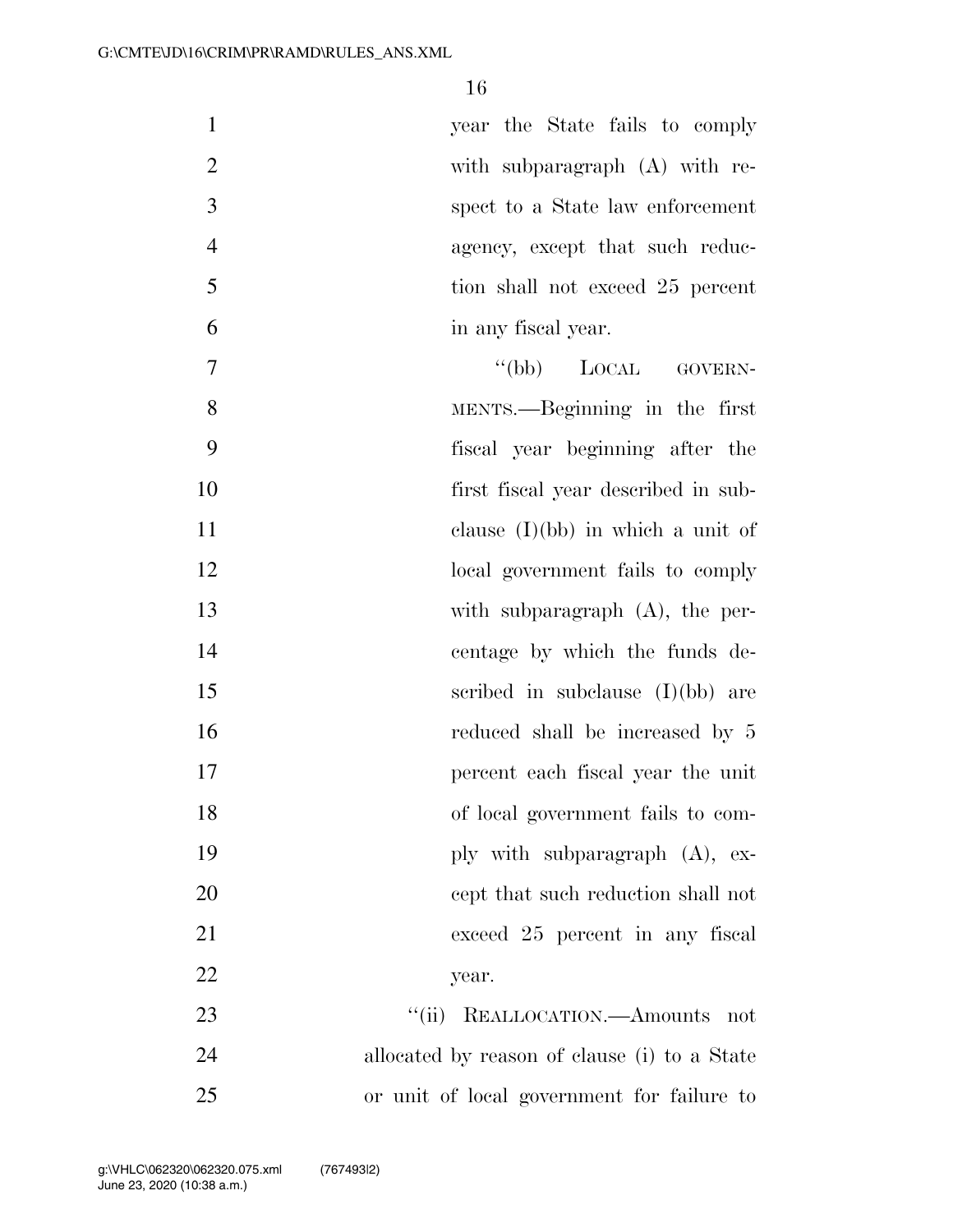year the State fails to comply with subparagraph (A) with respect to a State law enforcement agency, except that such reduction shall not exceed 25 percent in any fiscal year.

"(bb) LOCAL GOVERNMENTS.—Beginning in the first fiscal year beginning after the first fiscal year described in subclause (I)(bb) in which a unit of local government fails to comply with subparagraph (A), the percentage by which the funds described in subclause (I)(bb) are reduced shall be increased by 5 percent each fiscal year the unit of local government fails to comply with subparagraph (A), except that such reduction shall not exceed 25 percent in any fiscal year.

"(ii) REALLOCATION.—Amounts not allocated by reason of clause (i) to a State or unit of local government for failure to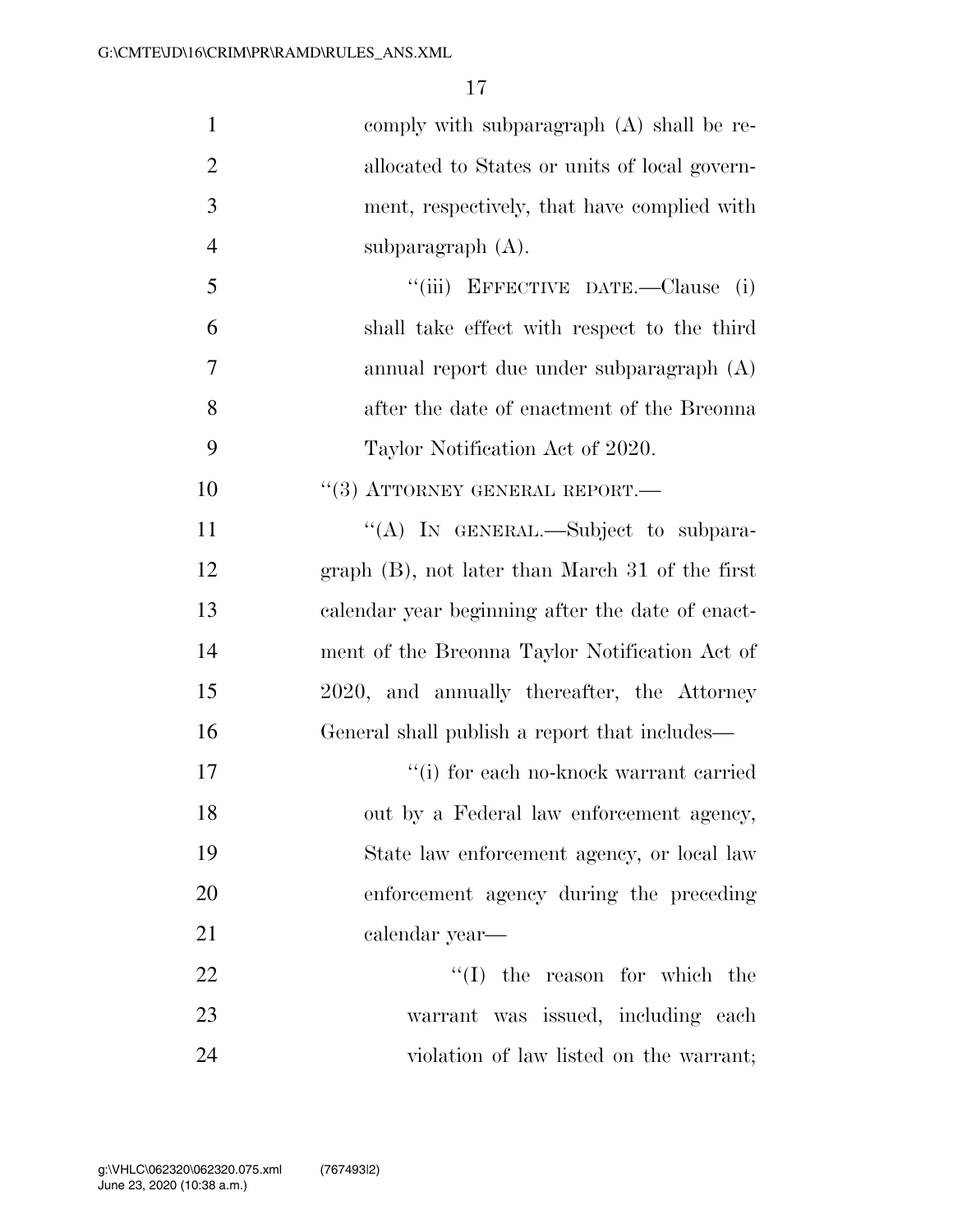comply with subparagraph (A) shall be reallocated to States or units of local government, respectively, that have complied with subparagraph (A).

"(iii) EFFECTIVE DATE.—Clause (i) shall take effect with respect to the third annual report due under subparagraph (A) after the date of enactment of the Breonna Taylor Notification Act of 2020.

"(3) ATTORNEY GENERAL REPORT.—

"(A) IN GENERAL.—Subject to subparagraph (B), not later than March 31 of the first calendar year beginning after the date of enactment of the Breonna Taylor Notification Act of 2020, and annually thereafter, the Attorney General shall publish a report that includes—

"(i) for each no-knock warrant carried out by a Federal law enforcement agency, State law enforcement agency, or local law enforcement agency during the preceding calendar year—

"(I) the reason for which the warrant was issued, including each violation of law listed on the warrant;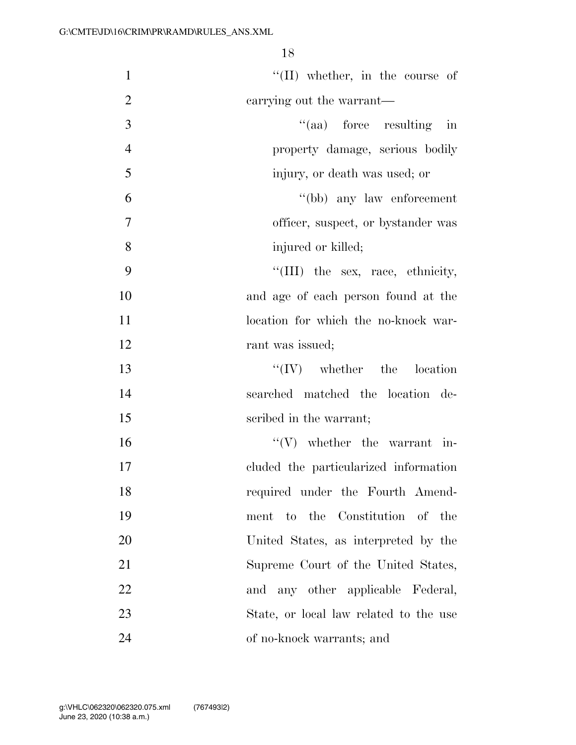"(II) whether, in the course of carrying out the warrant—

"(aa) force resulting in property damage, serious bodily injury, or death was used; or

"(bb) any law enforcement officer, suspect, or bystander was injured or killed;

"(III) the sex, race, ethnicity, and age of each person found at the location for which the no-knock warrant was issued;

"(IV) whether the location searched matched the location described in the warrant;

"(V) whether the warrant included the particularized information required under the Fourth Amendment to the Constitution of the United States, as interpreted by the Supreme Court of the United States, and any other applicable Federal, State, or local law related to the use of no-knock warrants; and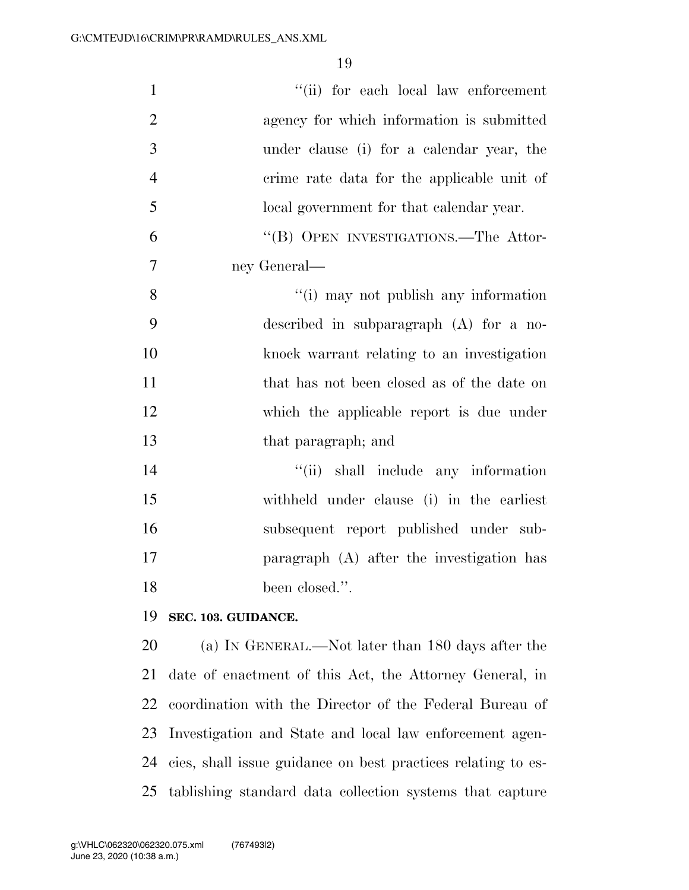"(ii) for each local law enforcement agency for which information is submitted under clause (i) for a calendar year, the crime rate data for the applicable unit of local government for that calendar year.

"(B) OPEN INVESTIGATIONS.—The Attorney General—

"(i) may not publish any information described in subparagraph (A) for a no-knock warrant relating to an investigation that has not been closed as of the date on which the applicable report is due under that paragraph; and

"(ii) shall include any information withheld under clause (i) in the earliest subsequent report published under subparagraph (A) after the investigation has been closed.".

**SEC. 103. GUIDANCE.**

(a) IN GENERAL.—Not later than 180 days after the date of enactment of this Act, the Attorney General, in coordination with the Director of the Federal Bureau of Investigation and State and local law enforcement agencies, shall issue guidance on best practices relating to establishing standard data collection systems that capture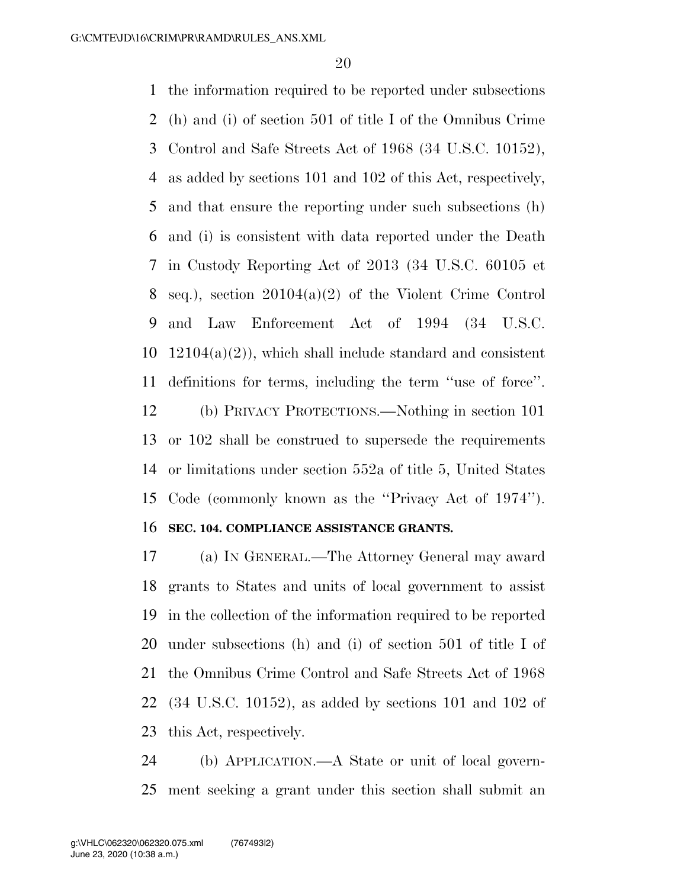the information required to be reported under subsections (h) and (i) of section 501 of title I of the Omnibus Crime Control and Safe Streets Act of 1968 (34 U.S.C. 10152), as added by sections 101 and 102 of this Act, respectively, and that ensure the reporting under such subsections (h) and (i) is consistent with data reported under the Death in Custody Reporting Act of 2013 (34 U.S.C. 60105 et seq.), section 20104(a)(2) of the Violent Crime Control and Law Enforcement Act of 1994 (34 U.S.C. 12104(a)(2)), which shall include standard and consistent definitions for terms, including the term ''use of force''.

(b) PRIVACY PROTECTIONS.—Nothing in section 101 or 102 shall be construed to supersede the requirements or limitations under section 552a of title 5, United States Code (commonly known as the ''Privacy Act of 1974'').

**SEC. 104. COMPLIANCE ASSISTANCE GRANTS.**

(a) IN GENERAL.—The Attorney General may award grants to States and units of local government to assist in the collection of the information required to be reported under subsections (h) and (i) of section 501 of title I of the Omnibus Crime Control and Safe Streets Act of 1968 (34 U.S.C. 10152), as added by sections 101 and 102 of this Act, respectively.

(b) APPLICATION.—A State or unit of local government seeking a grant under this section shall submit an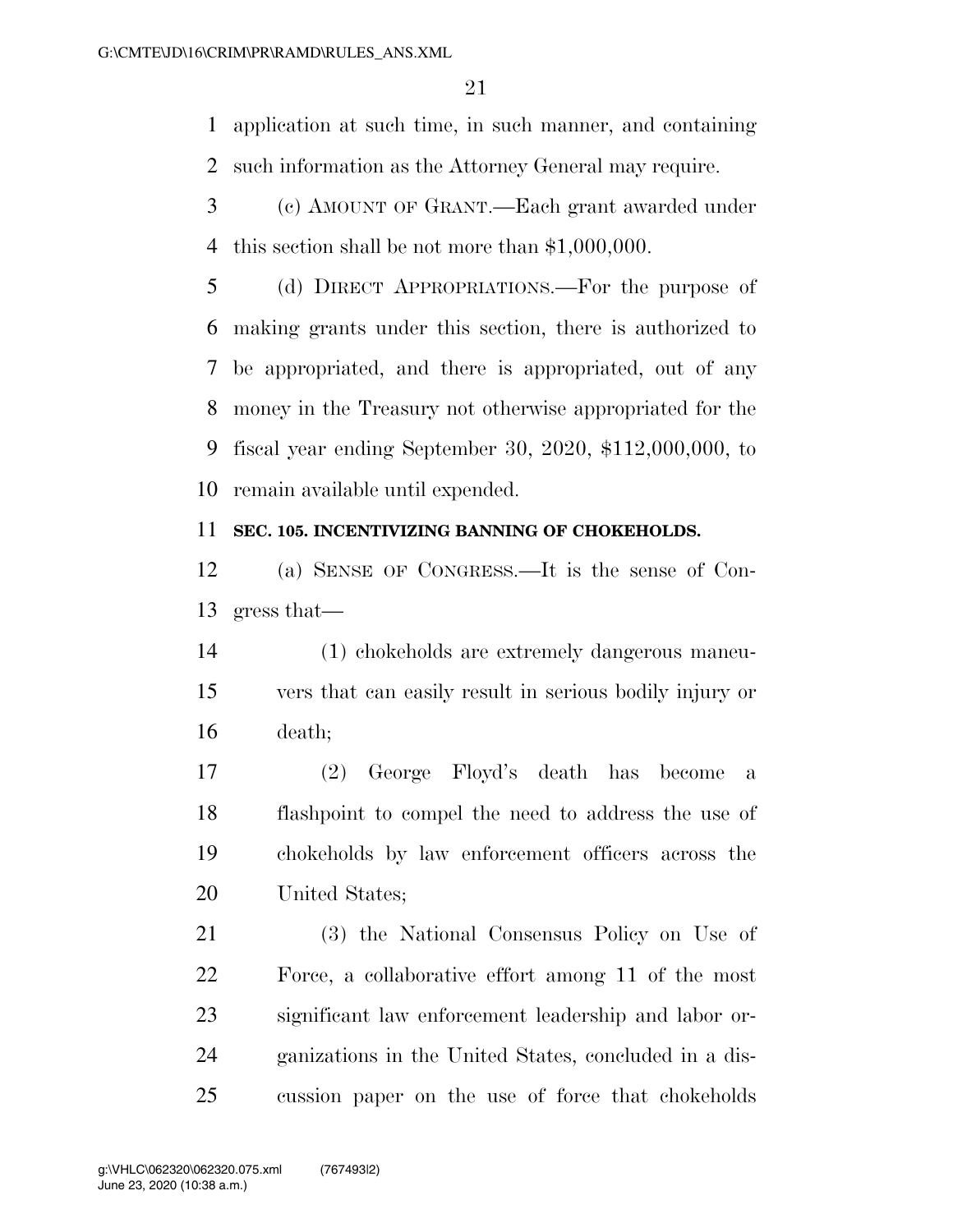application at such time, in such manner, and containing such information as the Attorney General may require.

(c) AMOUNT OF GRANT.—Each grant awarded under this section shall be not more than $1,000,000.

(d) DIRECT APPROPRIATIONS.—For the purpose of making grants under this section, there is authorized to be appropriated, and there is appropriated, out of any money in the Treasury not otherwise appropriated for the fiscal year ending September 30, 2020, $112,000,000, to remain available until expended.

**SEC. 105. INCENTIVIZING BANNING OF CHOKEHOLDS.**

(a) SENSE OF CONGRESS.—It is the sense of Congress that—

(1) chokeholds are extremely dangerous maneuvers that can easily result in serious bodily injury or death;

(2) George Floyd's death has become a flashpoint to compel the need to address the use of chokeholds by law enforcement officers across the United States;

(3) the National Consensus Policy on Use of Force, a collaborative effort among 11 of the most significant law enforcement leadership and labor organizations in the United States, concluded in a discussion paper on the use of force that chokeholds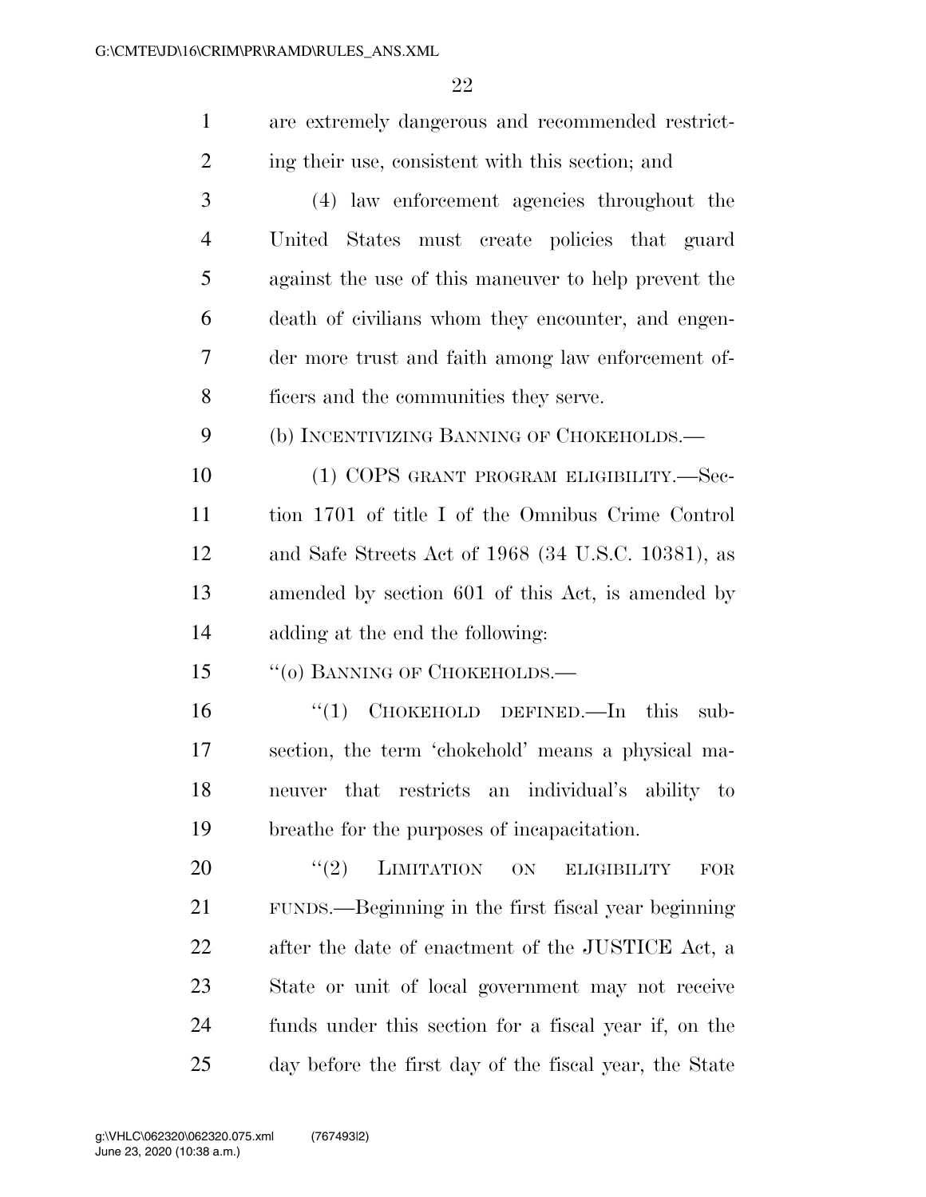are extremely dangerous and recommended restricting their use, consistent with this section; and

(4) law enforcement agencies throughout the United States must create policies that guard against the use of this maneuver to help prevent the death of civilians whom they encounter, and engender more trust and faith among law enforcement officers and the communities they serve.

(b) INCENTIVIZING BANNING OF CHOKEHOLDS.—

(1) COPS GRANT PROGRAM ELIGIBILITY.—Section 1701 of title I of the Omnibus Crime Control and Safe Streets Act of 1968 (34 U.S.C. 10381), as amended by section 601 of this Act, is amended by adding at the end the following:

"(o) BANNING OF CHOKEHOLDS.—

"(1) CHOKEHOLD DEFINED.—In this subsection, the term 'chokehold' means a physical maneuver that restricts an individual's ability to breathe for the purposes of incapacitation.

"(2) LIMITATION ON ELIGIBILITY FOR FUNDS.—Beginning in the first fiscal year beginning after the date of enactment of the JUSTICE Act, a State or unit of local government may not receive funds under this section for a fiscal year if, on the day before the first day of the fiscal year, the State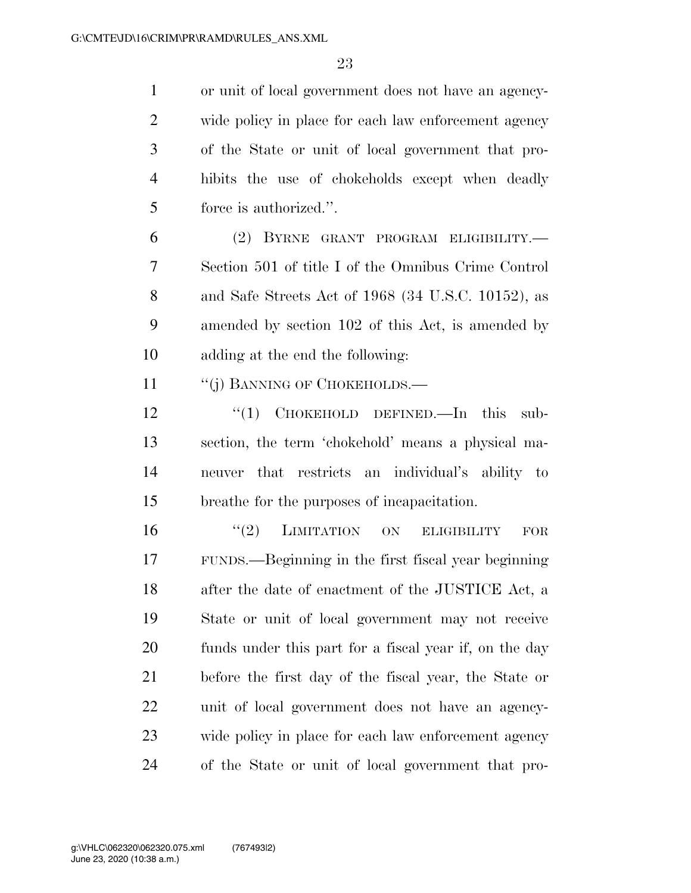or unit of local government does not have an agency-wide policy in place for each law enforcement agency of the State or unit of local government that prohibits the use of chokeholds except when deadly force is authorized.''.

(2) BYRNE GRANT PROGRAM ELIGIBILITY.—Section 501 of title I of the Omnibus Crime Control and Safe Streets Act of 1968 (34 U.S.C. 10152), as amended by section 102 of this Act, is amended by adding at the end the following:

''(j) BANNING OF CHOKEHOLDS.—

''(1) CHOKEHOLD DEFINED.—In this subsection, the term 'chokehold' means a physical maneuver that restricts an individual's ability to breathe for the purposes of incapacitation.

''(2) LIMITATION ON ELIGIBILITY FOR FUNDS.—Beginning in the first fiscal year beginning after the date of enactment of the JUSTICE Act, a State or unit of local government may not receive funds under this part for a fiscal year if, on the day before the first day of the fiscal year, the State or unit of local government does not have an agency-wide policy in place for each law enforcement agency of the State or unit of local government that pro-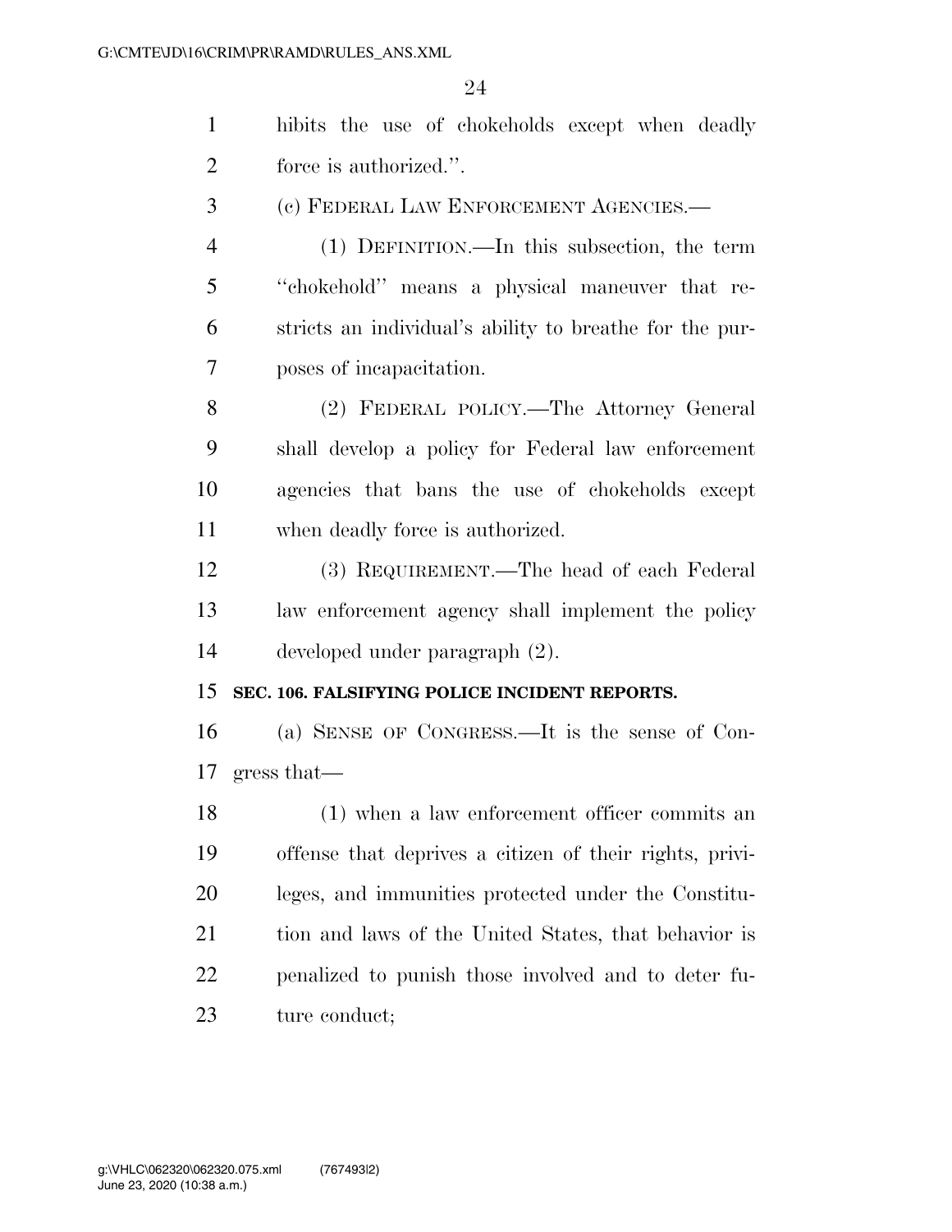hibits the use of chokeholds except when deadly force is authorized.''.

(c) FEDERAL LAW ENFORCEMENT AGENCIES.—

(1) DEFINITION.—In this subsection, the term ''chokehold'' means a physical maneuver that restricts an individual's ability to breathe for the purposes of incapacitation.

(2) FEDERAL POLICY.—The Attorney General shall develop a policy for Federal law enforcement agencies that bans the use of chokeholds except when deadly force is authorized.

(3) REQUIREMENT.—The head of each Federal law enforcement agency shall implement the policy developed under paragraph (2).

**SEC. 106. FALSIFYING POLICE INCIDENT REPORTS.**

(a) SENSE OF CONGRESS.—It is the sense of Congress that—

(1) when a law enforcement officer commits an offense that deprives a citizen of their rights, privileges, and immunities protected under the Constitution and laws of the United States, that behavior is penalized to punish those involved and to deter future conduct;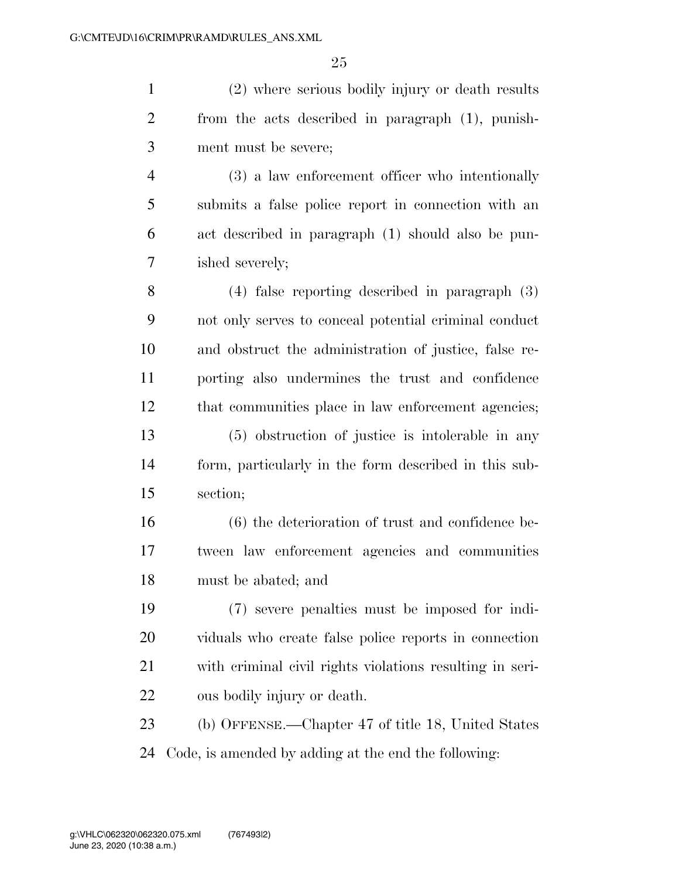(2) where serious bodily injury or death results from the acts described in paragraph (1), punishment must be severe;

(3) a law enforcement officer who intentionally submits a false police report in connection with an act described in paragraph (1) should also be punished severely;

(4) false reporting described in paragraph (3) not only serves to conceal potential criminal conduct and obstruct the administration of justice, false reporting also undermines the trust and confidence that communities place in law enforcement agencies;

(5) obstruction of justice is intolerable in any form, particularly in the form described in this subsection;

(6) the deterioration of trust and confidence between law enforcement agencies and communities must be abated; and

(7) severe penalties must be imposed for individuals who create false police reports in connection with criminal civil rights violations resulting in serious bodily injury or death.

(b) OFFENSE.—Chapter 47 of title 18, United States Code, is amended by adding at the end the following: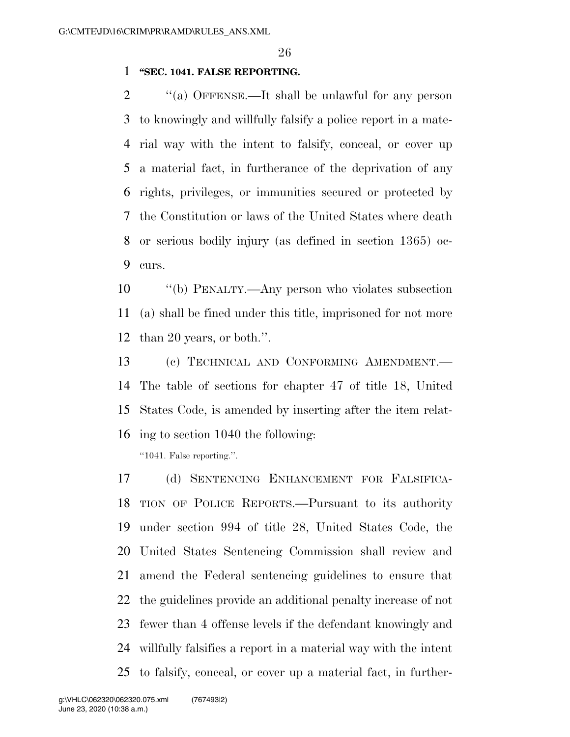**"SEC. 1041. FALSE REPORTING.**

"(a) OFFENSE.—It shall be unlawful for any person to knowingly and willfully falsify a police report in a material way with the intent to falsify, conceal, or cover up a material fact, in furtherance of the deprivation of any rights, privileges, or immunities secured or protected by the Constitution or laws of the United States where death or serious bodily injury (as defined in section 1365) occurs.

"(b) PENALTY.—Any person who violates subsection (a) shall be fined under this title, imprisoned for not more than 20 years, or both.".

(c) TECHNICAL AND CONFORMING AMENDMENT.—The table of sections for chapter 47 of title 18, United States Code, is amended by inserting after the item relating to section 1040 the following:

"1041. False reporting.".

(d) SENTENCING ENHANCEMENT FOR FALSIFICATION OF POLICE REPORTS.—Pursuant to its authority under section 994 of title 28, United States Code, the United States Sentencing Commission shall review and amend the Federal sentencing guidelines to ensure that the guidelines provide an additional penalty increase of not fewer than 4 offense levels if the defendant knowingly and willfully falsifies a report in a material way with the intent to falsify, conceal, or cover up a material fact, in further-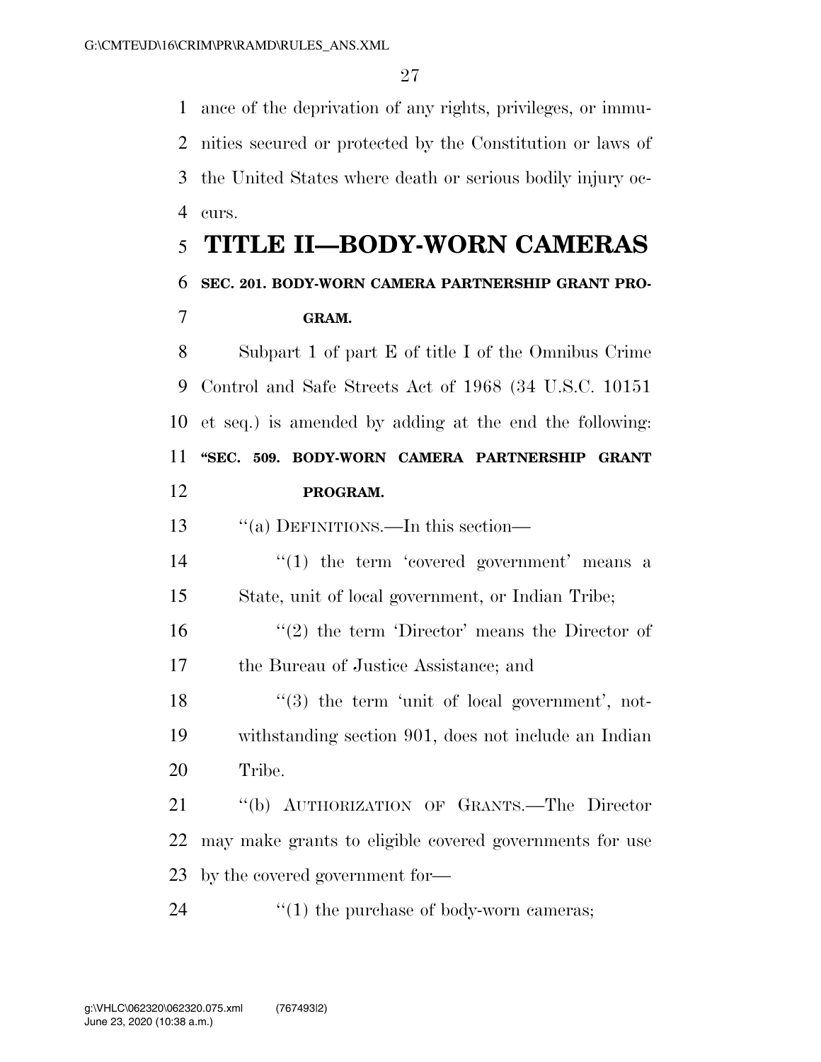ance of the deprivation of any rights, privileges, or immunities secured or protected by the Constitution or laws of the United States where death or serious bodily injury occurs.

# TITLE II—BODY-WORN CAMERAS

## SEC. 201. BODY-WORN CAMERA PARTNERSHIP GRANT PROGRAM.

Subpart 1 of part E of title I of the Omnibus Crime Control and Safe Streets Act of 1968 (34 U.S.C. 10151 et seq.) is amended by adding at the end the following:

**"SEC. 509. BODY-WORN CAMERA PARTNERSHIP GRANT PROGRAM.**

"(a) DEFINITIONS.—In this section—

"(1) the term 'covered government' means a State, unit of local government, or Indian Tribe;

"(2) the term 'Director' means the Director of the Bureau of Justice Assistance; and

"(3) the term 'unit of local government', notwithstanding section 901, does not include an Indian Tribe.

"(b) AUTHORIZATION OF GRANTS.—The Director may make grants to eligible covered governments for use by the covered government for—

"(1) the purchase of body-worn cameras;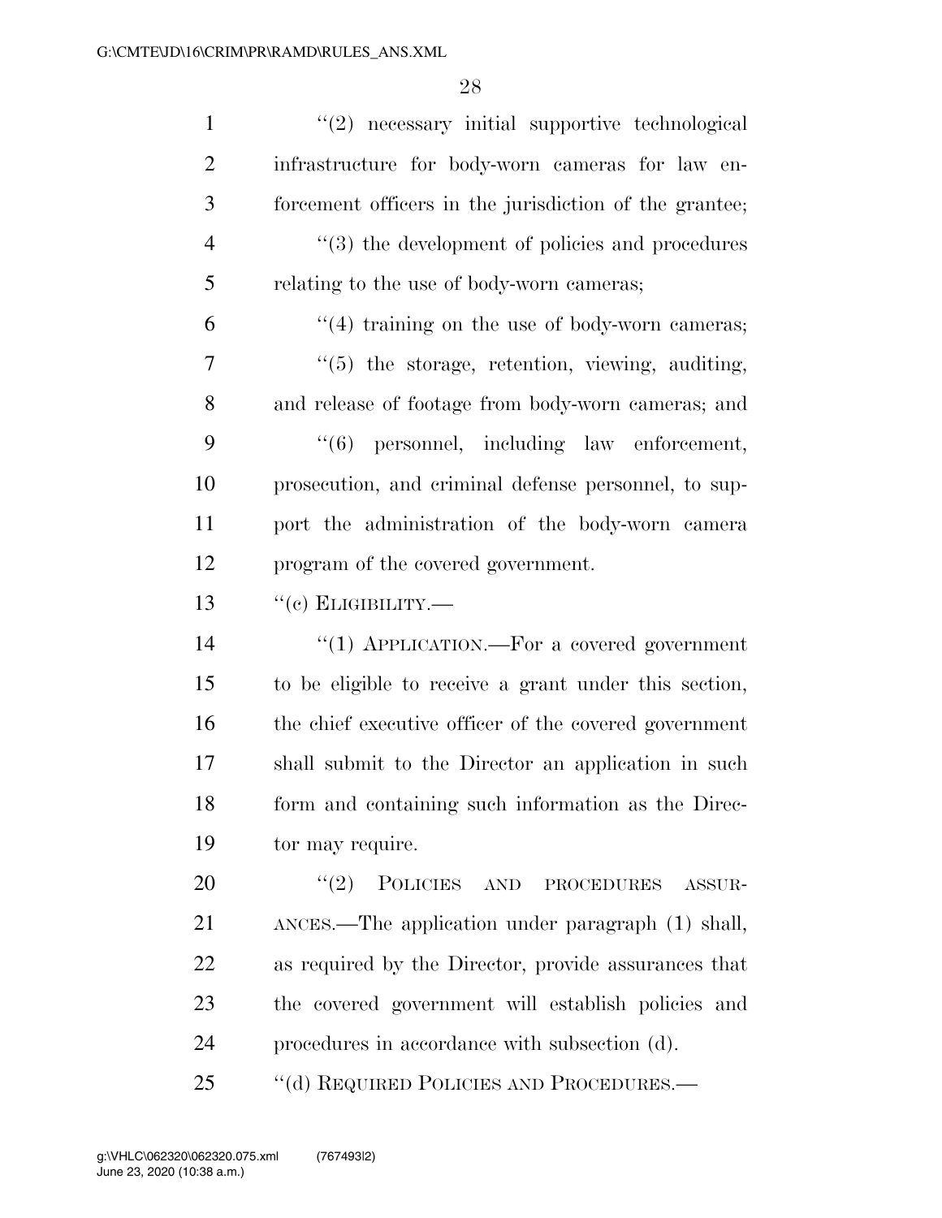''(2) necessary initial supportive technological infrastructure for body-worn cameras for law enforcement officers in the jurisdiction of the grantee;

''(3) the development of policies and procedures relating to the use of body-worn cameras;

''(4) training on the use of body-worn cameras;

''(5) the storage, retention, viewing, auditing, and release of footage from body-worn cameras; and

''(6) personnel, including law enforcement, prosecution, and criminal defense personnel, to support the administration of the body-worn camera program of the covered government.

''(c) ELIGIBILITY.—

''(1) APPLICATION.—For a covered government to be eligible to receive a grant under this section, the chief executive officer of the covered government shall submit to the Director an application in such form and containing such information as the Director may require.

''(2) POLICIES AND PROCEDURES ASSURANCES.—The application under paragraph (1) shall, as required by the Director, provide assurances that the covered government will establish policies and procedures in accordance with subsection (d).

''(d) REQUIRED POLICIES AND PROCEDURES.—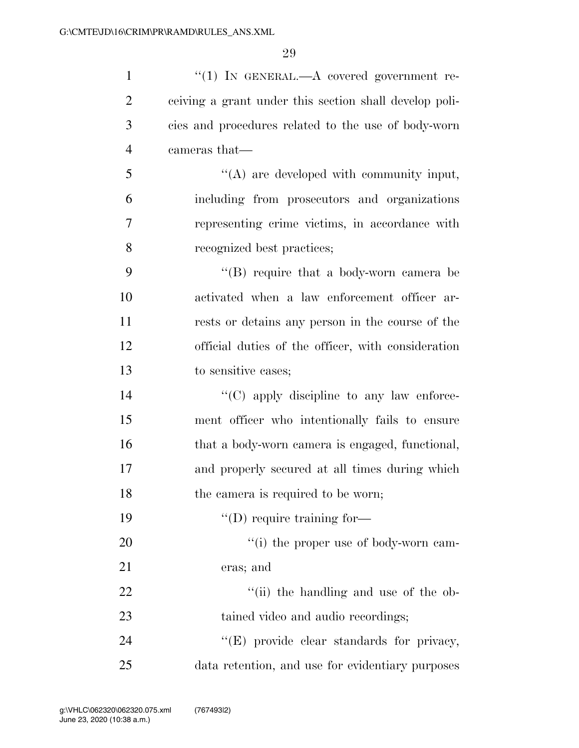"(1) IN GENERAL.—A covered government receiving a grant under this section shall develop policies and procedures related to the use of body-worn cameras that—

"(A) are developed with community input, including from prosecutors and organizations representing crime victims, in accordance with recognized best practices;

"(B) require that a body-worn camera be activated when a law enforcement officer arrests or detains any person in the course of the official duties of the officer, with consideration to sensitive cases;

"(C) apply discipline to any law enforcement officer who intentionally fails to ensure that a body-worn camera is engaged, functional, and properly secured at all times during which the camera is required to be worn;

"(D) require training for—

"(i) the proper use of body-worn cameras; and

"(ii) the handling and use of the obtained video and audio recordings;

"(E) provide clear standards for privacy, data retention, and use for evidentiary purposes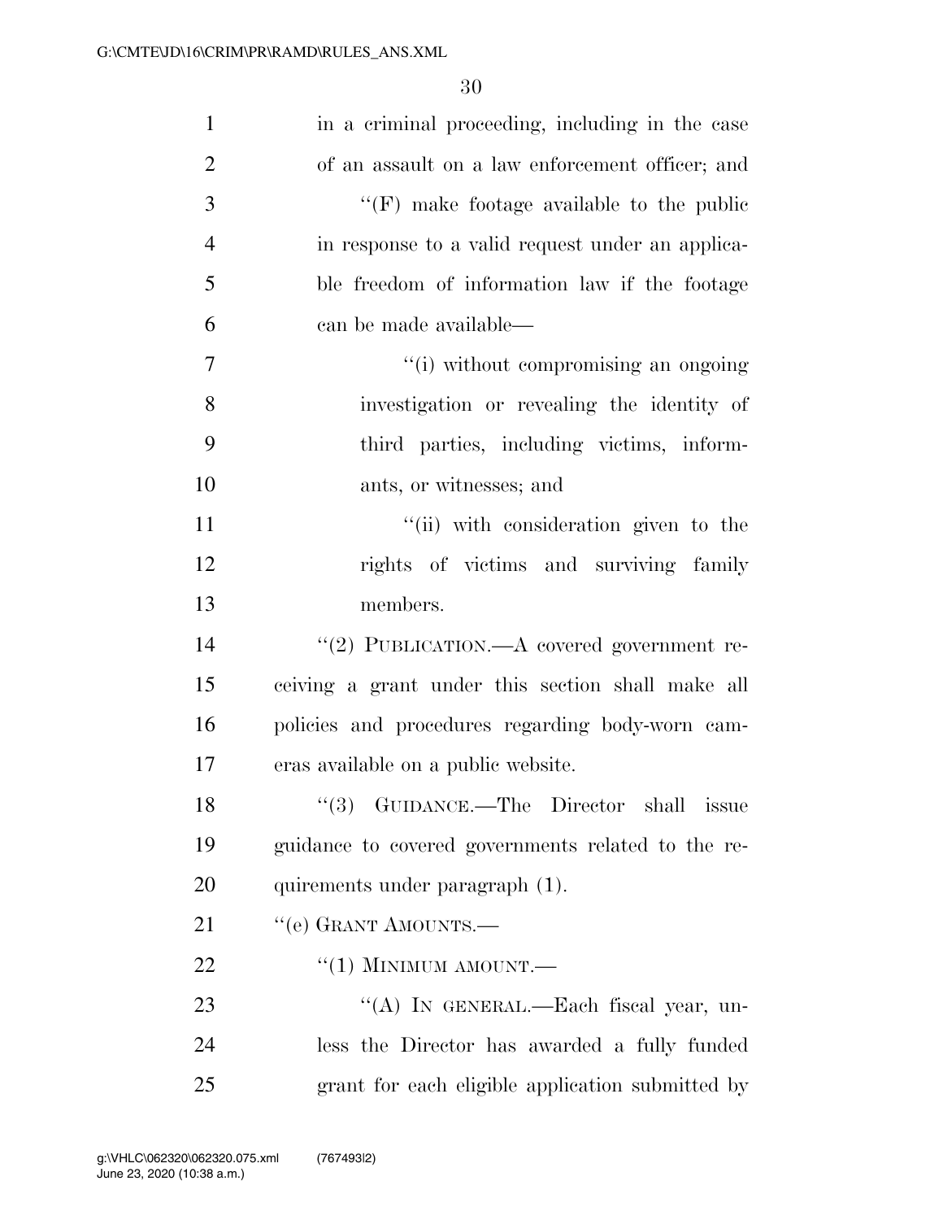in a criminal proceeding, including in the case of an assault on a law enforcement officer; and

"(F) make footage available to the public in response to a valid request under an applicable freedom of information law if the footage can be made available—

"(i) without compromising an ongoing investigation or revealing the identity of third parties, including victims, informants, or witnesses; and

"(ii) with consideration given to the rights of victims and surviving family members.

"(2) PUBLICATION.—A covered government receiving a grant under this section shall make all policies and procedures regarding body-worn cameras available on a public website.

"(3) GUIDANCE.—The Director shall issue guidance to covered governments related to the requirements under paragraph (1).

"(e) GRANT AMOUNTS.—

"(1) MINIMUM AMOUNT.—

"(A) IN GENERAL.—Each fiscal year, unless the Director has awarded a fully funded grant for each eligible application submitted by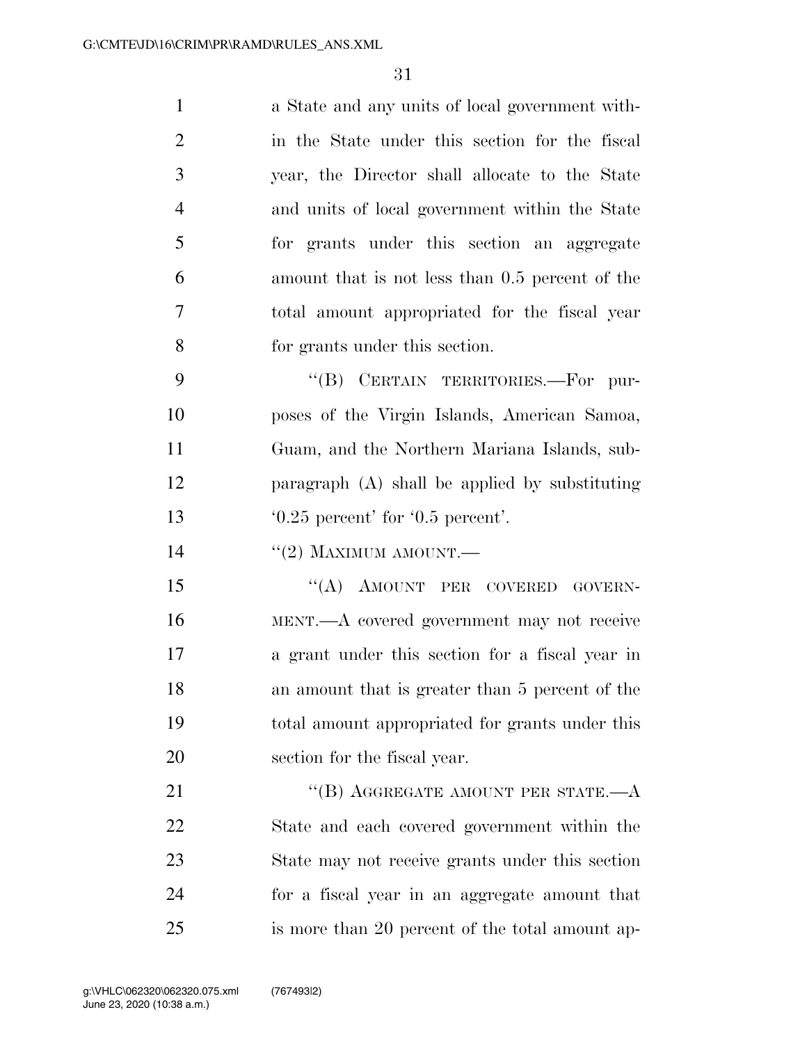a State and any units of local government within the State under this section for the fiscal year, the Director shall allocate to the State and units of local government within the State for grants under this section an aggregate amount that is not less than 0.5 percent of the total amount appropriated for the fiscal year for grants under this section.

"(B) CERTAIN TERRITORIES.—For purposes of the Virgin Islands, American Samoa, Guam, and the Northern Mariana Islands, subparagraph (A) shall be applied by substituting '0.25 percent' for '0.5 percent'.

"(2) MAXIMUM AMOUNT.—

"(A) AMOUNT PER COVERED GOVERNMENT.—A covered government may not receive a grant under this section for a fiscal year in an amount that is greater than 5 percent of the total amount appropriated for grants under this section for the fiscal year.

"(B) AGGREGATE AMOUNT PER STATE.—A State and each covered government within the State may not receive grants under this section for a fiscal year in an aggregate amount that is more than 20 percent of the total amount ap-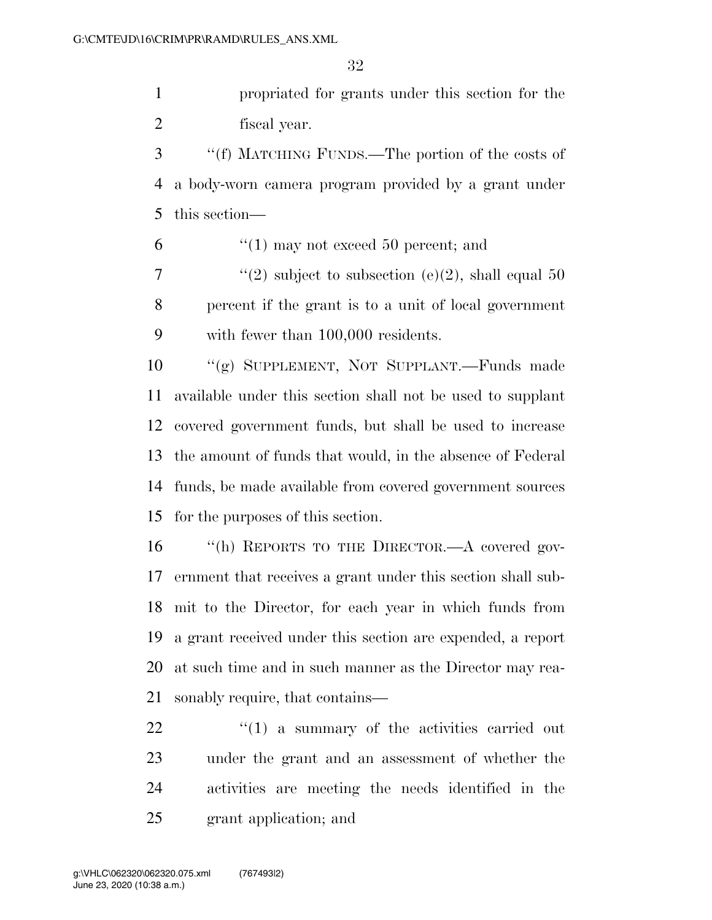propriated for grants under this section for the fiscal year.

"(f) MATCHING FUNDS.—The portion of the costs of a body-worn camera program provided by a grant under this section—

"(1) may not exceed 50 percent; and

"(2) subject to subsection (e)(2), shall equal 50 percent if the grant is to a unit of local government with fewer than 100,000 residents.

"(g) SUPPLEMENT, NOT SUPPLANT.—Funds made available under this section shall not be used to supplant covered government funds, but shall be used to increase the amount of funds that would, in the absence of Federal funds, be made available from covered government sources for the purposes of this section.

"(h) REPORTS TO THE DIRECTOR.—A covered government that receives a grant under this section shall submit to the Director, for each year in which funds from a grant received under this section are expended, a report at such time and in such manner as the Director may reasonably require, that contains—

"(1) a summary of the activities carried out under the grant and an assessment of whether the activities are meeting the needs identified in the grant application; and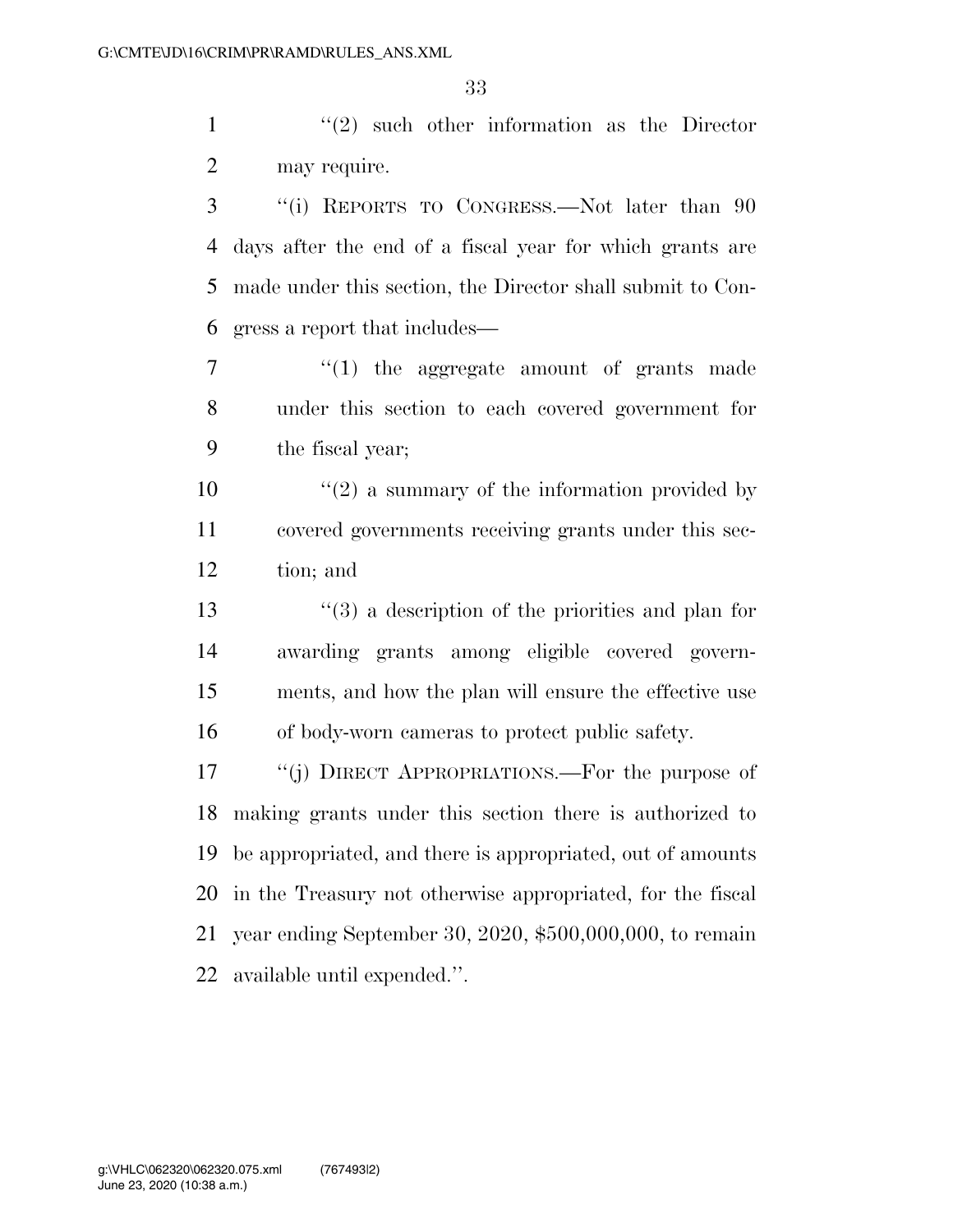"(2) such other information as the Director may require.

"(i) REPORTS TO CONGRESS.—Not later than 90 days after the end of a fiscal year for which grants are made under this section, the Director shall submit to Congress a report that includes—

"(1) the aggregate amount of grants made under this section to each covered government for the fiscal year;

"(2) a summary of the information provided by covered governments receiving grants under this section; and

"(3) a description of the priorities and plan for awarding grants among eligible covered governments, and how the plan will ensure the effective use of body-worn cameras to protect public safety.

"(j) DIRECT APPROPRIATIONS.—For the purpose of making grants under this section there is authorized to be appropriated, and there is appropriated, out of amounts in the Treasury not otherwise appropriated, for the fiscal year ending September 30, 2020, $500,000,000, to remain available until expended.".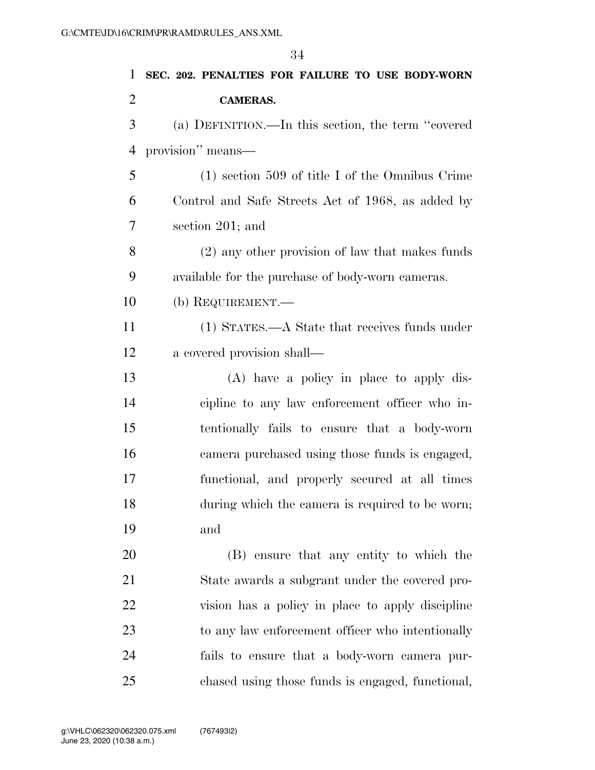**SEC. 202. PENALTIES FOR FAILURE TO USE BODY-WORN CAMERAS.**

(a) DEFINITION.—In this section, the term ''covered provision'' means—

(1) section 509 of title I of the Omnibus Crime Control and Safe Streets Act of 1968, as added by section 201; and

(2) any other provision of law that makes funds available for the purchase of body-worn cameras.

(b) REQUIREMENT.—

(1) STATES.—A State that receives funds under a covered provision shall—

(A) have a policy in place to apply discipline to any law enforcement officer who intentionally fails to ensure that a body-worn camera purchased using those funds is engaged, functional, and properly secured at all times during which the camera is required to be worn; and

(B) ensure that any entity to which the State awards a subgrant under the covered provision has a policy in place to apply discipline to any law enforcement officer who intentionally fails to ensure that a body-worn camera purchased using those funds is engaged, functional,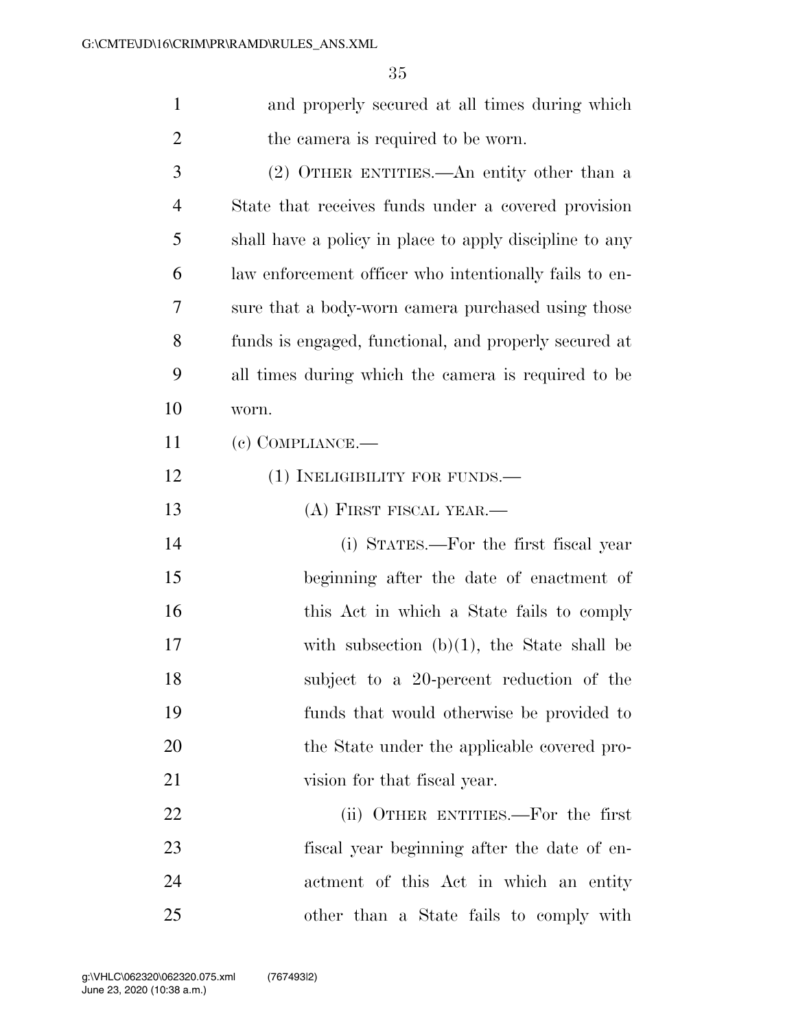and properly secured at all times during which the camera is required to be worn.

(2) OTHER ENTITIES.—An entity other than a State that receives funds under a covered provision shall have a policy in place to apply discipline to any law enforcement officer who intentionally fails to ensure that a body-worn camera purchased using those funds is engaged, functional, and properly secured at all times during which the camera is required to be worn.

(c) COMPLIANCE.—

(1) INELIGIBILITY FOR FUNDS.—

(A) FIRST FISCAL YEAR.—

(i) STATES.—For the first fiscal year beginning after the date of enactment of this Act in which a State fails to comply with subsection (b)(1), the State shall be subject to a 20-percent reduction of the funds that would otherwise be provided to the State under the applicable covered provision for that fiscal year.

(ii) OTHER ENTITIES.—For the first fiscal year beginning after the date of enactment of this Act in which an entity other than a State fails to comply with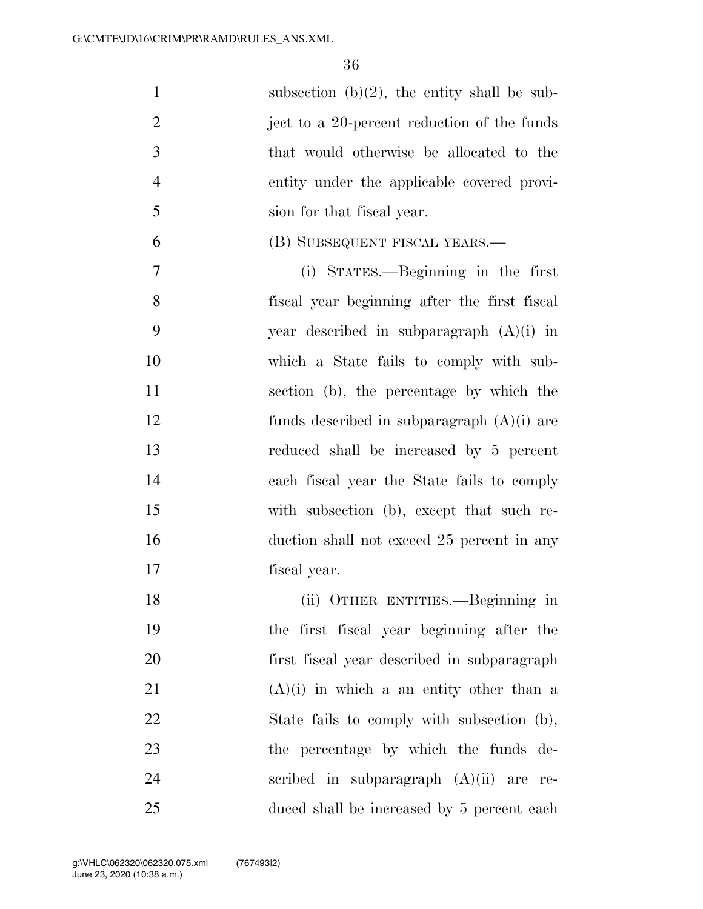subsection (b)(2), the entity shall be subject to a 20-percent reduction of the funds that would otherwise be allocated to the entity under the applicable covered provision for that fiscal year.

(B) SUBSEQUENT FISCAL YEARS.—

(i) STATES.—Beginning in the first fiscal year beginning after the first fiscal year described in subparagraph (A)(i) in which a State fails to comply with subsection (b), the percentage by which the funds described in subparagraph (A)(i) are reduced shall be increased by 5 percent each fiscal year the State fails to comply with subsection (b), except that such reduction shall not exceed 25 percent in any fiscal year.

(ii) OTHER ENTITIES.—Beginning in the first fiscal year beginning after the first fiscal year described in subparagraph (A)(i) in which a an entity other than a State fails to comply with subsection (b), the percentage by which the funds described in subparagraph (A)(ii) are reduced shall be increased by 5 percent each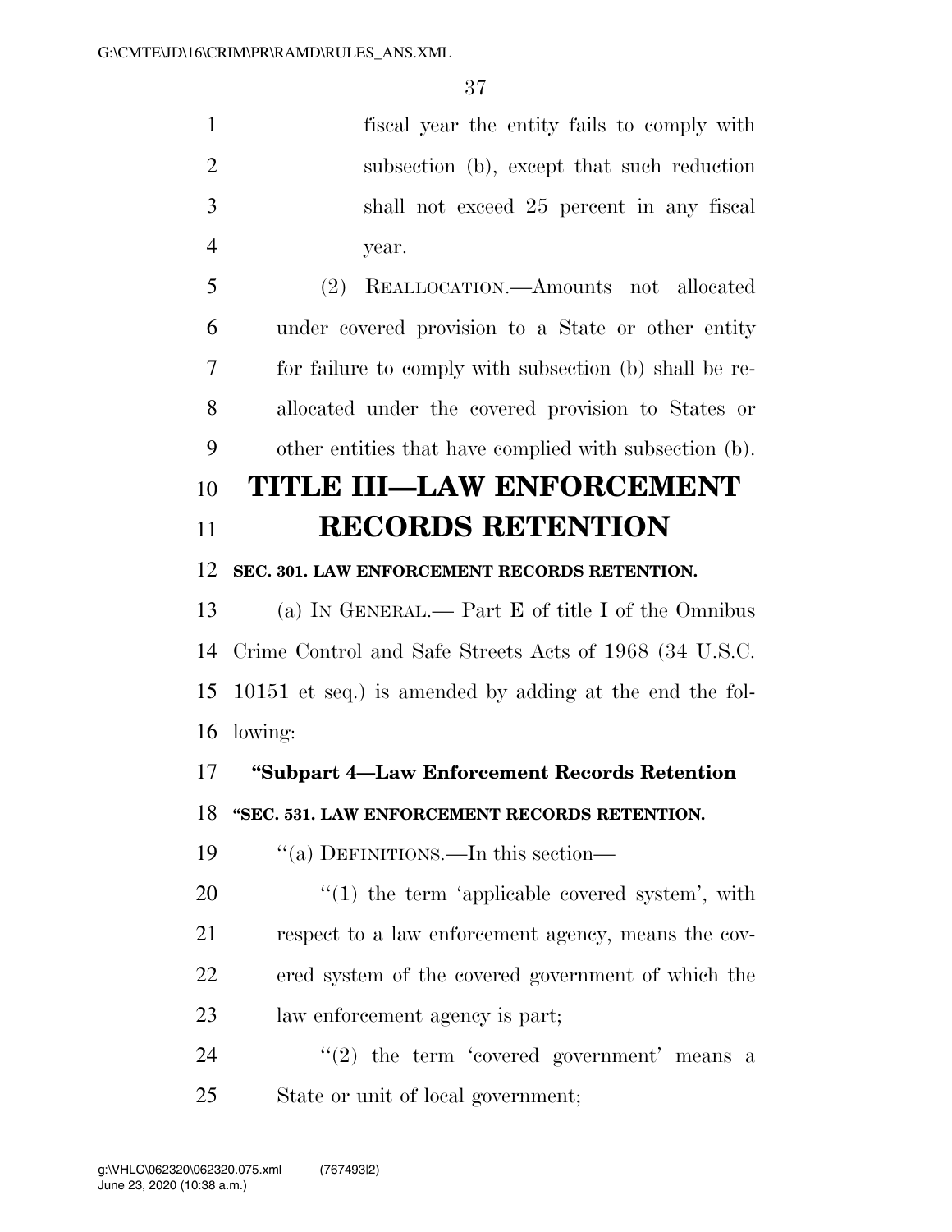fiscal year the entity fails to comply with subsection (b), except that such reduction shall not exceed 25 percent in any fiscal year.

(2) REALLOCATION.—Amounts not allocated under covered provision to a State or other entity for failure to comply with subsection (b) shall be reallocated under the covered provision to States or other entities that have complied with subsection (b).

# TITLE III—LAW ENFORCEMENT RECORDS RETENTION

### SEC. 301. LAW ENFORCEMENT RECORDS RETENTION.

(a) IN GENERAL.— Part E of title I of the Omnibus Crime Control and Safe Streets Acts of 1968 (34 U.S.C. 10151 et seq.) is amended by adding at the end the following:

**"Subpart 4—Law Enforcement Records Retention**

**"SEC. 531. LAW ENFORCEMENT RECORDS RETENTION.**

"(a) DEFINITIONS.—In this section—

"(1) the term 'applicable covered system', with respect to a law enforcement agency, means the covered system of the covered government of which the law enforcement agency is part;

"(2) the term 'covered government' means a State or unit of local government;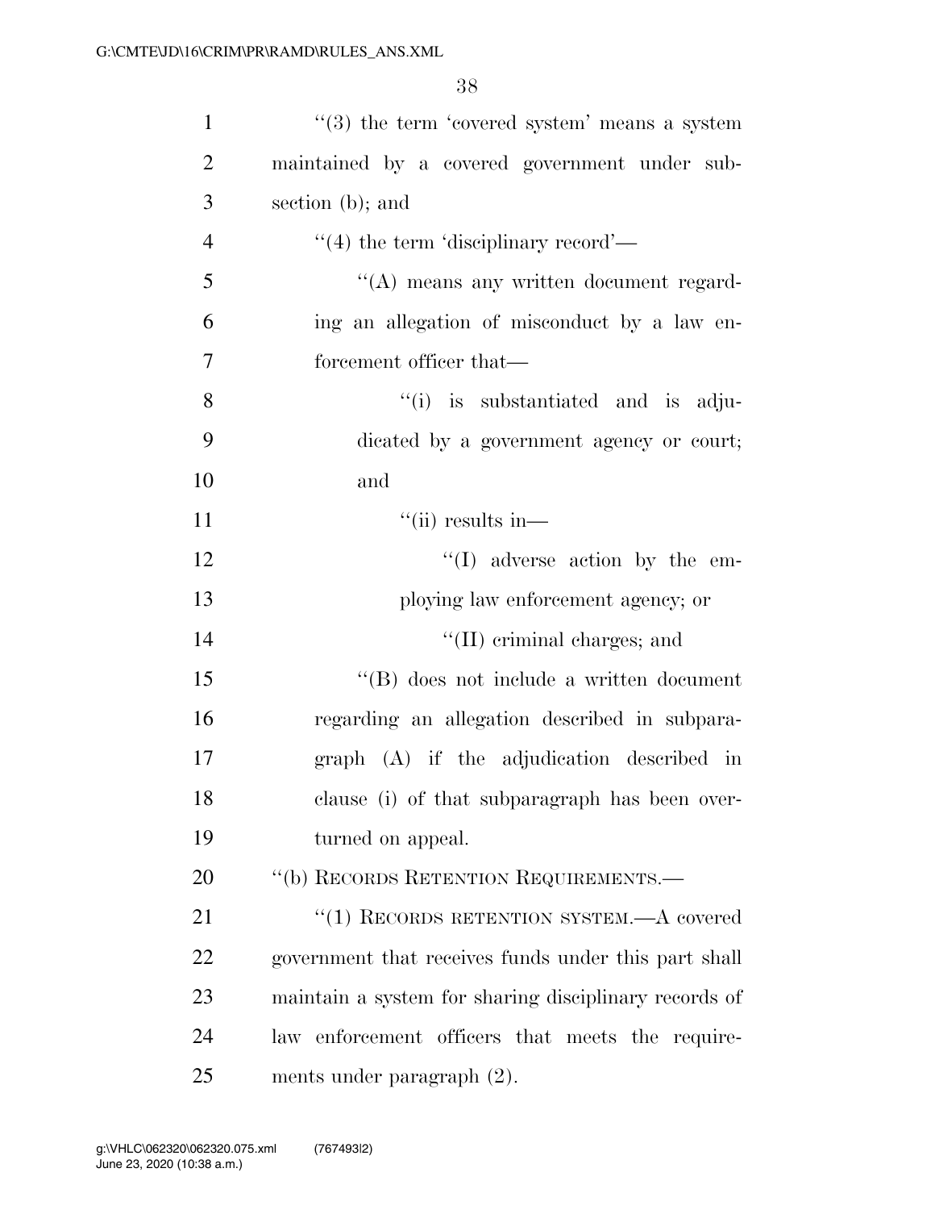''(3) the term 'covered system' means a system maintained by a covered government under subsection (b); and

''(4) the term 'disciplinary record'—

''(A) means any written document regarding an allegation of misconduct by a law enforcement officer that—

''(i) is substantiated and is adjudicated by a government agency or court; and

''(ii) results in—

''(I) adverse action by the employing law enforcement agency; or

''(II) criminal charges; and

''(B) does not include a written document regarding an allegation described in subparagraph (A) if the adjudication described in clause (i) of that subparagraph has been overturned on appeal.

''(b) RECORDS RETENTION REQUIREMENTS.—

''(1) RECORDS RETENTION SYSTEM.—A covered government that receives funds under this part shall maintain a system for sharing disciplinary records of law enforcement officers that meets the requirements under paragraph (2).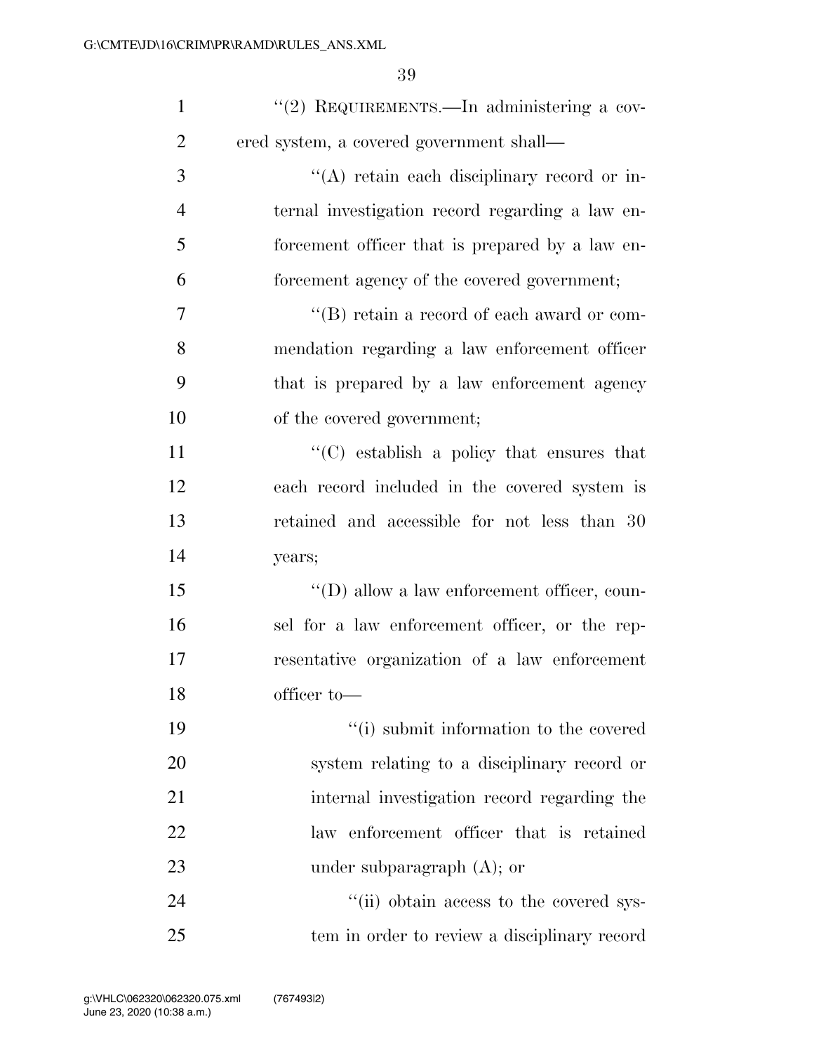"(2) REQUIREMENTS.—In administering a covered system, a covered government shall—

"(A) retain each disciplinary record or internal investigation record regarding a law enforcement officer that is prepared by a law enforcement agency of the covered government;

"(B) retain a record of each award or commendation regarding a law enforcement officer that is prepared by a law enforcement agency of the covered government;

"(C) establish a policy that ensures that each record included in the covered system is retained and accessible for not less than 30 years;

"(D) allow a law enforcement officer, counsel for a law enforcement officer, or the representative organization of a law enforcement officer to—

"(i) submit information to the covered system relating to a disciplinary record or internal investigation record regarding the law enforcement officer that is retained under subparagraph (A); or

"(ii) obtain access to the covered system in order to review a disciplinary record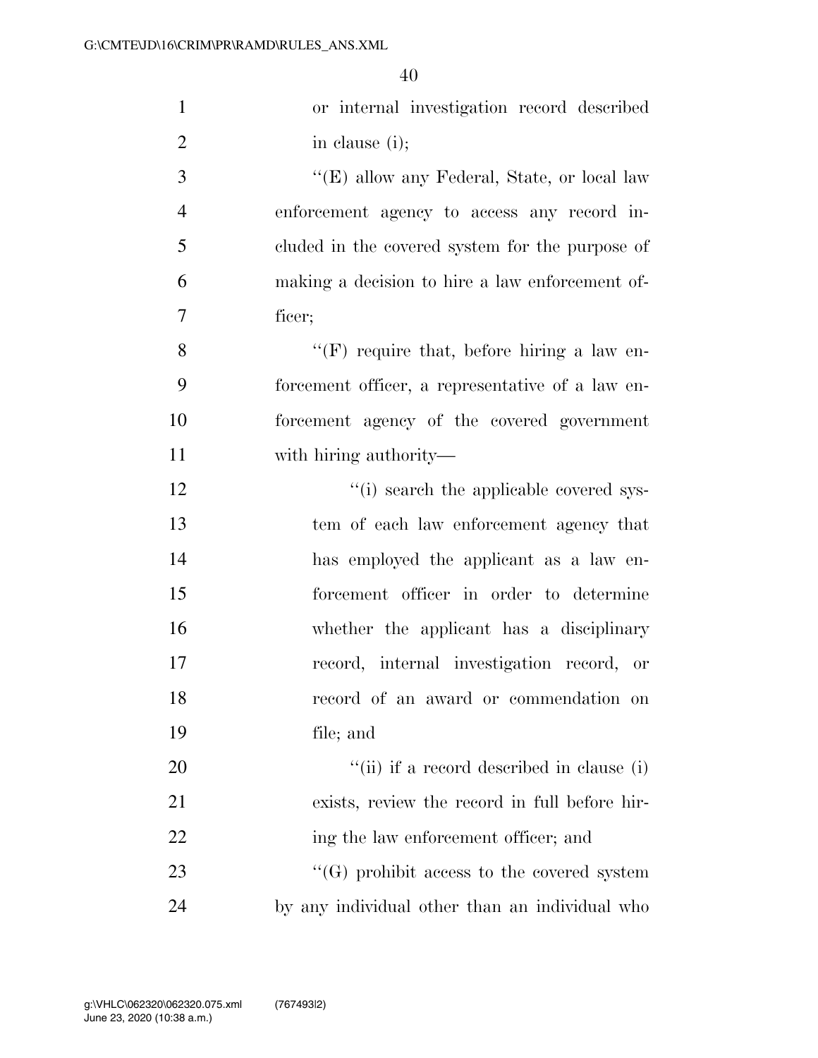or internal investigation record described in clause (i);

''(E) allow any Federal, State, or local law enforcement agency to access any record included in the covered system for the purpose of making a decision to hire a law enforcement officer;

''(F) require that, before hiring a law enforcement officer, a representative of a law enforcement agency of the covered government with hiring authority—

''(i) search the applicable covered system of each law enforcement agency that has employed the applicant as a law enforcement officer in order to determine whether the applicant has a disciplinary record, internal investigation record, or record of an award or commendation on file; and

''(ii) if a record described in clause (i) exists, review the record in full before hiring the law enforcement officer; and

''(G) prohibit access to the covered system by any individual other than an individual who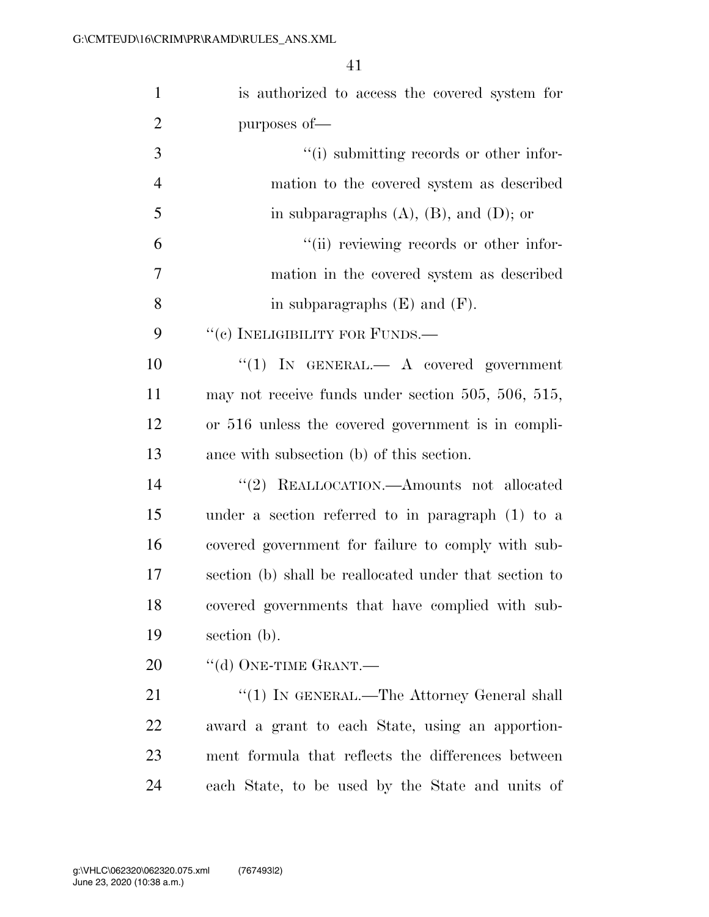is authorized to access the covered system for purposes of—

''(i) submitting records or other information to the covered system as described in subparagraphs (A), (B), and (D); or

''(ii) reviewing records or other information in the covered system as described in subparagraphs (E) and (F).

''(c) INELIGIBILITY FOR FUNDS.—

''(1) IN GENERAL.— A covered government may not receive funds under section 505, 506, 515, or 516 unless the covered government is in compliance with subsection (b) of this section.

''(2) REALLOCATION.—Amounts not allocated under a section referred to in paragraph (1) to a covered government for failure to comply with subsection (b) shall be reallocated under that section to covered governments that have complied with subsection (b).

''(d) ONE-TIME GRANT.—

''(1) IN GENERAL.—The Attorney General shall award a grant to each State, using an apportionment formula that reflects the differences between each State, to be used by the State and units of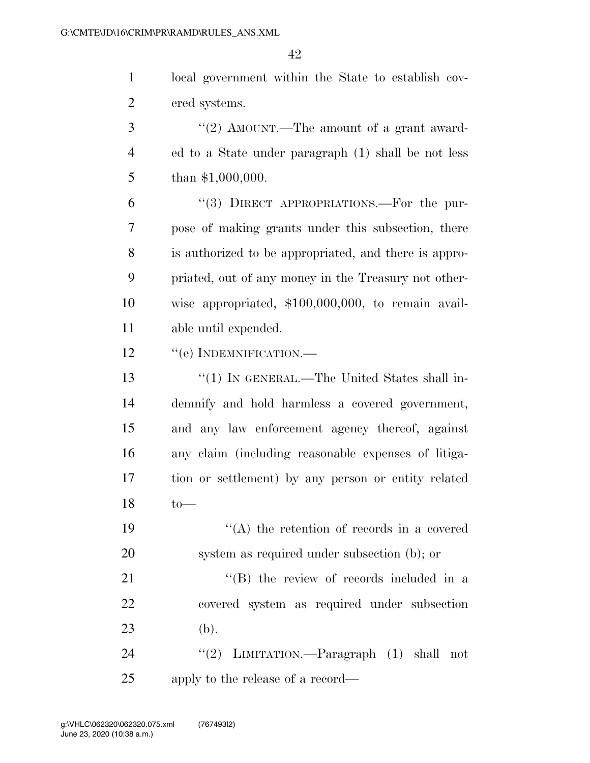local government within the State to establish covered systems.

"(2) AMOUNT.—The amount of a grant awarded to a State under paragraph (1) shall be not less than $1,000,000.

"(3) DIRECT APPROPRIATIONS.—For the purpose of making grants under this subsection, there is authorized to be appropriated, and there is appropriated, out of any money in the Treasury not otherwise appropriated, $100,000,000, to remain available until expended.

"(e) INDEMNIFICATION.—

"(1) IN GENERAL.—The United States shall indemnify and hold harmless a covered government, and any law enforcement agency thereof, against any claim (including reasonable expenses of litigation or settlement) by any person or entity related to—

"(A) the retention of records in a covered system as required under subsection (b); or

"(B) the review of records included in a covered system as required under subsection (b).

"(2) LIMITATION.—Paragraph (1) shall not apply to the release of a record—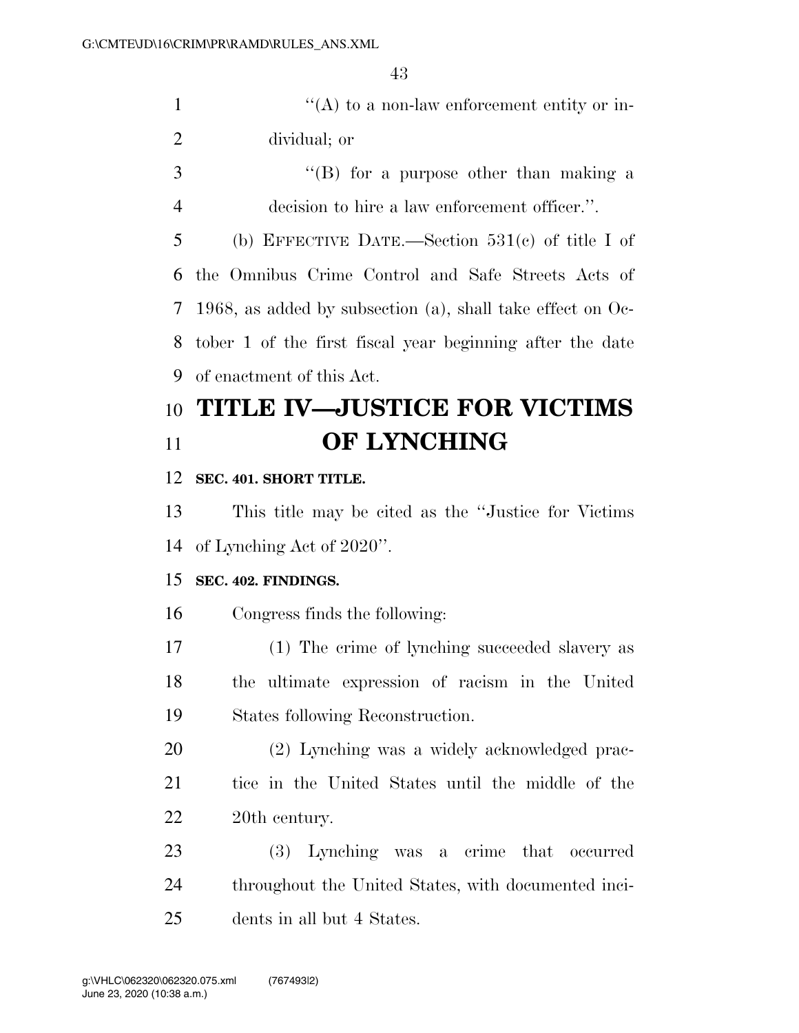"(A) to a non-law enforcement entity or individual; or

"(B) for a purpose other than making a decision to hire a law enforcement officer.".

(b) EFFECTIVE DATE.—Section 531(c) of title I of the Omnibus Crime Control and Safe Streets Acts of 1968, as added by subsection (a), shall take effect on October 1 of the first fiscal year beginning after the date of enactment of this Act.

# TITLE IV—JUSTICE FOR VICTIMS OF LYNCHING

**SEC. 401. SHORT TITLE.**

This title may be cited as the "Justice for Victims of Lynching Act of 2020".

**SEC. 402. FINDINGS.**

Congress finds the following:

(1) The crime of lynching succeeded slavery as the ultimate expression of racism in the United States following Reconstruction.

(2) Lynching was a widely acknowledged practice in the United States until the middle of the 20th century.

(3) Lynching was a crime that occurred throughout the United States, with documented incidents in all but 4 States.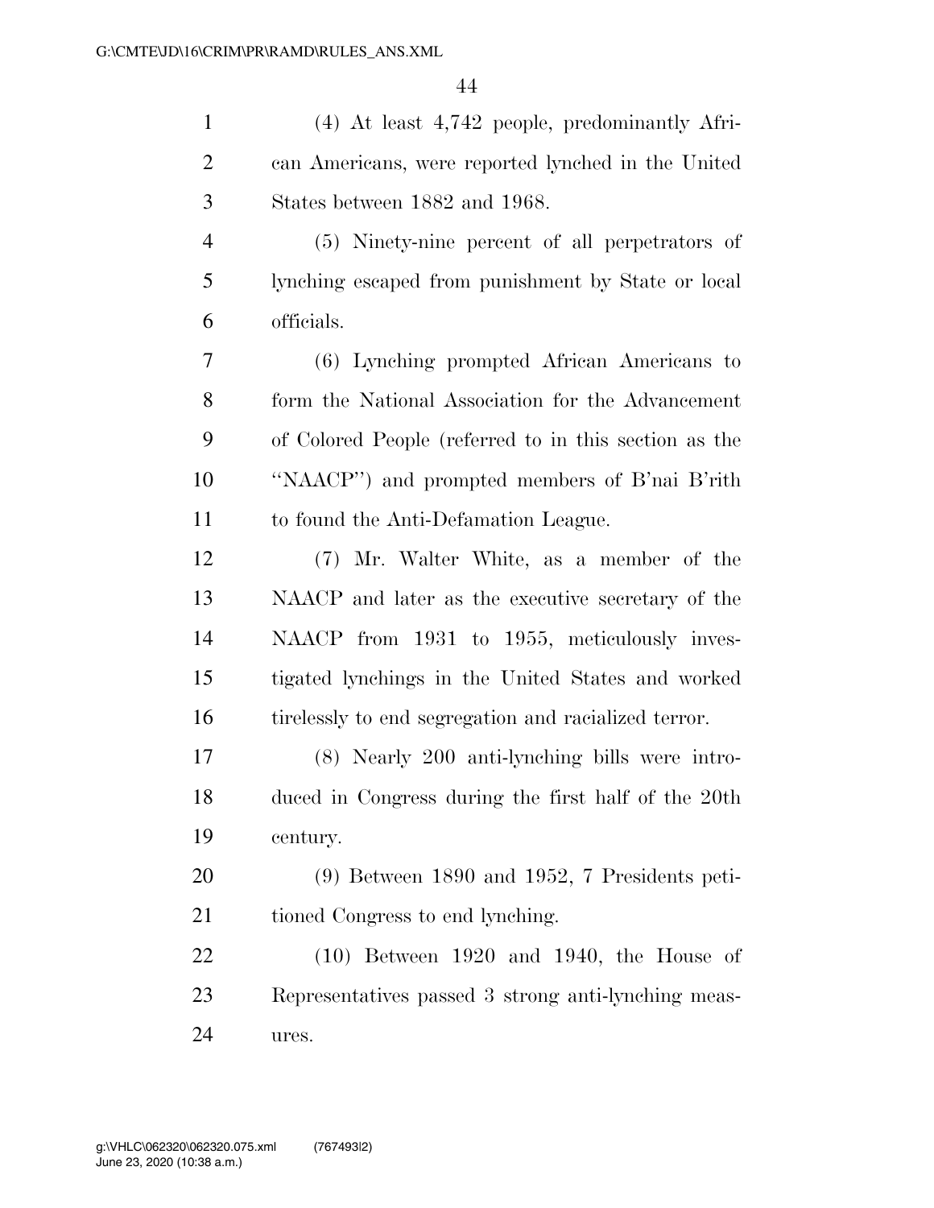(4) At least 4,742 people, predominantly African Americans, were reported lynched in the United States between 1882 and 1968.

(5) Ninety-nine percent of all perpetrators of lynching escaped from punishment by State or local officials.

(6) Lynching prompted African Americans to form the National Association for the Advancement of Colored People (referred to in this section as the "NAACP") and prompted members of B'nai B'rith to found the Anti-Defamation League.

(7) Mr. Walter White, as a member of the NAACP and later as the executive secretary of the NAACP from 1931 to 1955, meticulously investigated lynchings in the United States and worked tirelessly to end segregation and racialized terror.

(8) Nearly 200 anti-lynching bills were introduced in Congress during the first half of the 20th century.

(9) Between 1890 and 1952, 7 Presidents petitioned Congress to end lynching.

(10) Between 1920 and 1940, the House of Representatives passed 3 strong anti-lynching measures.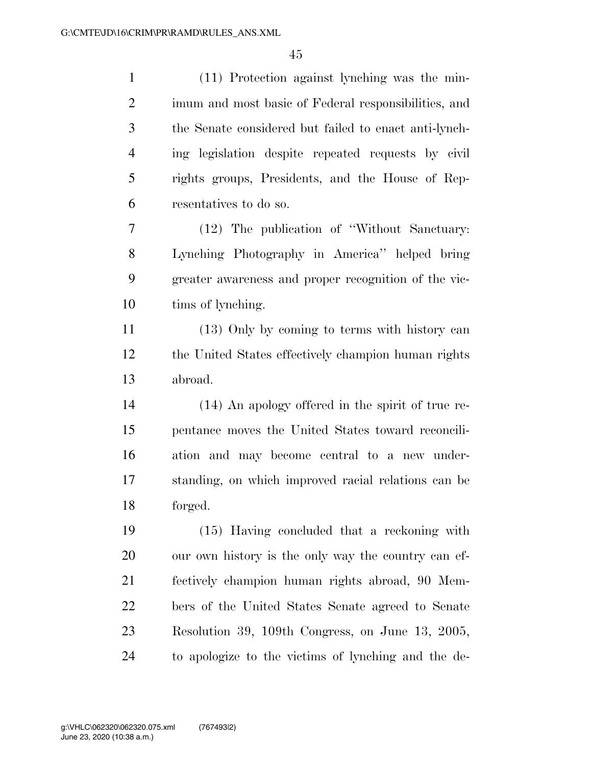(11) Protection against lynching was the minimum and most basic of Federal responsibilities, and the Senate considered but failed to enact anti-lynching legislation despite repeated requests by civil rights groups, Presidents, and the House of Representatives to do so.

(12) The publication of ''Without Sanctuary: Lynching Photography in America'' helped bring greater awareness and proper recognition of the victims of lynching.

(13) Only by coming to terms with history can the United States effectively champion human rights abroad.

(14) An apology offered in the spirit of true repentance moves the United States toward reconciliation and may become central to a new understanding, on which improved racial relations can be forged.

(15) Having concluded that a reckoning with our own history is the only way the country can effectively champion human rights abroad, 90 Members of the United States Senate agreed to Senate Resolution 39, 109th Congress, on June 13, 2005, to apologize to the victims of lynching and the de-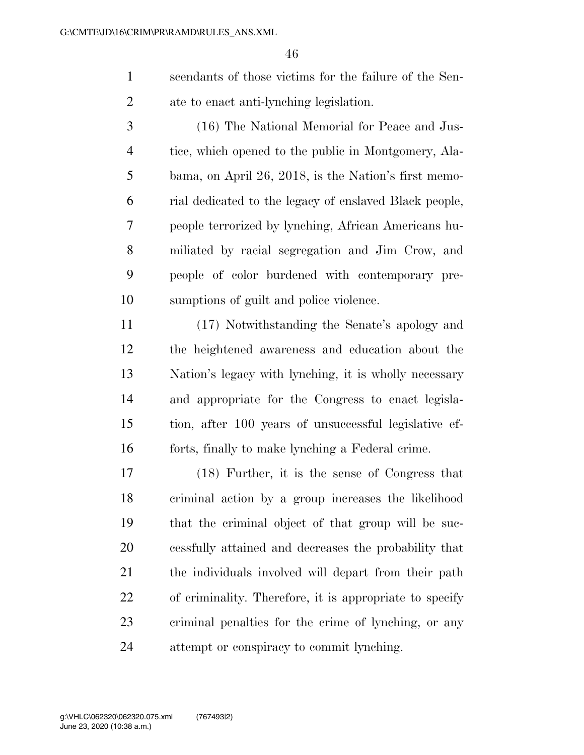scendants of those victims for the failure of the Senate to enact anti-lynching legislation.

(16) The National Memorial for Peace and Justice, which opened to the public in Montgomery, Alabama, on April 26, 2018, is the Nation's first memorial dedicated to the legacy of enslaved Black people, people terrorized by lynching, African Americans humiliated by racial segregation and Jim Crow, and people of color burdened with contemporary presumptions of guilt and police violence.

(17) Notwithstanding the Senate's apology and the heightened awareness and education about the Nation's legacy with lynching, it is wholly necessary and appropriate for the Congress to enact legislation, after 100 years of unsuccessful legislative efforts, finally to make lynching a Federal crime.

(18) Further, it is the sense of Congress that criminal action by a group increases the likelihood that the criminal object of that group will be successfully attained and decreases the probability that the individuals involved will depart from their path of criminality. Therefore, it is appropriate to specify criminal penalties for the crime of lynching, or any attempt or conspiracy to commit lynching.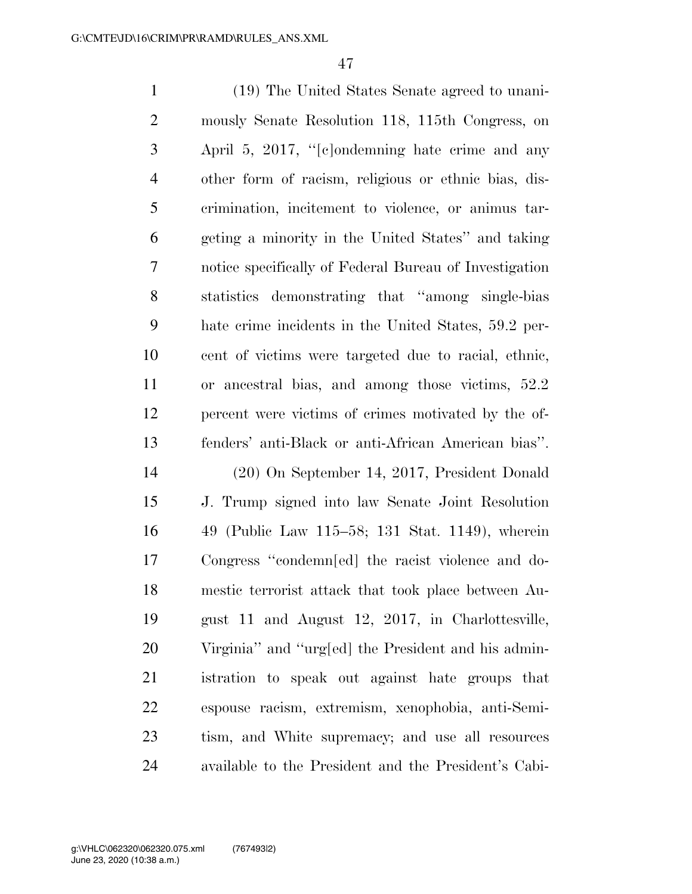(19) The United States Senate agreed to unanimously Senate Resolution 118, 115th Congress, on April 5, 2017, ''[c]ondemning hate crime and any other form of racism, religious or ethnic bias, discrimination, incitement to violence, or animus targeting a minority in the United States'' and taking notice specifically of Federal Bureau of Investigation statistics demonstrating that ''among single-bias hate crime incidents in the United States, 59.2 percent of victims were targeted due to racial, ethnic, or ancestral bias, and among those victims, 52.2 percent were victims of crimes motivated by the offenders' anti-Black or anti-African American bias''.

(20) On September 14, 2017, President Donald J. Trump signed into law Senate Joint Resolution 49 (Public Law 115–58; 131 Stat. 1149), wherein Congress ''condemn[ed] the racist violence and domestic terrorist attack that took place between August 11 and August 12, 2017, in Charlottesville, Virginia'' and ''urg[ed] the President and his administration to speak out against hate groups that espouse racism, extremism, xenophobia, anti-Semitism, and White supremacy; and use all resources available to the President and the President's Cabi-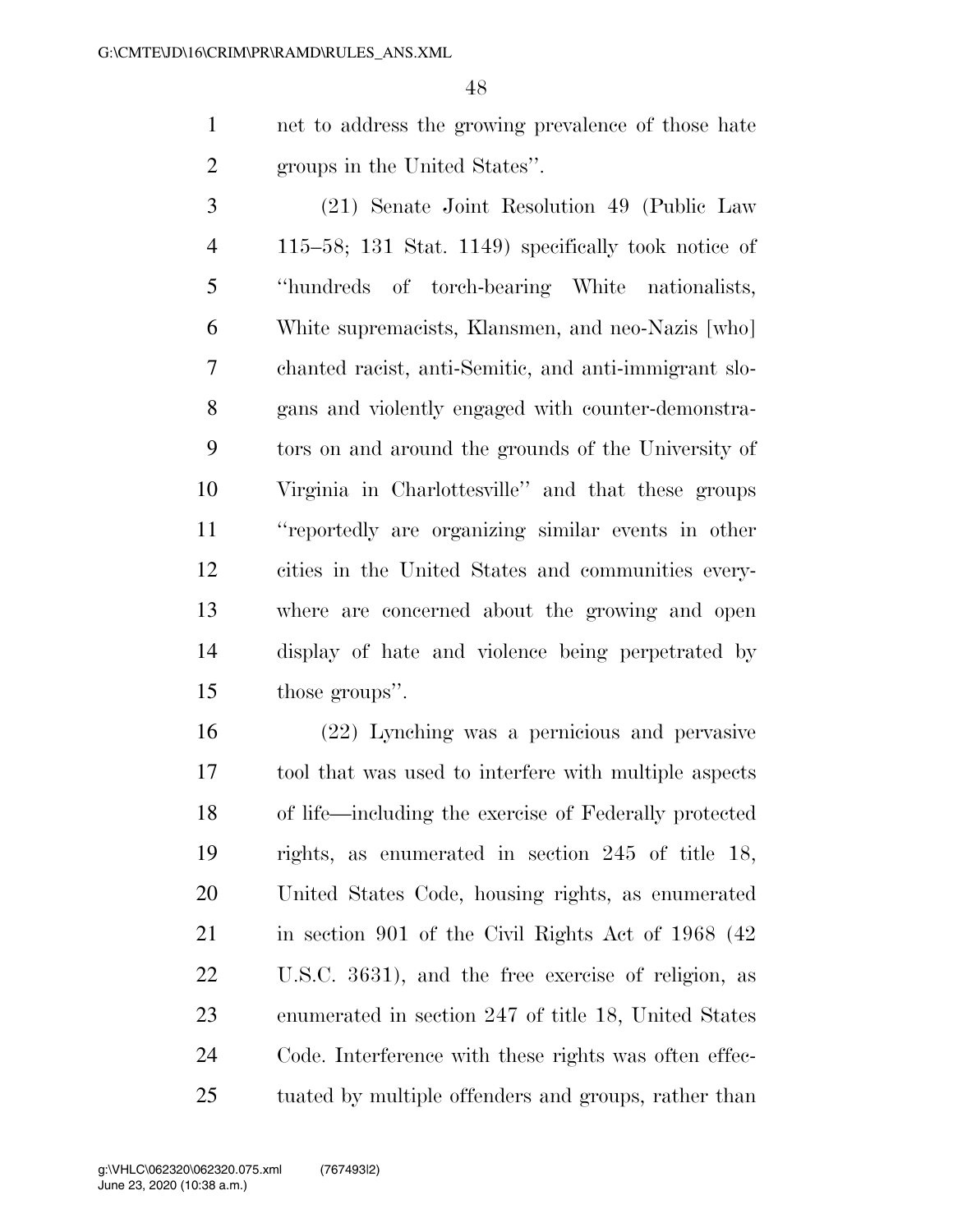net to address the growing prevalence of those hate groups in the United States''.

(21) Senate Joint Resolution 49 (Public Law 115–58; 131 Stat. 1149) specifically took notice of ''hundreds of torch-bearing White nationalists, White supremacists, Klansmen, and neo-Nazis [who] chanted racist, anti-Semitic, and anti-immigrant slogans and violently engaged with counter-demonstrators on and around the grounds of the University of Virginia in Charlottesville'' and that these groups ''reportedly are organizing similar events in other cities in the United States and communities everywhere are concerned about the growing and open display of hate and violence being perpetrated by those groups''.

(22) Lynching was a pernicious and pervasive tool that was used to interfere with multiple aspects of life—including the exercise of Federally protected rights, as enumerated in section 245 of title 18, United States Code, housing rights, as enumerated in section 901 of the Civil Rights Act of 1968 (42 U.S.C. 3631), and the free exercise of religion, as enumerated in section 247 of title 18, United States Code. Interference with these rights was often effectuated by multiple offenders and groups, rather than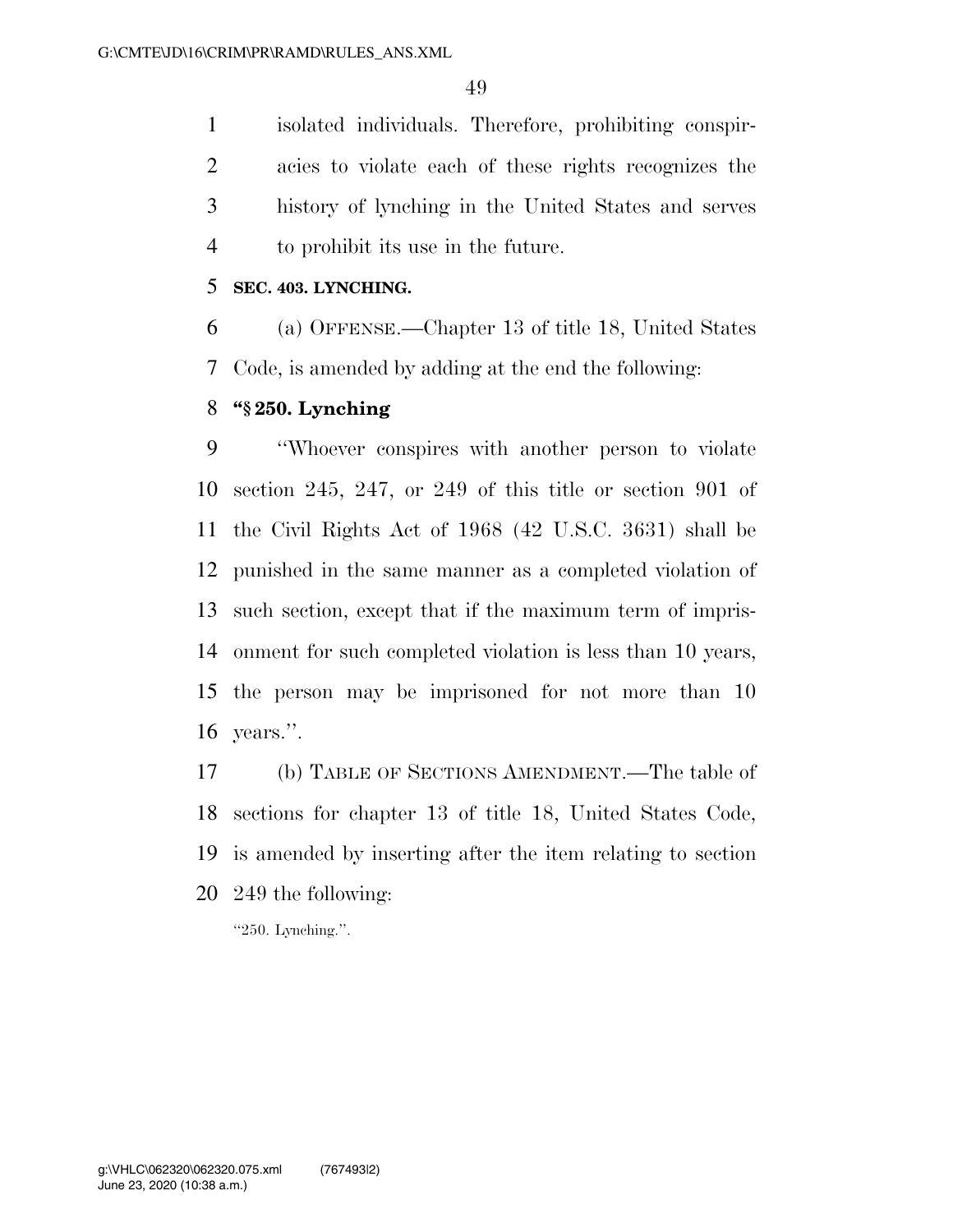isolated individuals. Therefore, prohibiting conspiracies to violate each of these rights recognizes the history of lynching in the United States and serves to prohibit its use in the future.

**SEC. 403. LYNCHING.**

(a) OFFENSE.—Chapter 13 of title 18, United States Code, is amended by adding at the end the following:

**"§ 250. Lynching**

"Whoever conspires with another person to violate section 245, 247, or 249 of this title or section 901 of the Civil Rights Act of 1968 (42 U.S.C. 3631) shall be punished in the same manner as a completed violation of such section, except that if the maximum term of imprisonment for such completed violation is less than 10 years, the person may be imprisoned for not more than 10 years.".

(b) TABLE OF SECTIONS AMENDMENT.—The table of sections for chapter 13 of title 18, United States Code, is amended by inserting after the item relating to section 249 the following:

"250. Lynching.".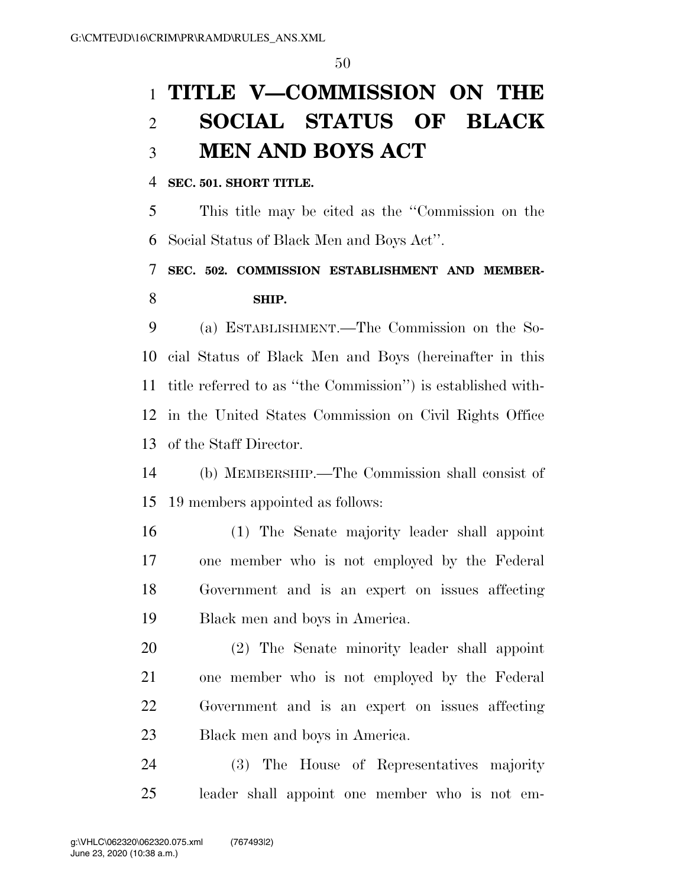# TITLE V—COMMISSION ON THE SOCIAL STATUS OF BLACK MEN AND BOYS ACT

**SEC. 501. SHORT TITLE.**

This title may be cited as the ''Commission on the Social Status of Black Men and Boys Act''.

**SEC. 502. COMMISSION ESTABLISHMENT AND MEMBERSHIP.**

(a) ESTABLISHMENT.—The Commission on the Social Status of Black Men and Boys (hereinafter in this title referred to as ''the Commission'') is established within the United States Commission on Civil Rights Office of the Staff Director.

(b) MEMBERSHIP.—The Commission shall consist of 19 members appointed as follows:

(1) The Senate majority leader shall appoint one member who is not employed by the Federal Government and is an expert on issues affecting Black men and boys in America.

(2) The Senate minority leader shall appoint one member who is not employed by the Federal Government and is an expert on issues affecting Black men and boys in America.

(3) The House of Representatives majority leader shall appoint one member who is not em-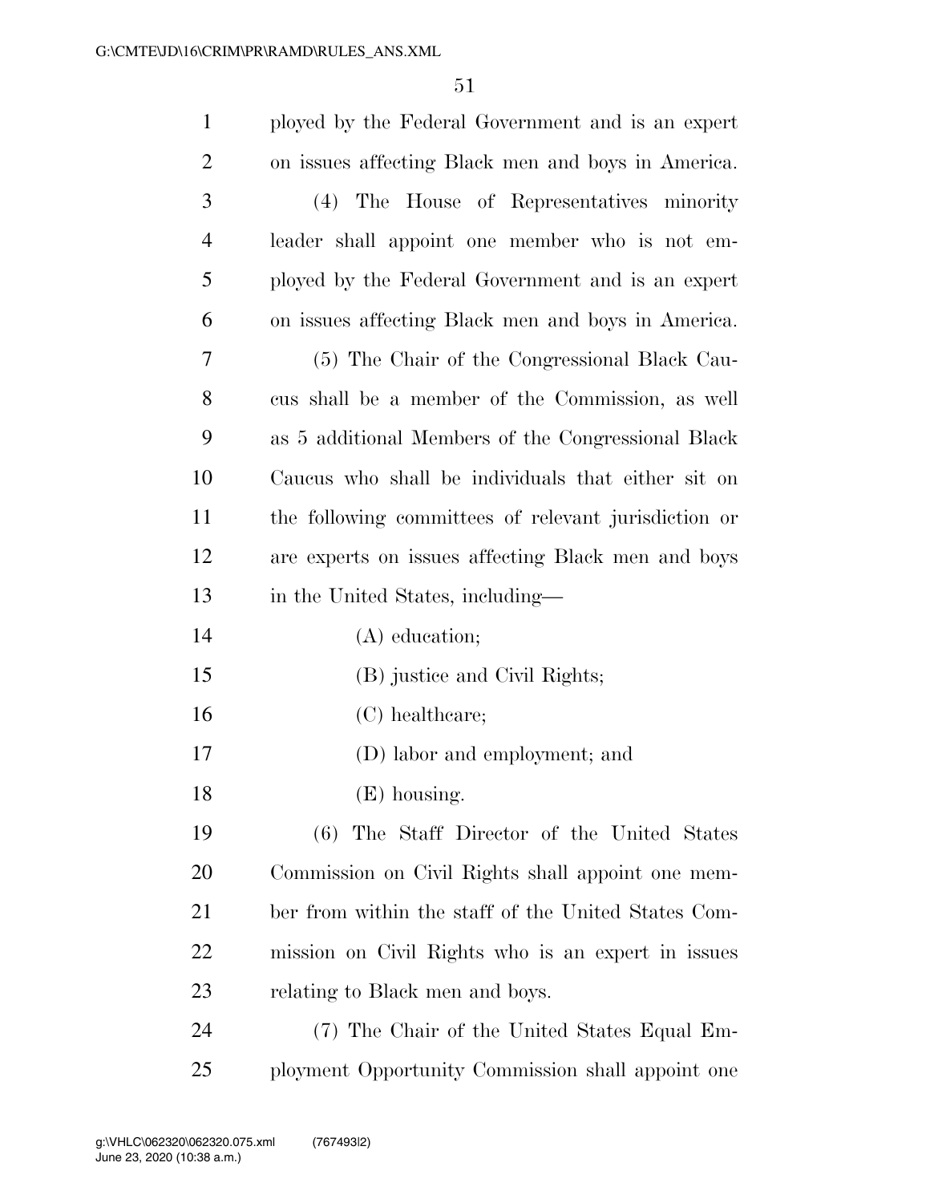ployed by the Federal Government and is an expert on issues affecting Black men and boys in America.

(4) The House of Representatives minority leader shall appoint one member who is not employed by the Federal Government and is an expert on issues affecting Black men and boys in America.

(5) The Chair of the Congressional Black Caucus shall be a member of the Commission, as well as 5 additional Members of the Congressional Black Caucus who shall be individuals that either sit on the following committees of relevant jurisdiction or are experts on issues affecting Black men and boys in the United States, including—

(A) education;

(B) justice and Civil Rights;

(C) healthcare;

(D) labor and employment; and

(E) housing.

(6) The Staff Director of the United States Commission on Civil Rights shall appoint one member from within the staff of the United States Commission on Civil Rights who is an expert in issues relating to Black men and boys.

(7) The Chair of the United States Equal Employment Opportunity Commission shall appoint one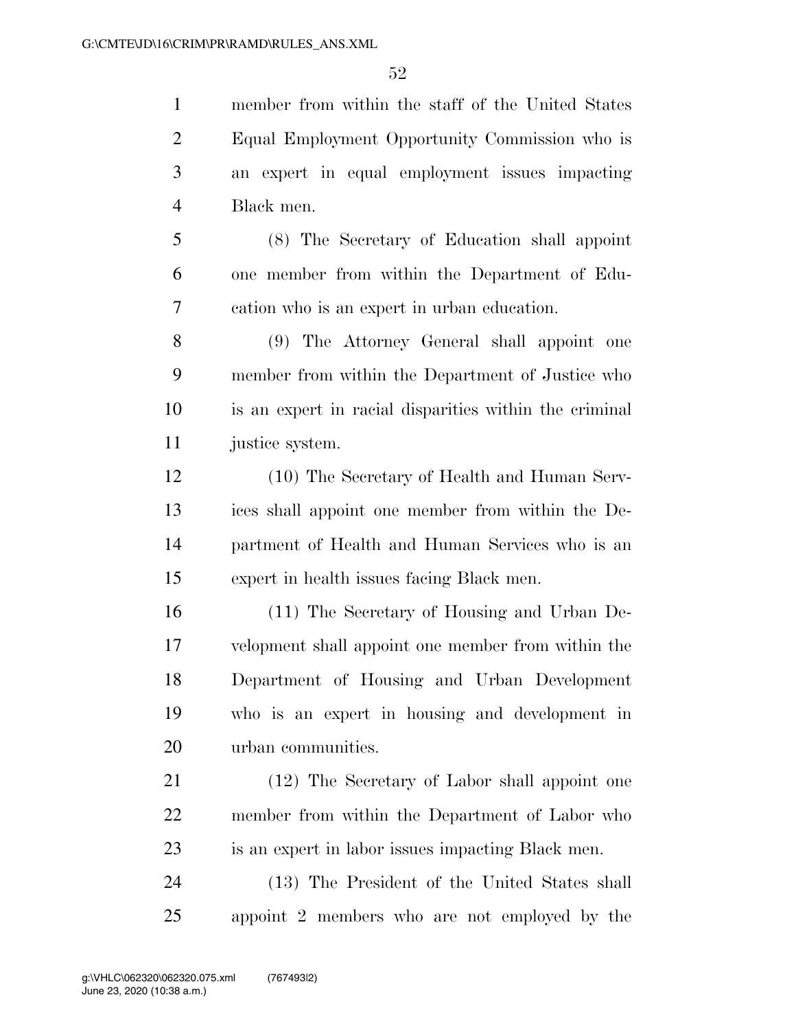member from within the staff of the United States Equal Employment Opportunity Commission who is an expert in equal employment issues impacting Black men.

(8) The Secretary of Education shall appoint one member from within the Department of Education who is an expert in urban education.

(9) The Attorney General shall appoint one member from within the Department of Justice who is an expert in racial disparities within the criminal justice system.

(10) The Secretary of Health and Human Services shall appoint one member from within the Department of Health and Human Services who is an expert in health issues facing Black men.

(11) The Secretary of Housing and Urban Development shall appoint one member from within the Department of Housing and Urban Development who is an expert in housing and development in urban communities.

(12) The Secretary of Labor shall appoint one member from within the Department of Labor who is an expert in labor issues impacting Black men.

(13) The President of the United States shall appoint 2 members who are not employed by the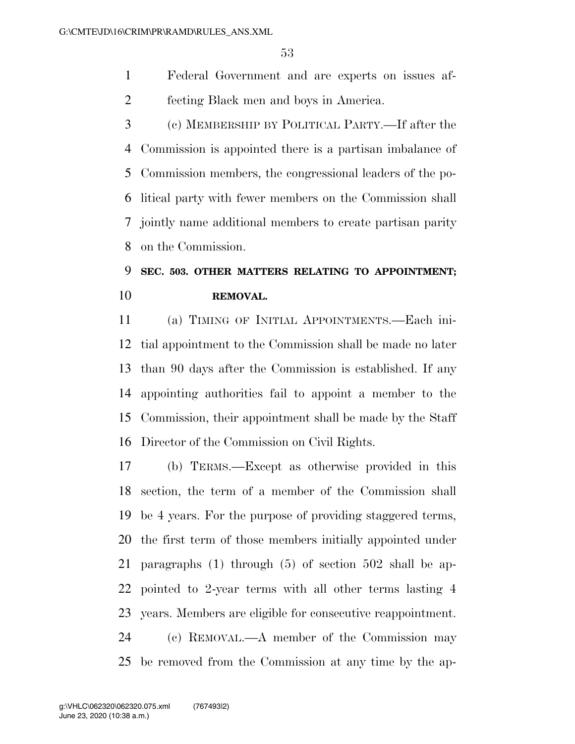Federal Government and are experts on issues affecting Black men and boys in America.

(c) MEMBERSHIP BY POLITICAL PARTY.—If after the Commission is appointed there is a partisan imbalance of Commission members, the congressional leaders of the political party with fewer members on the Commission shall jointly name additional members to create partisan parity on the Commission.

## SEC. 503. OTHER MATTERS RELATING TO APPOINTMENT; REMOVAL.

(a) TIMING OF INITIAL APPOINTMENTS.—Each initial appointment to the Commission shall be made no later than 90 days after the Commission is established. If any appointing authorities fail to appoint a member to the Commission, their appointment shall be made by the Staff Director of the Commission on Civil Rights.

(b) TERMS.—Except as otherwise provided in this section, the term of a member of the Commission shall be 4 years. For the purpose of providing staggered terms, the first term of those members initially appointed under paragraphs (1) through (5) of section 502 shall be appointed to 2-year terms with all other terms lasting 4 years. Members are eligible for consecutive reappointment.

(c) REMOVAL.—A member of the Commission may be removed from the Commission at any time by the ap-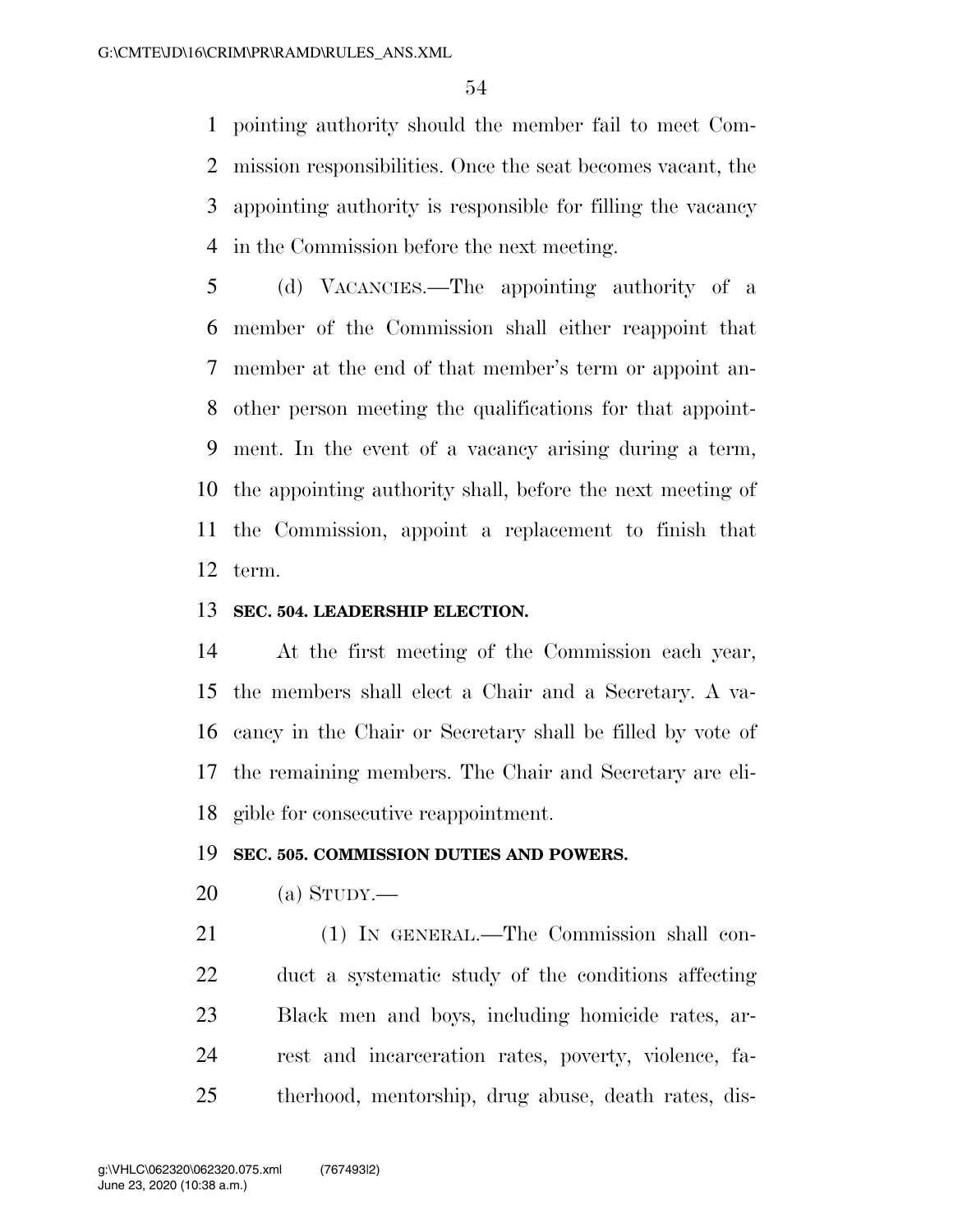pointing authority should the member fail to meet Commission responsibilities. Once the seat becomes vacant, the appointing authority is responsible for filling the vacancy in the Commission before the next meeting.

(d) VACANCIES.—The appointing authority of a member of the Commission shall either reappoint that member at the end of that member's term or appoint another person meeting the qualifications for that appointment. In the event of a vacancy arising during a term, the appointing authority shall, before the next meeting of the Commission, appoint a replacement to finish that term.

**SEC. 504. LEADERSHIP ELECTION.**

At the first meeting of the Commission each year, the members shall elect a Chair and a Secretary. A vacancy in the Chair or Secretary shall be filled by vote of the remaining members. The Chair and Secretary are eligible for consecutive reappointment.

**SEC. 505. COMMISSION DUTIES AND POWERS.**

(a) STUDY.—

(1) IN GENERAL.—The Commission shall conduct a systematic study of the conditions affecting Black men and boys, including homicide rates, arrest and incarceration rates, poverty, violence, fatherhood, mentorship, drug abuse, death rates, dis-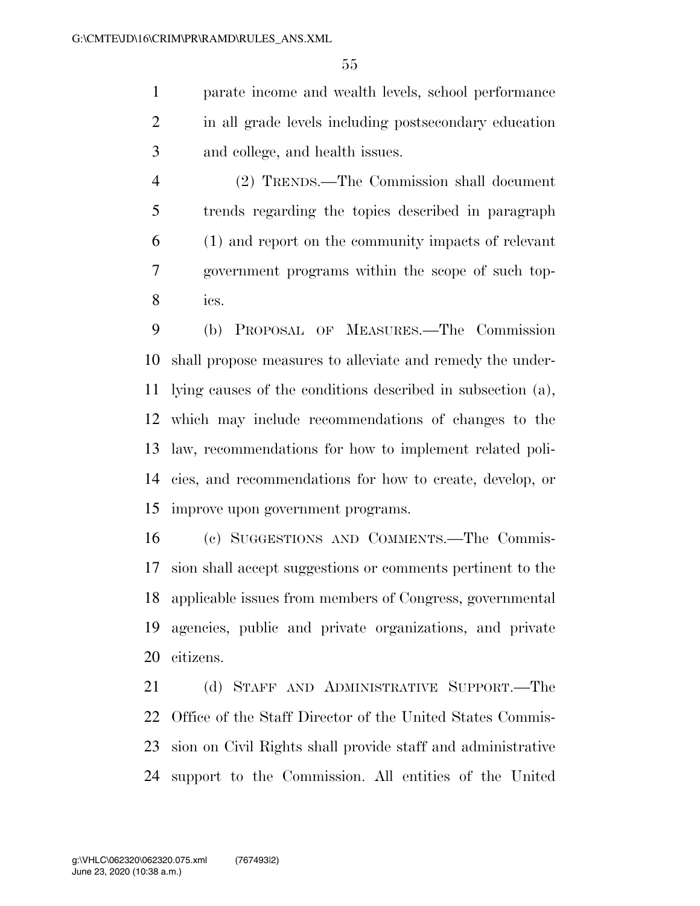parate income and wealth levels, school performance in all grade levels including postsecondary education and college, and health issues.

(2) TRENDS.—The Commission shall document trends regarding the topics described in paragraph (1) and report on the community impacts of relevant government programs within the scope of such topics.

(b) PROPOSAL OF MEASURES.—The Commission shall propose measures to alleviate and remedy the underlying causes of the conditions described in subsection (a), which may include recommendations of changes to the law, recommendations for how to implement related policies, and recommendations for how to create, develop, or improve upon government programs.

(c) SUGGESTIONS AND COMMENTS.—The Commission shall accept suggestions or comments pertinent to the applicable issues from members of Congress, governmental agencies, public and private organizations, and private citizens.

(d) STAFF AND ADMINISTRATIVE SUPPORT.—The Office of the Staff Director of the United States Commission on Civil Rights shall provide staff and administrative support to the Commission. All entities of the United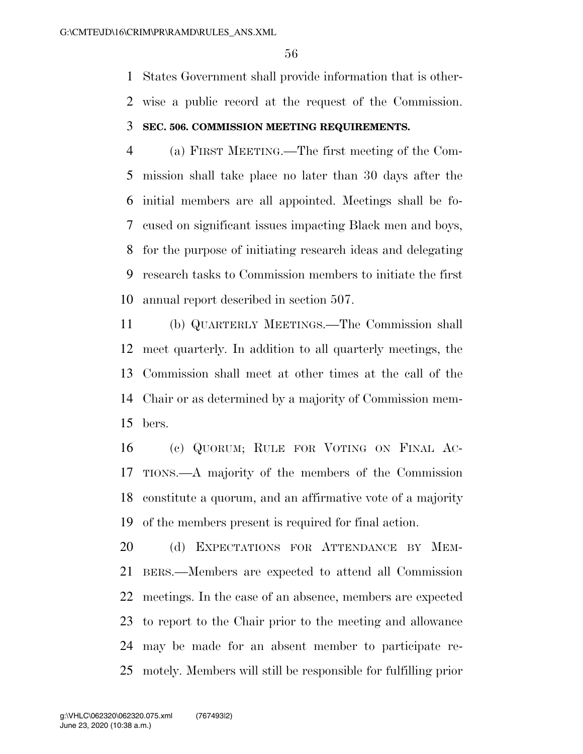States Government shall provide information that is otherwise a public record at the request of the Commission.

**SEC. 506. COMMISSION MEETING REQUIREMENTS.**

(a) FIRST MEETING.—The first meeting of the Commission shall take place no later than 30 days after the initial members are all appointed. Meetings shall be focused on significant issues impacting Black men and boys, for the purpose of initiating research ideas and delegating research tasks to Commission members to initiate the first annual report described in section 507.

(b) QUARTERLY MEETINGS.—The Commission shall meet quarterly. In addition to all quarterly meetings, the Commission shall meet at other times at the call of the Chair or as determined by a majority of Commission members.

(c) QUORUM; RULE FOR VOTING ON FINAL ACTIONS.—A majority of the members of the Commission constitute a quorum, and an affirmative vote of a majority of the members present is required for final action.

(d) EXPECTATIONS FOR ATTENDANCE BY MEMBERS.—Members are expected to attend all Commission meetings. In the case of an absence, members are expected to report to the Chair prior to the meeting and allowance may be made for an absent member to participate remotely. Members will still be responsible for fulfilling prior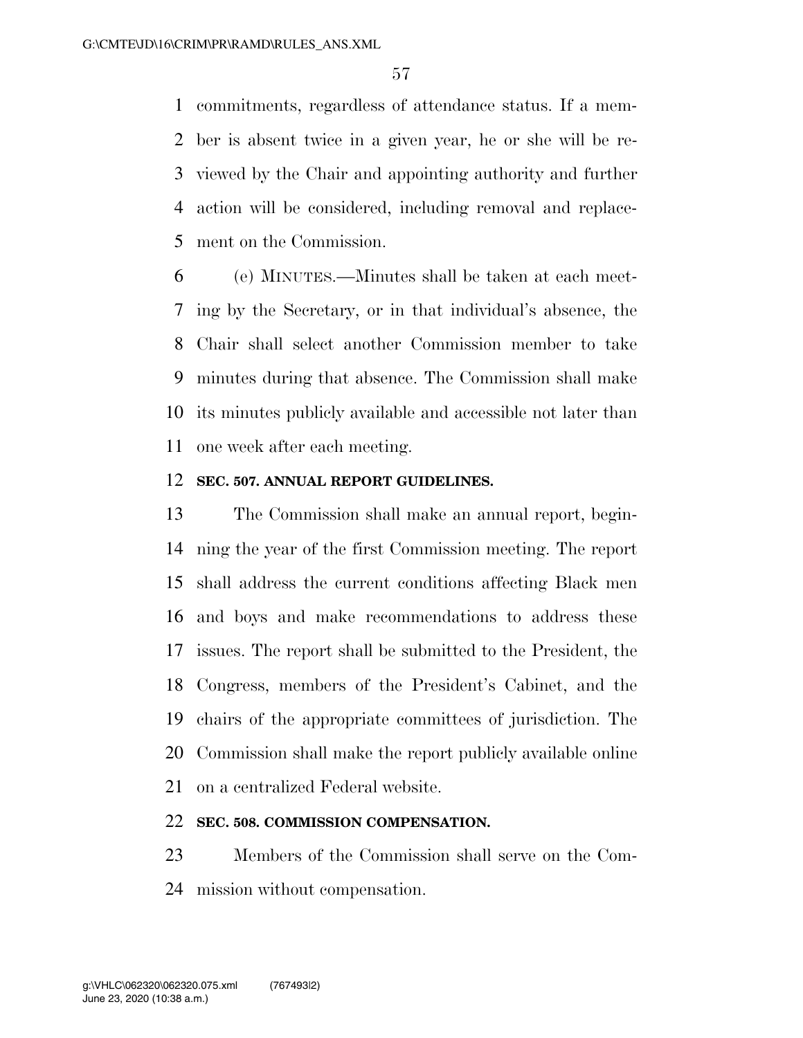commitments, regardless of attendance status. If a member is absent twice in a given year, he or she will be reviewed by the Chair and appointing authority and further action will be considered, including removal and replacement on the Commission.

(e) MINUTES.—Minutes shall be taken at each meeting by the Secretary, or in that individual's absence, the Chair shall select another Commission member to take minutes during that absence. The Commission shall make its minutes publicly available and accessible not later than one week after each meeting.

**SEC. 507. ANNUAL REPORT GUIDELINES.**

The Commission shall make an annual report, beginning the year of the first Commission meeting. The report shall address the current conditions affecting Black men and boys and make recommendations to address these issues. The report shall be submitted to the President, the Congress, members of the President's Cabinet, and the chairs of the appropriate committees of jurisdiction. The Commission shall make the report publicly available online on a centralized Federal website.

**SEC. 508. COMMISSION COMPENSATION.**

Members of the Commission shall serve on the Commission without compensation.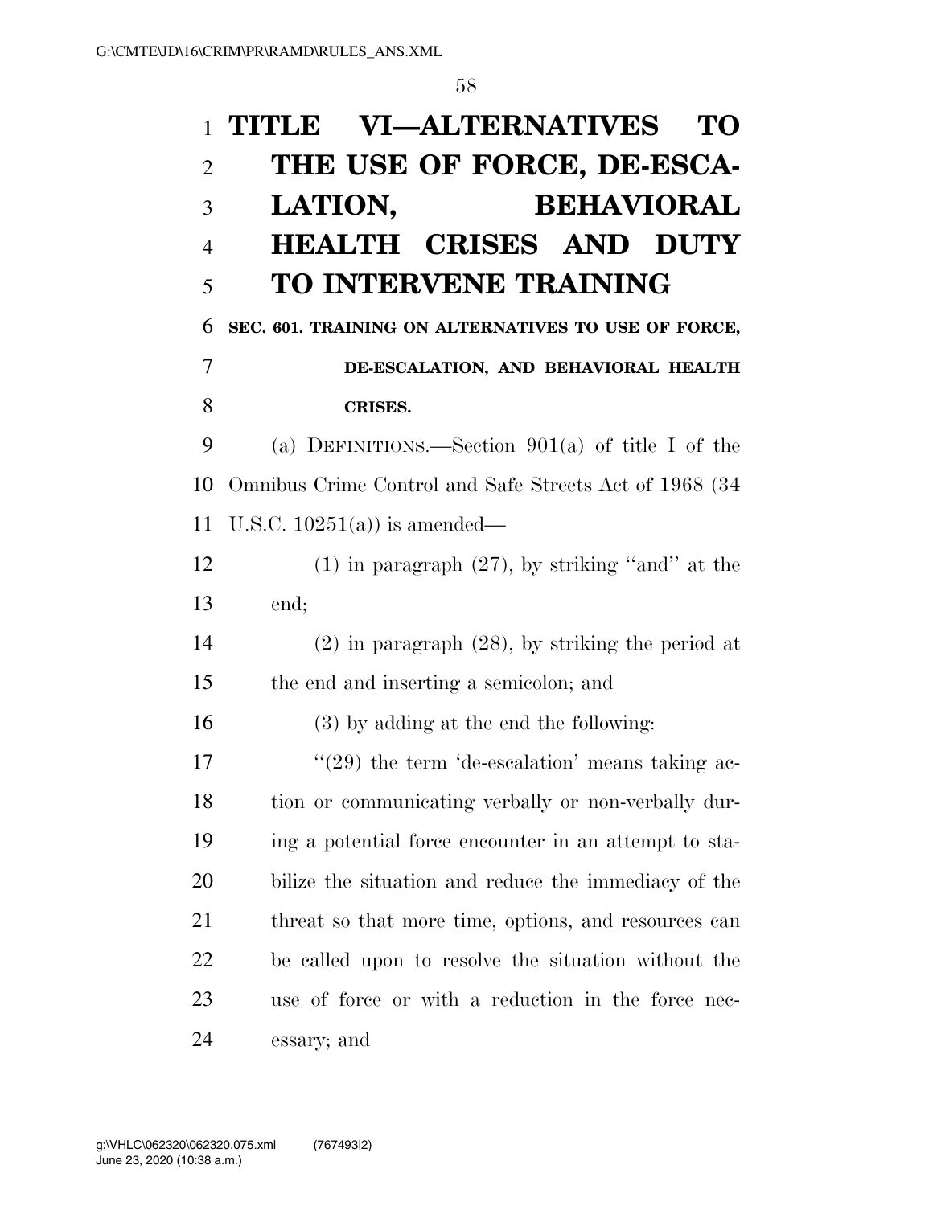# TITLE VI—ALTERNATIVES TO THE USE OF FORCE, DE-ESCALATION, BEHAVIORAL HEALTH CRISES AND DUTY TO INTERVENE TRAINING

## SEC. 601. TRAINING ON ALTERNATIVES TO USE OF FORCE, DE-ESCALATION, AND BEHAVIORAL HEALTH CRISES.

(a) DEFINITIONS.—Section 901(a) of title I of the Omnibus Crime Control and Safe Streets Act of 1968 (34 U.S.C. 10251(a)) is amended—

(1) in paragraph (27), by striking "and" at the end;

(2) in paragraph (28), by striking the period at the end and inserting a semicolon; and

(3) by adding at the end the following:

"(29) the term 'de-escalation' means taking action or communicating verbally or non-verbally during a potential force encounter in an attempt to stabilize the situation and reduce the immediacy of the threat so that more time, options, and resources can be called upon to resolve the situation without the use of force or with a reduction in the force necessary; and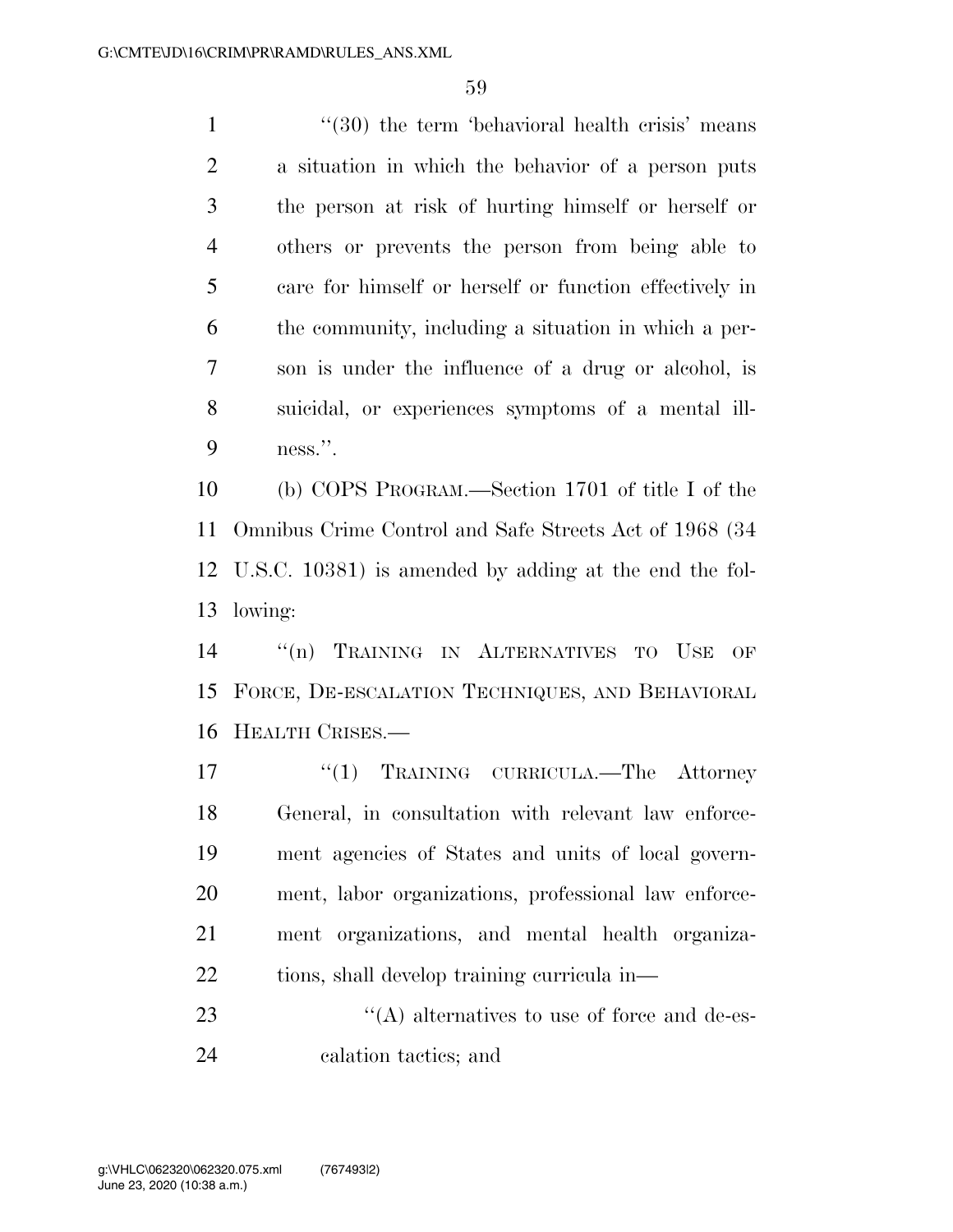''(30) the term 'behavioral health crisis' means a situation in which the behavior of a person puts the person at risk of hurting himself or herself or others or prevents the person from being able to care for himself or herself or function effectively in the community, including a situation in which a person is under the influence of a drug or alcohol, is suicidal, or experiences symptoms of a mental illness.''.

(b) COPS PROGRAM.—Section 1701 of title I of the Omnibus Crime Control and Safe Streets Act of 1968 (34 U.S.C. 10381) is amended by adding at the end the following:

''(n) TRAINING IN ALTERNATIVES TO USE OF FORCE, DE-ESCALATION TECHNIQUES, AND BEHAVIORAL HEALTH CRISES.—

''(1) TRAINING CURRICULA.—The Attorney General, in consultation with relevant law enforcement agencies of States and units of local government, labor organizations, professional law enforcement organizations, and mental health organizations, shall develop training curricula in—

''(A) alternatives to use of force and de-escalation tactics; and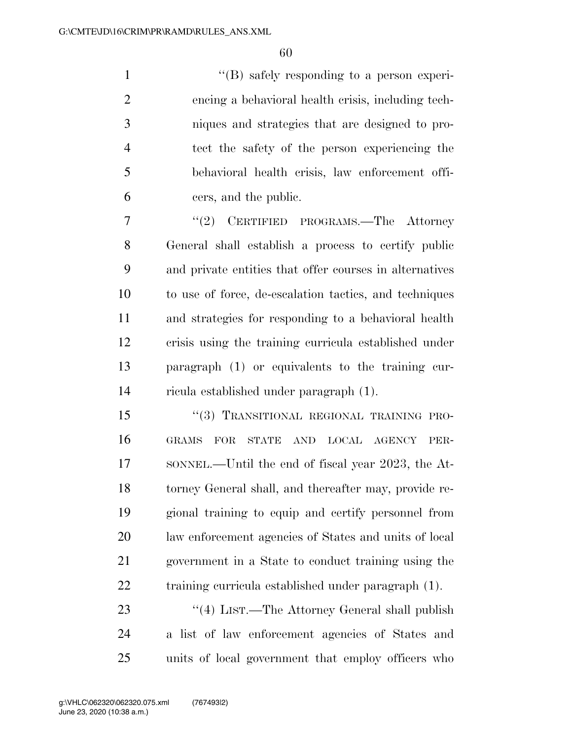"(B) safely responding to a person experiencing a behavioral health crisis, including techniques and strategies that are designed to protect the safety of the person experiencing the behavioral health crisis, law enforcement officers, and the public.

"(2) CERTIFIED PROGRAMS.—The Attorney General shall establish a process to certify public and private entities that offer courses in alternatives to use of force, de-escalation tactics, and techniques and strategies for responding to a behavioral health crisis using the training curricula established under paragraph (1) or equivalents to the training curricula established under paragraph (1).

"(3) TRANSITIONAL REGIONAL TRAINING PROGRAMS FOR STATE AND LOCAL AGENCY PERSONNEL.—Until the end of fiscal year 2023, the Attorney General shall, and thereafter may, provide regional training to equip and certify personnel from law enforcement agencies of States and units of local government in a State to conduct training using the training curricula established under paragraph (1).

"(4) LIST.—The Attorney General shall publish a list of law enforcement agencies of States and units of local government that employ officers who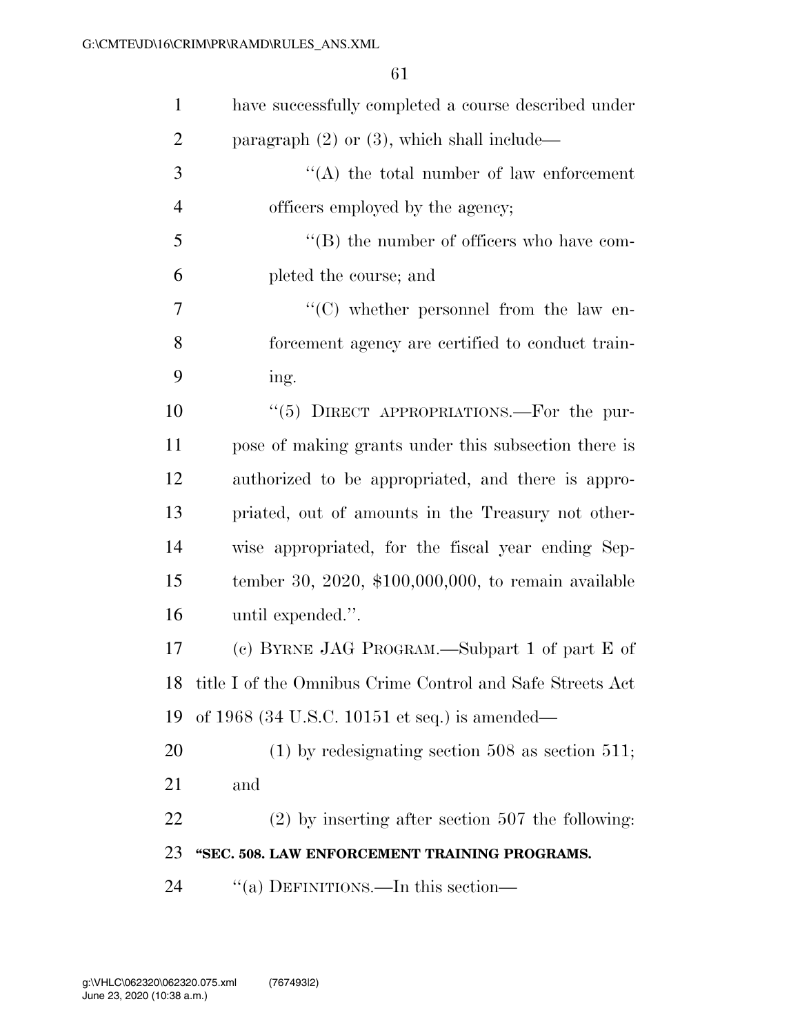have successfully completed a course described under paragraph (2) or (3), which shall include—

"(A) the total number of law enforcement officers employed by the agency;

"(B) the number of officers who have completed the course; and

"(C) whether personnel from the law enforcement agency are certified to conduct training.

"(5) DIRECT APPROPRIATIONS.—For the purpose of making grants under this subsection there is authorized to be appropriated, and there is appropriated, out of amounts in the Treasury not otherwise appropriated, for the fiscal year ending September 30, 2020, $100,000,000, to remain available until expended.".

(c) BYRNE JAG PROGRAM.—Subpart 1 of part E of title I of the Omnibus Crime Control and Safe Streets Act of 1968 (34 U.S.C. 10151 et seq.) is amended—

(1) by redesignating section 508 as section 511; and

(2) by inserting after section 507 the following:

**"SEC. 508. LAW ENFORCEMENT TRAINING PROGRAMS.**

"(a) DEFINITIONS.—In this section—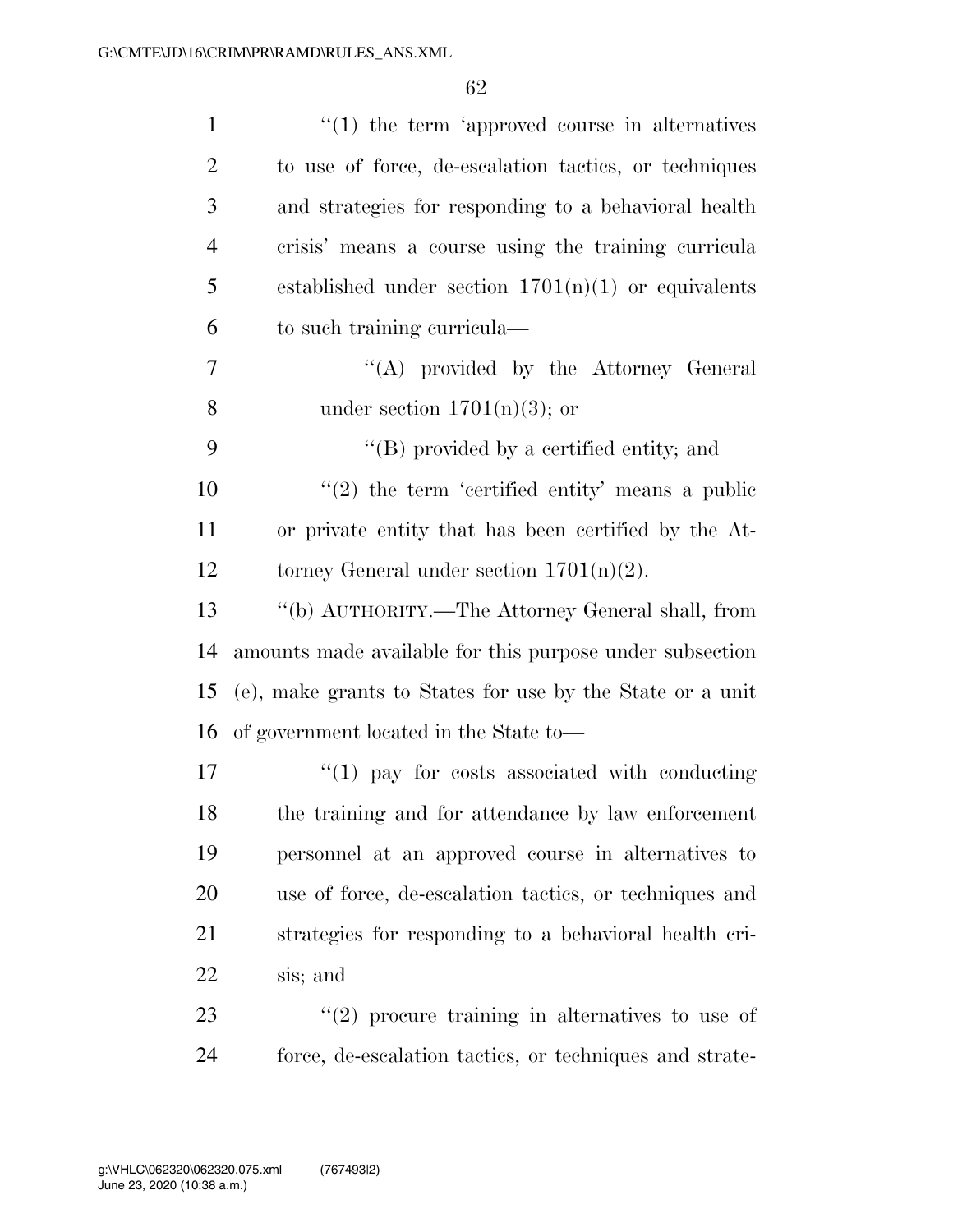"(1) the term 'approved course in alternatives to use of force, de-escalation tactics, or techniques and strategies for responding to a behavioral health crisis' means a course using the training curricula established under section 1701(n)(1) or equivalents to such training curricula—

"(A) provided by the Attorney General under section 1701(n)(3); or

"(B) provided by a certified entity; and

"(2) the term 'certified entity' means a public or private entity that has been certified by the Attorney General under section 1701(n)(2).

"(b) AUTHORITY.—The Attorney General shall, from amounts made available for this purpose under subsection (e), make grants to States for use by the State or a unit of government located in the State to—

"(1) pay for costs associated with conducting the training and for attendance by law enforcement personnel at an approved course in alternatives to use of force, de-escalation tactics, or techniques and strategies for responding to a behavioral health crisis; and

"(2) procure training in alternatives to use of force, de-escalation tactics, or techniques and strate-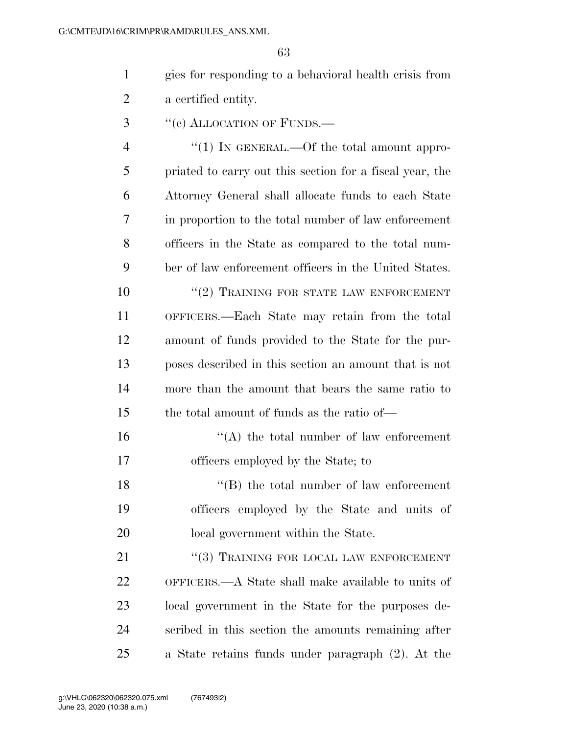gies for responding to a behavioral health crisis from a certified entity.

"(c) ALLOCATION OF FUNDS.—

"(1) IN GENERAL.—Of the total amount appropriated to carry out this section for a fiscal year, the Attorney General shall allocate funds to each State in proportion to the total number of law enforcement officers in the State as compared to the total number of law enforcement officers in the United States.

"(2) TRAINING FOR STATE LAW ENFORCEMENT OFFICERS.—Each State may retain from the total amount of funds provided to the State for the purposes described in this section an amount that is not more than the amount that bears the same ratio to the total amount of funds as the ratio of—

"(A) the total number of law enforcement officers employed by the State; to

"(B) the total number of law enforcement officers employed by the State and units of local government within the State.

"(3) TRAINING FOR LOCAL LAW ENFORCEMENT OFFICERS.—A State shall make available to units of local government in the State for the purposes described in this section the amounts remaining after a State retains funds under paragraph (2). At the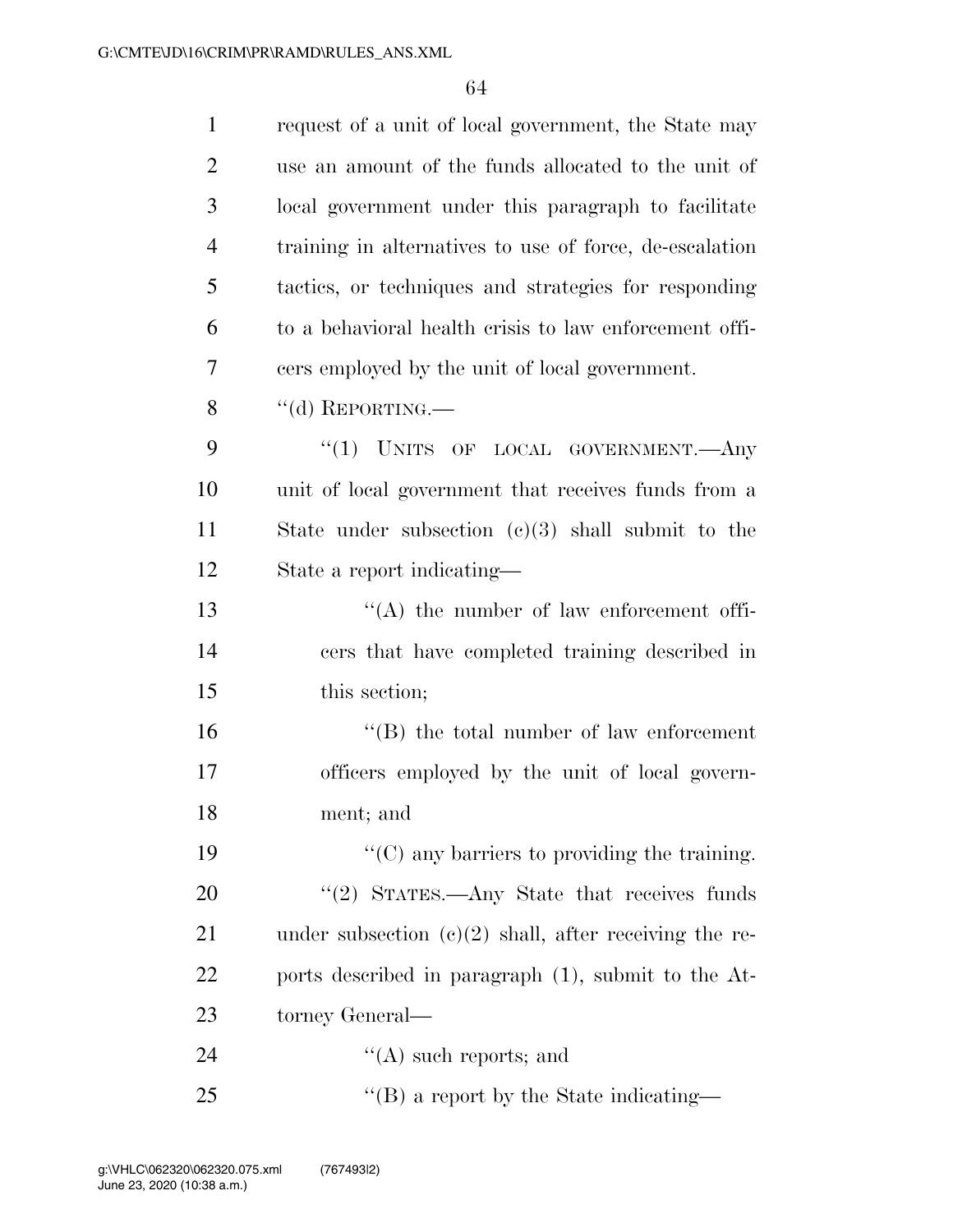request of a unit of local government, the State may use an amount of the funds allocated to the unit of local government under this paragraph to facilitate training in alternatives to use of force, de-escalation tactics, or techniques and strategies for responding to a behavioral health crisis to law enforcement officers employed by the unit of local government.

"(d) REPORTING.—

"(1) UNITS OF LOCAL GOVERNMENT.—Any unit of local government that receives funds from a State under subsection (c)(3) shall submit to the State a report indicating—

"(A) the number of law enforcement officers that have completed training described in this section;

"(B) the total number of law enforcement officers employed by the unit of local government; and

"(C) any barriers to providing the training.

"(2) STATES.—Any State that receives funds under subsection (c)(2) shall, after receiving the reports described in paragraph (1), submit to the Attorney General—

"(A) such reports; and

"(B) a report by the State indicating—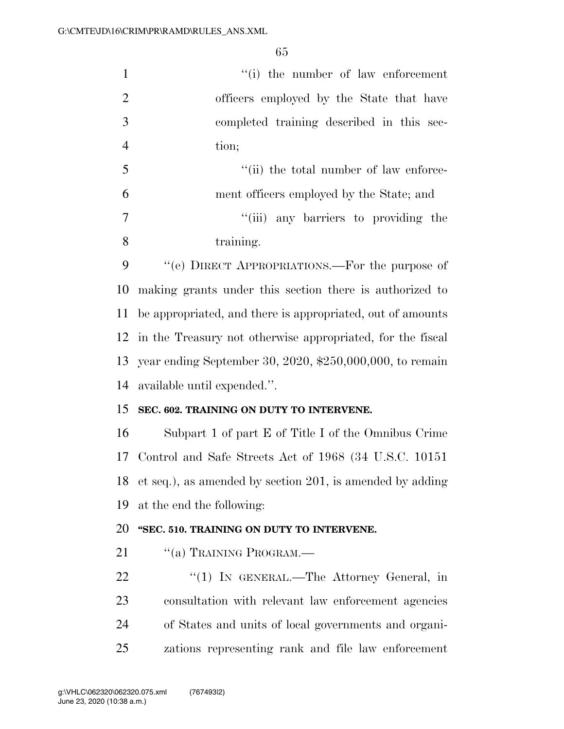''(i) the number of law enforcement officers employed by the State that have completed training described in this section;

''(ii) the total number of law enforcement officers employed by the State; and

''(iii) any barriers to providing the training.

''(e) DIRECT APPROPRIATIONS.—For the purpose of making grants under this section there is authorized to be appropriated, and there is appropriated, out of amounts in the Treasury not otherwise appropriated, for the fiscal year ending September 30, 2020, $250,000,000, to remain available until expended.''.

**SEC. 602. TRAINING ON DUTY TO INTERVENE.**

Subpart 1 of part E of Title I of the Omnibus Crime Control and Safe Streets Act of 1968 (34 U.S.C. 10151 et seq.), as amended by section 201, is amended by adding at the end the following:

**''SEC. 510. TRAINING ON DUTY TO INTERVENE.**

''(a) TRAINING PROGRAM.—

''(1) IN GENERAL.—The Attorney General, in consultation with relevant law enforcement agencies of States and units of local governments and organizations representing rank and file law enforcement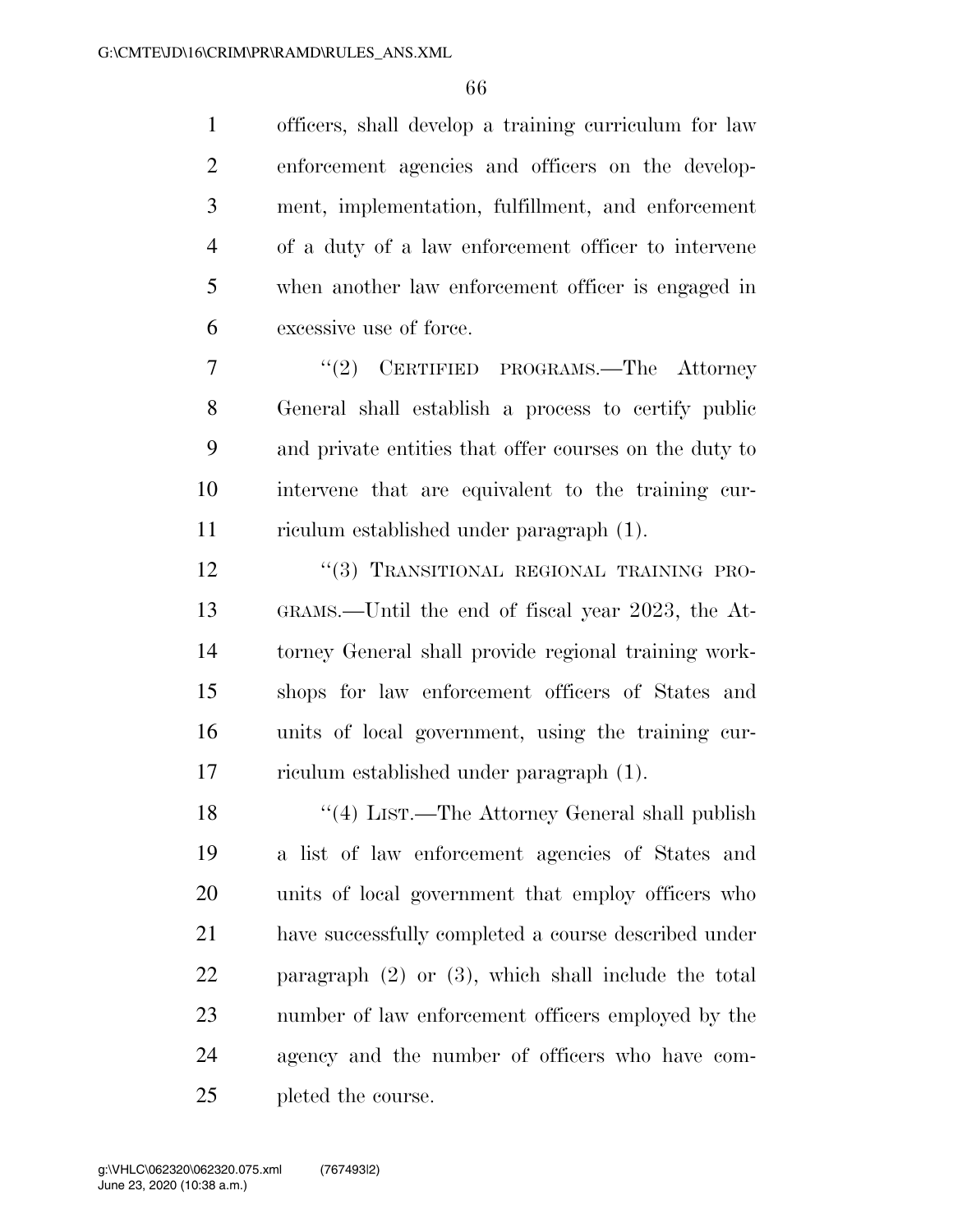officers, shall develop a training curriculum for law enforcement agencies and officers on the development, implementation, fulfillment, and enforcement of a duty of a law enforcement officer to intervene when another law enforcement officer is engaged in excessive use of force.

''(2) CERTIFIED PROGRAMS.—The Attorney General shall establish a process to certify public and private entities that offer courses on the duty to intervene that are equivalent to the training curriculum established under paragraph (1).

''(3) TRANSITIONAL REGIONAL TRAINING PROGRAMS.—Until the end of fiscal year 2023, the Attorney General shall provide regional training workshops for law enforcement officers of States and units of local government, using the training curriculum established under paragraph (1).

''(4) LIST.—The Attorney General shall publish a list of law enforcement agencies of States and units of local government that employ officers who have successfully completed a course described under paragraph (2) or (3), which shall include the total number of law enforcement officers employed by the agency and the number of officers who have completed the course.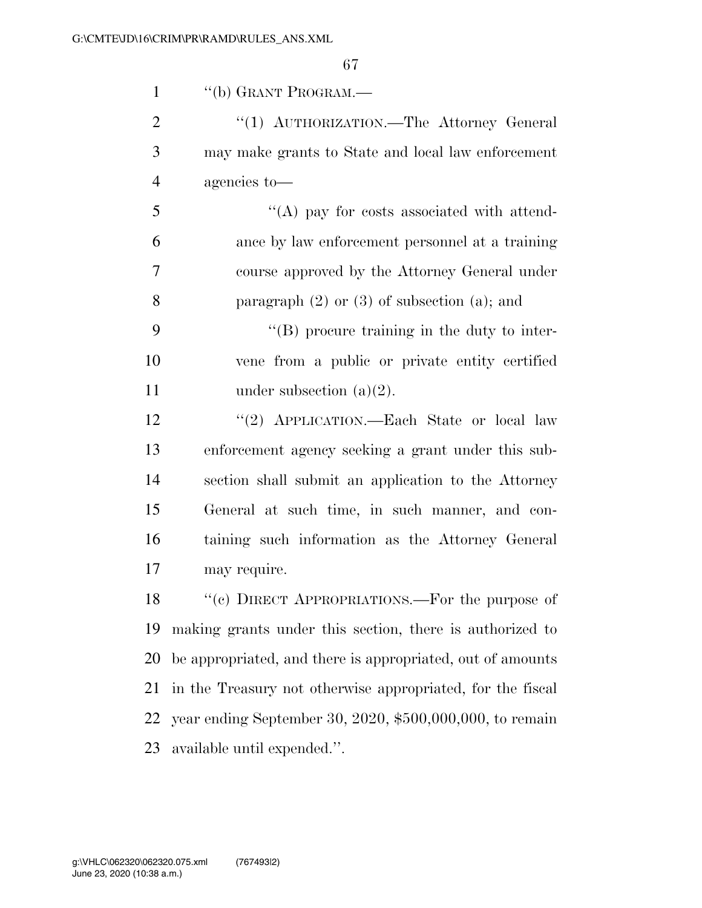"(b) GRANT PROGRAM.—

"(1) AUTHORIZATION.—The Attorney General may make grants to State and local law enforcement agencies to—

"(A) pay for costs associated with attendance by law enforcement personnel at a training course approved by the Attorney General under paragraph (2) or (3) of subsection (a); and

"(B) procure training in the duty to intervene from a public or private entity certified under subsection (a)(2).

"(2) APPLICATION.—Each State or local law enforcement agency seeking a grant under this subsection shall submit an application to the Attorney General at such time, in such manner, and containing such information as the Attorney General may require.

"(c) DIRECT APPROPRIATIONS.—For the purpose of making grants under this section, there is authorized to be appropriated, and there is appropriated, out of amounts in the Treasury not otherwise appropriated, for the fiscal year ending September 30, 2020, $500,000,000, to remain available until expended.".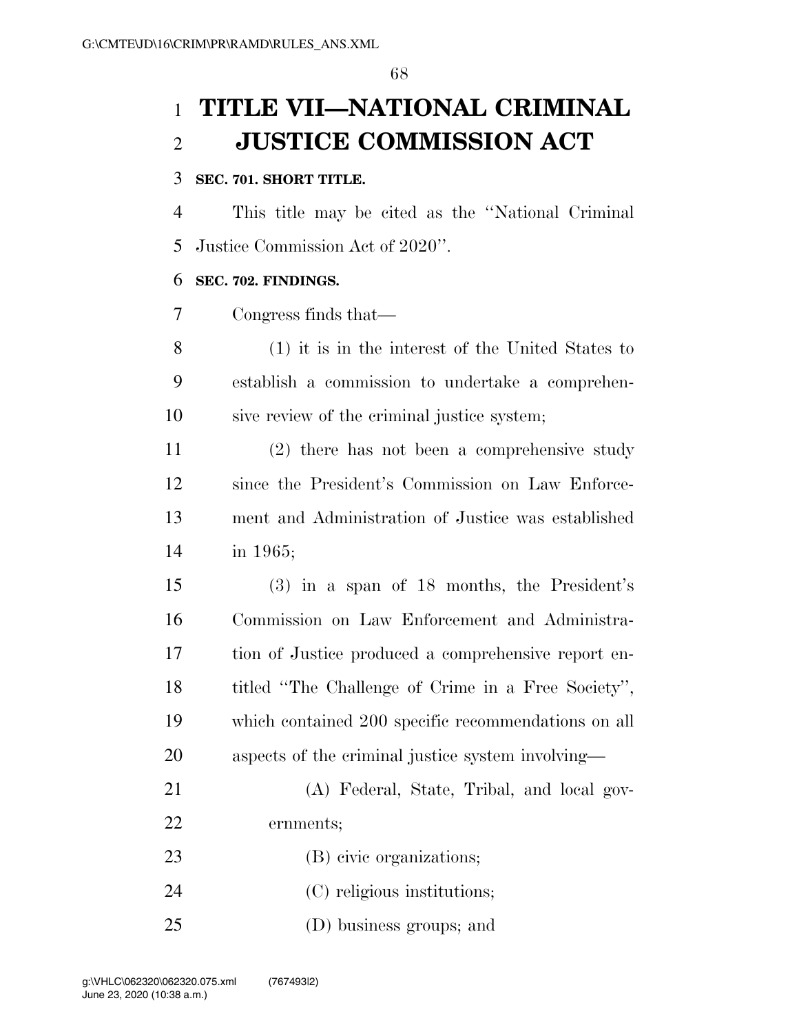# TITLE VII—NATIONAL CRIMINAL JUSTICE COMMISSION ACT

**SEC. 701. SHORT TITLE.**

This title may be cited as the ''National Criminal Justice Commission Act of 2020''.

**SEC. 702. FINDINGS.**

Congress finds that—

(1) it is in the interest of the United States to establish a commission to undertake a comprehensive review of the criminal justice system;

(2) there has not been a comprehensive study since the President's Commission on Law Enforcement and Administration of Justice was established in 1965;

(3) in a span of 18 months, the President's Commission on Law Enforcement and Administration of Justice produced a comprehensive report entitled ''The Challenge of Crime in a Free Society'', which contained 200 specific recommendations on all aspects of the criminal justice system involving—

(A) Federal, State, Tribal, and local governments;

(B) civic organizations;

(C) religious institutions;

(D) business groups; and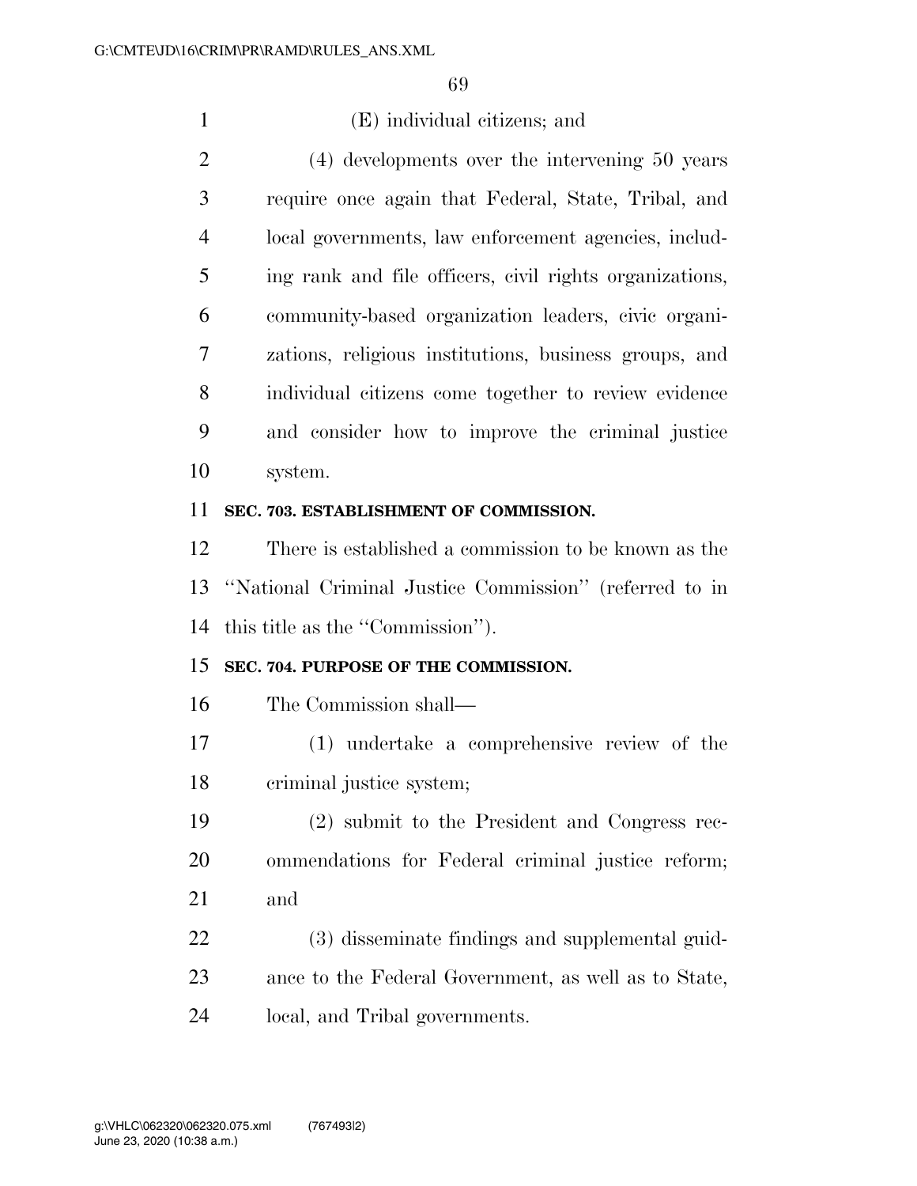(E) individual citizens; and

(4) developments over the intervening 50 years require once again that Federal, State, Tribal, and local governments, law enforcement agencies, including rank and file officers, civil rights organizations, community-based organization leaders, civic organizations, religious institutions, business groups, and individual citizens come together to review evidence and consider how to improve the criminal justice system.

**SEC. 703. ESTABLISHMENT OF COMMISSION.**

There is established a commission to be known as the ''National Criminal Justice Commission'' (referred to in this title as the ''Commission'').

**SEC. 704. PURPOSE OF THE COMMISSION.**

The Commission shall—

(1) undertake a comprehensive review of the criminal justice system;

(2) submit to the President and Congress recommendations for Federal criminal justice reform; and

(3) disseminate findings and supplemental guidance to the Federal Government, as well as to State, local, and Tribal governments.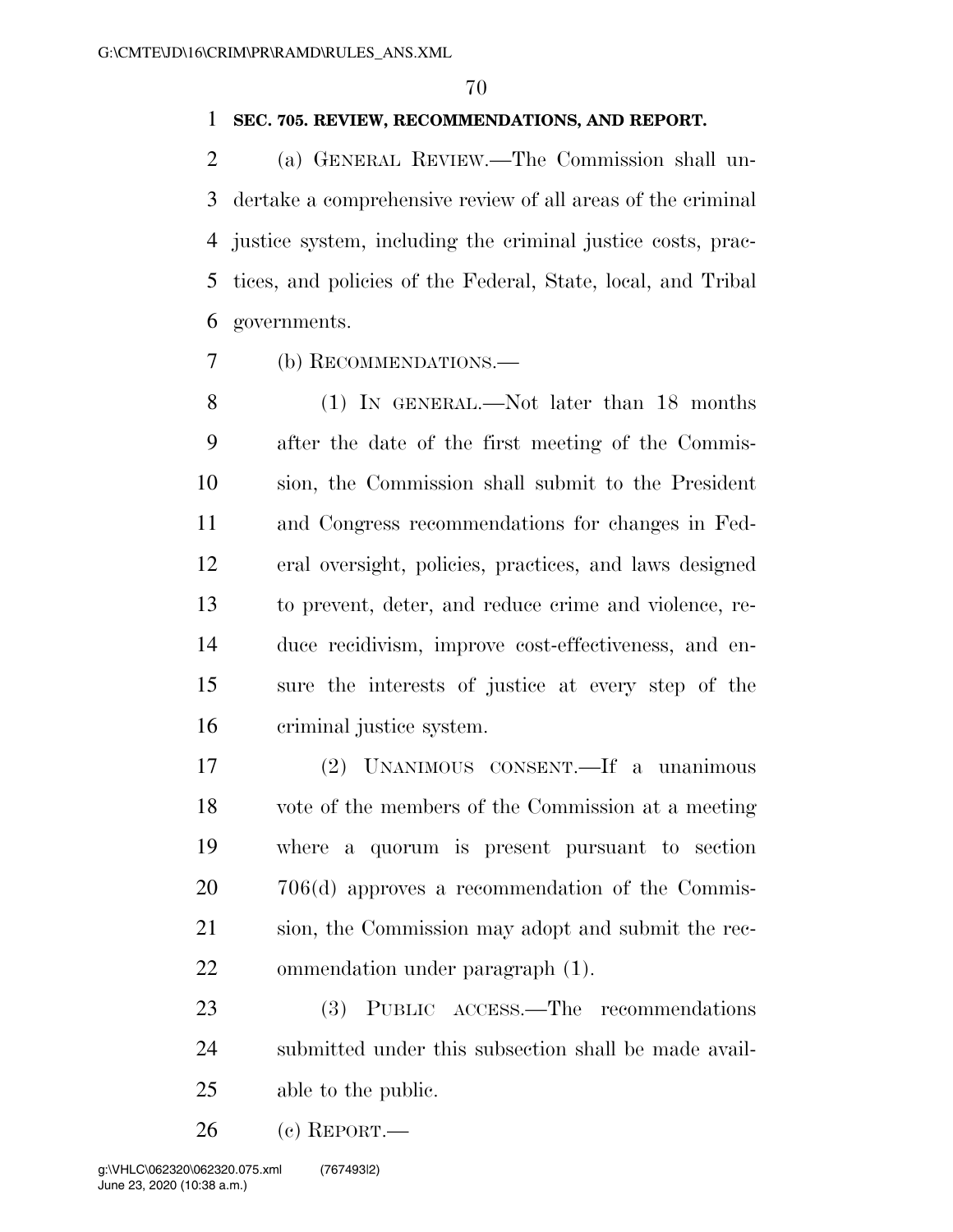**SEC. 705. REVIEW, RECOMMENDATIONS, AND REPORT.**

(a) GENERAL REVIEW.—The Commission shall undertake a comprehensive review of all areas of the criminal justice system, including the criminal justice costs, practices, and policies of the Federal, State, local, and Tribal governments.

(b) RECOMMENDATIONS.—

(1) IN GENERAL.—Not later than 18 months after the date of the first meeting of the Commission, the Commission shall submit to the President and Congress recommendations for changes in Federal oversight, policies, practices, and laws designed to prevent, deter, and reduce crime and violence, reduce recidivism, improve cost-effectiveness, and ensure the interests of justice at every step of the criminal justice system.

(2) UNANIMOUS CONSENT.—If a unanimous vote of the members of the Commission at a meeting where a quorum is present pursuant to section 706(d) approves a recommendation of the Commission, the Commission may adopt and submit the recommendation under paragraph (1).

(3) PUBLIC ACCESS.—The recommendations submitted under this subsection shall be made available to the public.

(c) REPORT.—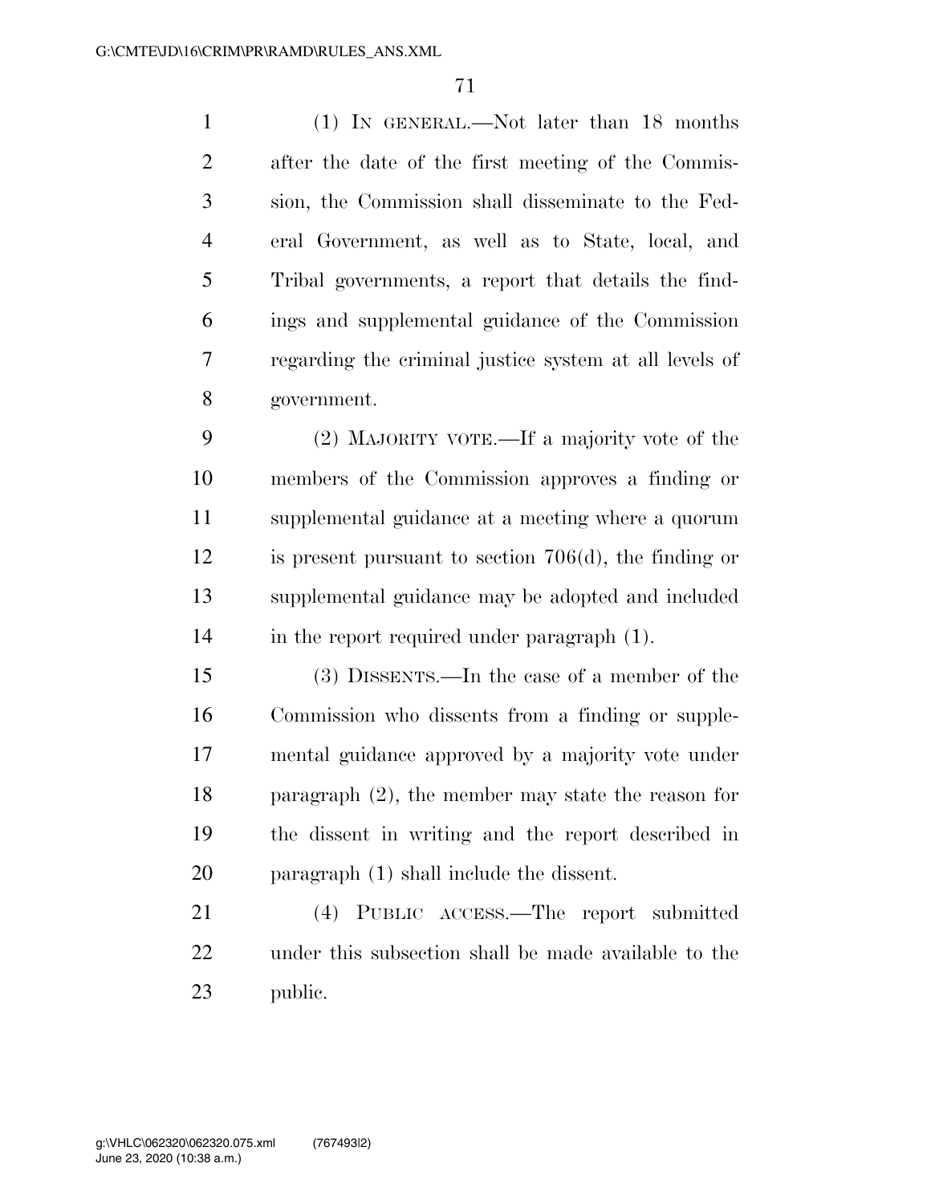(1) IN GENERAL.—Not later than 18 months after the date of the first meeting of the Commission, the Commission shall disseminate to the Federal Government, as well as to State, local, and Tribal governments, a report that details the findings and supplemental guidance of the Commission regarding the criminal justice system at all levels of government.

(2) MAJORITY VOTE.—If a majority vote of the members of the Commission approves a finding or supplemental guidance at a meeting where a quorum is present pursuant to section 706(d), the finding or supplemental guidance may be adopted and included in the report required under paragraph (1).

(3) DISSENTS.—In the case of a member of the Commission who dissents from a finding or supplemental guidance approved by a majority vote under paragraph (2), the member may state the reason for the dissent in writing and the report described in paragraph (1) shall include the dissent.

(4) PUBLIC ACCESS.—The report submitted under this subsection shall be made available to the public.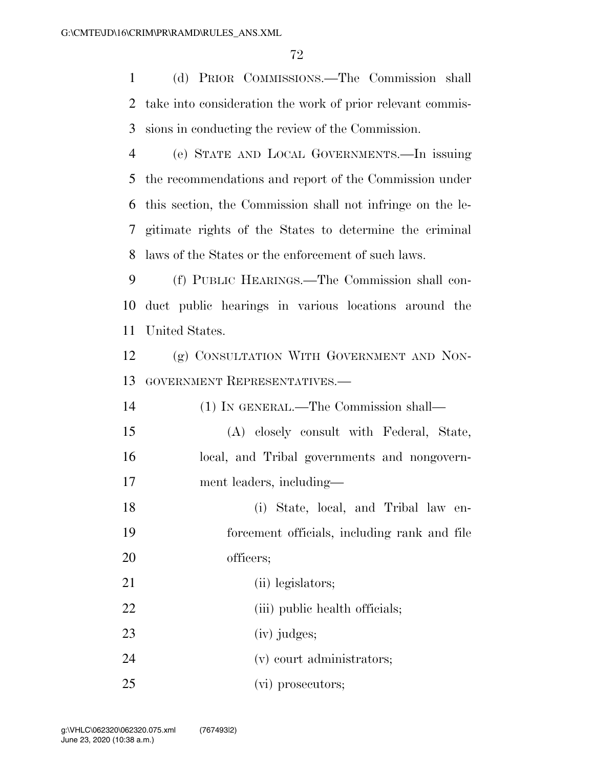(d) PRIOR COMMISSIONS.—The Commission shall take into consideration the work of prior relevant commissions in conducting the review of the Commission.

(e) STATE AND LOCAL GOVERNMENTS.—In issuing the recommendations and report of the Commission under this section, the Commission shall not infringe on the legitimate rights of the States to determine the criminal laws of the States or the enforcement of such laws.

(f) PUBLIC HEARINGS.—The Commission shall conduct public hearings in various locations around the United States.

(g) CONSULTATION WITH GOVERNMENT AND NONGOVERNMENT REPRESENTATIVES.—

(1) IN GENERAL.—The Commission shall—

(A) closely consult with Federal, State, local, and Tribal governments and nongovernment leaders, including—

(i) State, local, and Tribal law enforcement officials, including rank and file officers;

(ii) legislators;

(iii) public health officials;

(iv) judges;

(v) court administrators;

(vi) prosecutors;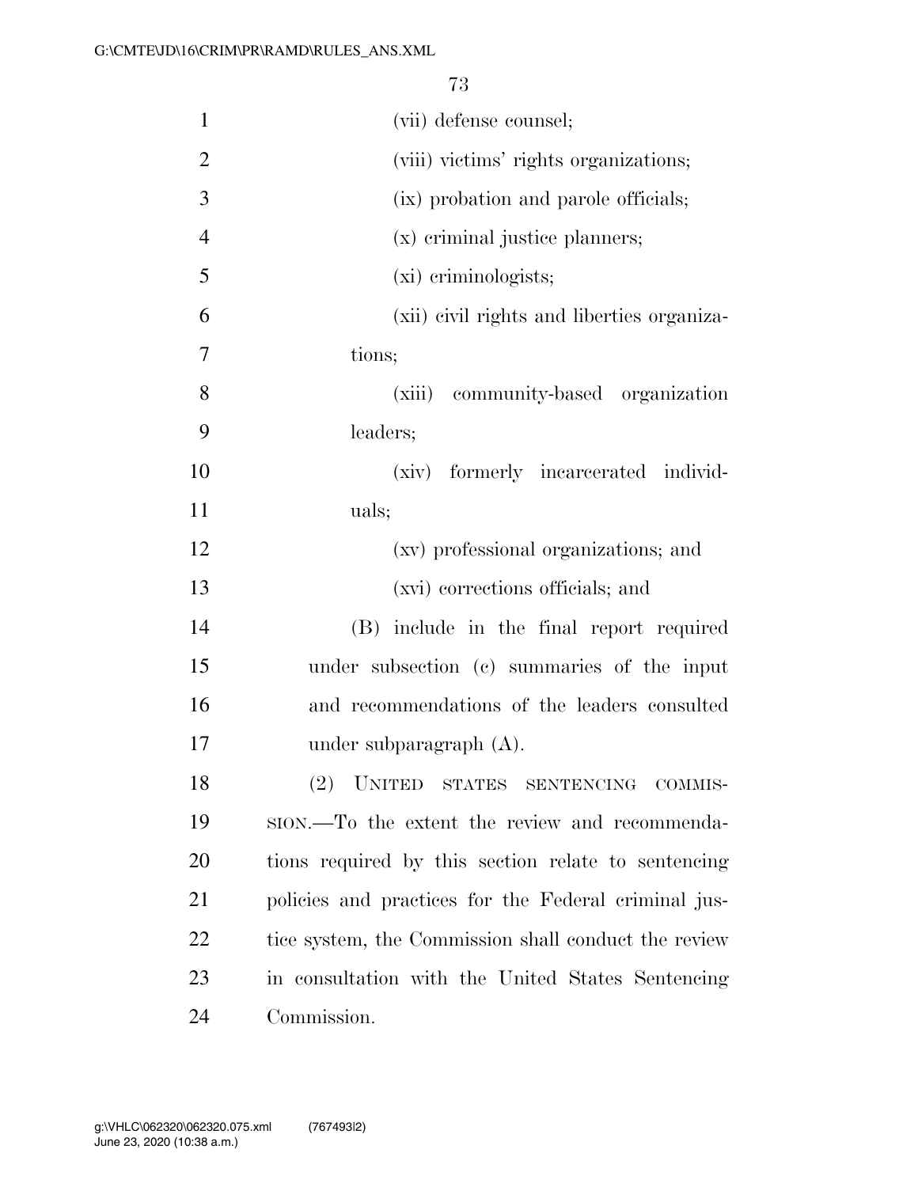(vii) defense counsel;

(viii) victims' rights organizations;

(ix) probation and parole officials;

(x) criminal justice planners;

(xi) criminologists;

(xii) civil rights and liberties organizations;

(xiii) community-based organization leaders;

(xiv) formerly incarcerated individuals;

(xv) professional organizations; and

(xvi) corrections officials; and

(B) include in the final report required under subsection (c) summaries of the input and recommendations of the leaders consulted under subparagraph (A).

(2) UNITED STATES SENTENCING COMMISSION.—To the extent the review and recommendations required by this section relate to sentencing policies and practices for the Federal criminal justice system, the Commission shall conduct the review in consultation with the United States Sentencing Commission.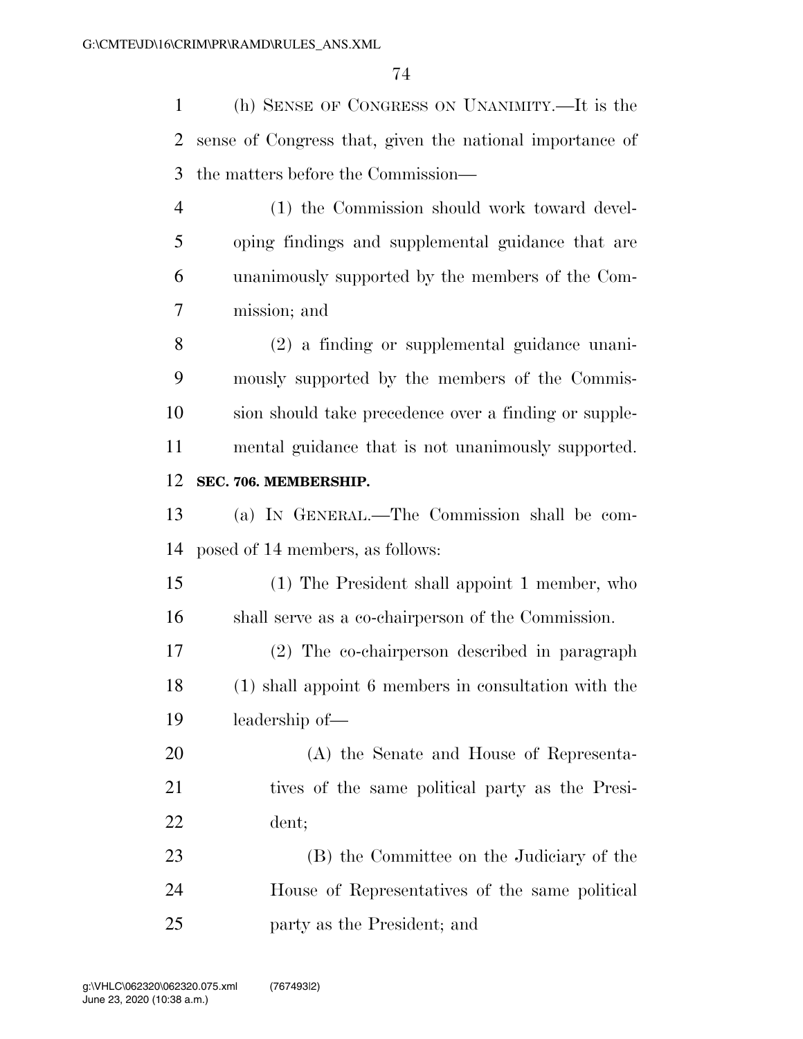(h) SENSE OF CONGRESS ON UNANIMITY.—It is the sense of Congress that, given the national importance of the matters before the Commission—

(1) the Commission should work toward developing findings and supplemental guidance that are unanimously supported by the members of the Commission; and

(2) a finding or supplemental guidance unanimously supported by the members of the Commission should take precedence over a finding or supplemental guidance that is not unanimously supported.

**SEC. 706. MEMBERSHIP.**

(a) IN GENERAL.—The Commission shall be composed of 14 members, as follows:

(1) The President shall appoint 1 member, who shall serve as a co-chairperson of the Commission.

(2) The co-chairperson described in paragraph (1) shall appoint 6 members in consultation with the leadership of—

(A) the Senate and House of Representatives of the same political party as the President;

(B) the Committee on the Judiciary of the House of Representatives of the same political party as the President; and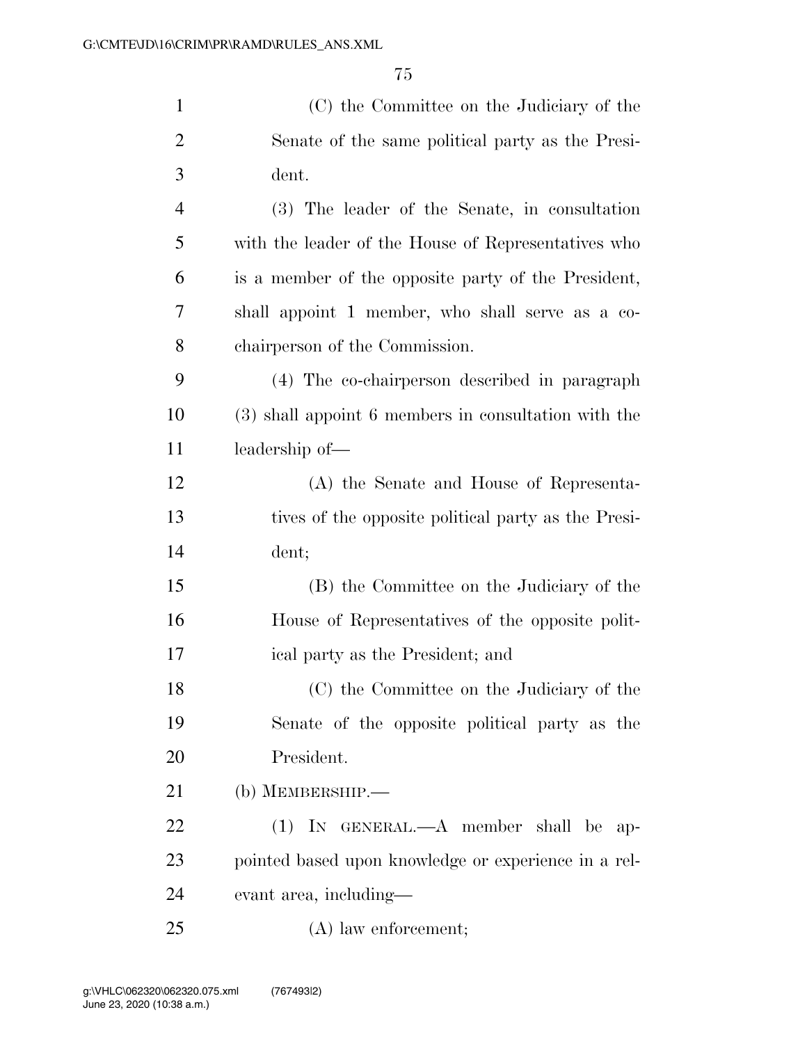(C) the Committee on the Judiciary of the Senate of the same political party as the President.

(3) The leader of the Senate, in consultation with the leader of the House of Representatives who is a member of the opposite party of the President, shall appoint 1 member, who shall serve as a co-chairperson of the Commission.

(4) The co-chairperson described in paragraph (3) shall appoint 6 members in consultation with the leadership of—

(A) the Senate and House of Representatives of the opposite political party as the President;

(B) the Committee on the Judiciary of the House of Representatives of the opposite political party as the President; and

(C) the Committee on the Judiciary of the Senate of the opposite political party as the President.

(b) MEMBERSHIP.—

(1) IN GENERAL.—A member shall be appointed based upon knowledge or experience in a relevant area, including—

(A) law enforcement;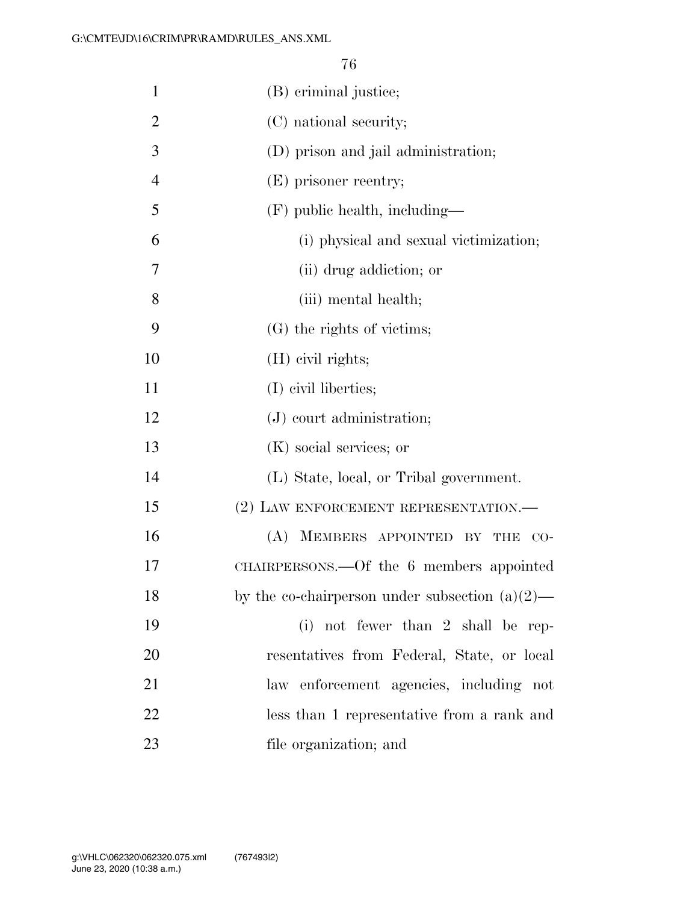(B) criminal justice;

(C) national security;

(D) prison and jail administration;

(E) prisoner reentry;

(F) public health, including—

(i) physical and sexual victimization;

(ii) drug addiction; or

(iii) mental health;

(G) the rights of victims;

(H) civil rights;

(I) civil liberties;

(J) court administration;

(K) social services; or

(L) State, local, or Tribal government.

(2) LAW ENFORCEMENT REPRESENTATION.—

(A) MEMBERS APPOINTED BY THE CO-CHAIRPERSONS.—Of the 6 members appointed by the co-chairperson under subsection (a)(2)—

(i) not fewer than 2 shall be representatives from Federal, State, or local law enforcement agencies, including not less than 1 representative from a rank and file organization; and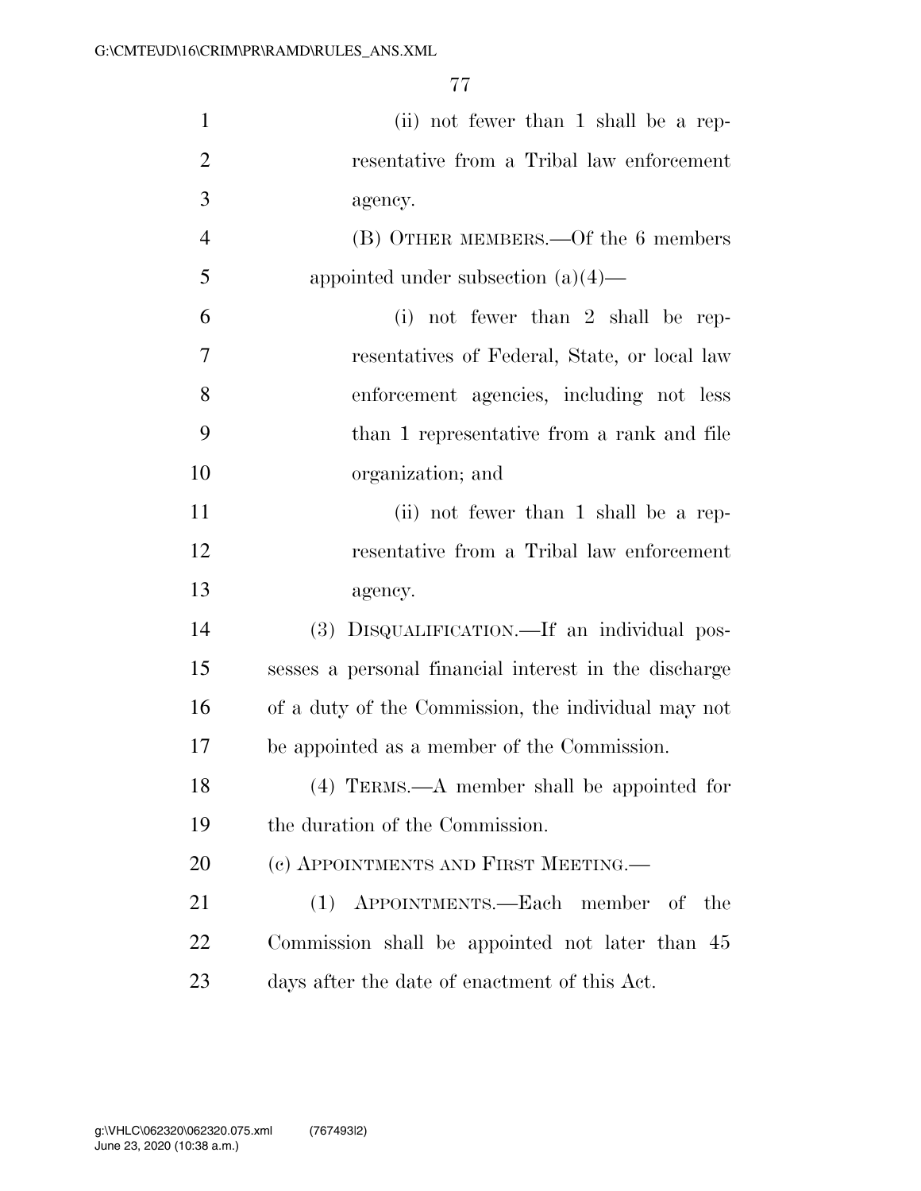(ii) not fewer than 1 shall be a representative from a Tribal law enforcement agency.

(B) OTHER MEMBERS.—Of the 6 members appointed under subsection (a)(4)—

(i) not fewer than 2 shall be representatives of Federal, State, or local law enforcement agencies, including not less than 1 representative from a rank and file organization; and

(ii) not fewer than 1 shall be a representative from a Tribal law enforcement agency.

(3) DISQUALIFICATION.—If an individual possesses a personal financial interest in the discharge of a duty of the Commission, the individual may not be appointed as a member of the Commission.

(4) TERMS.—A member shall be appointed for the duration of the Commission.

(c) APPOINTMENTS AND FIRST MEETING.—

(1) APPOINTMENTS.—Each member of the Commission shall be appointed not later than 45 days after the date of enactment of this Act.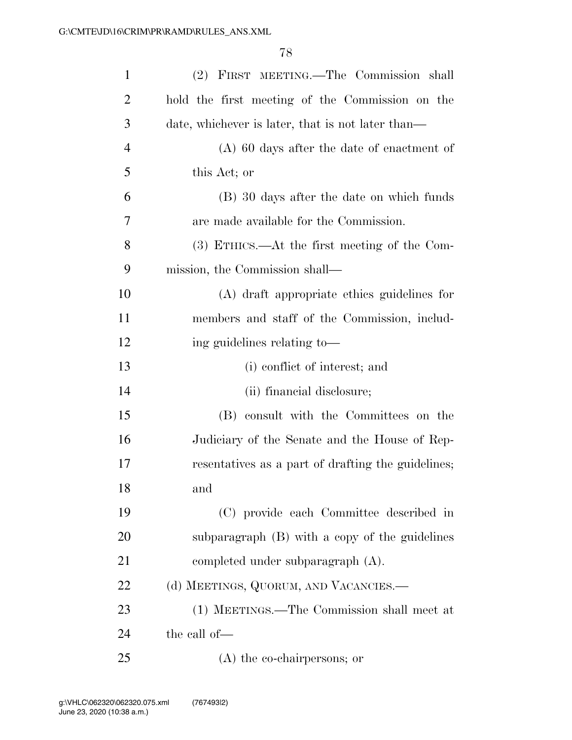(2) FIRST MEETING.—The Commission shall hold the first meeting of the Commission on the date, whichever is later, that is not later than—

(A) 60 days after the date of enactment of this Act; or

(B) 30 days after the date on which funds are made available for the Commission.

(3) ETHICS.—At the first meeting of the Commission, the Commission shall—

(A) draft appropriate ethics guidelines for members and staff of the Commission, including guidelines relating to—

(i) conflict of interest; and

(ii) financial disclosure;

(B) consult with the Committees on the Judiciary of the Senate and the House of Representatives as a part of drafting the guidelines; and

(C) provide each Committee described in subparagraph (B) with a copy of the guidelines completed under subparagraph (A).

(d) MEETINGS, QUORUM, AND VACANCIES.—

(1) MEETINGS.—The Commission shall meet at the call of—

(A) the co-chairpersons; or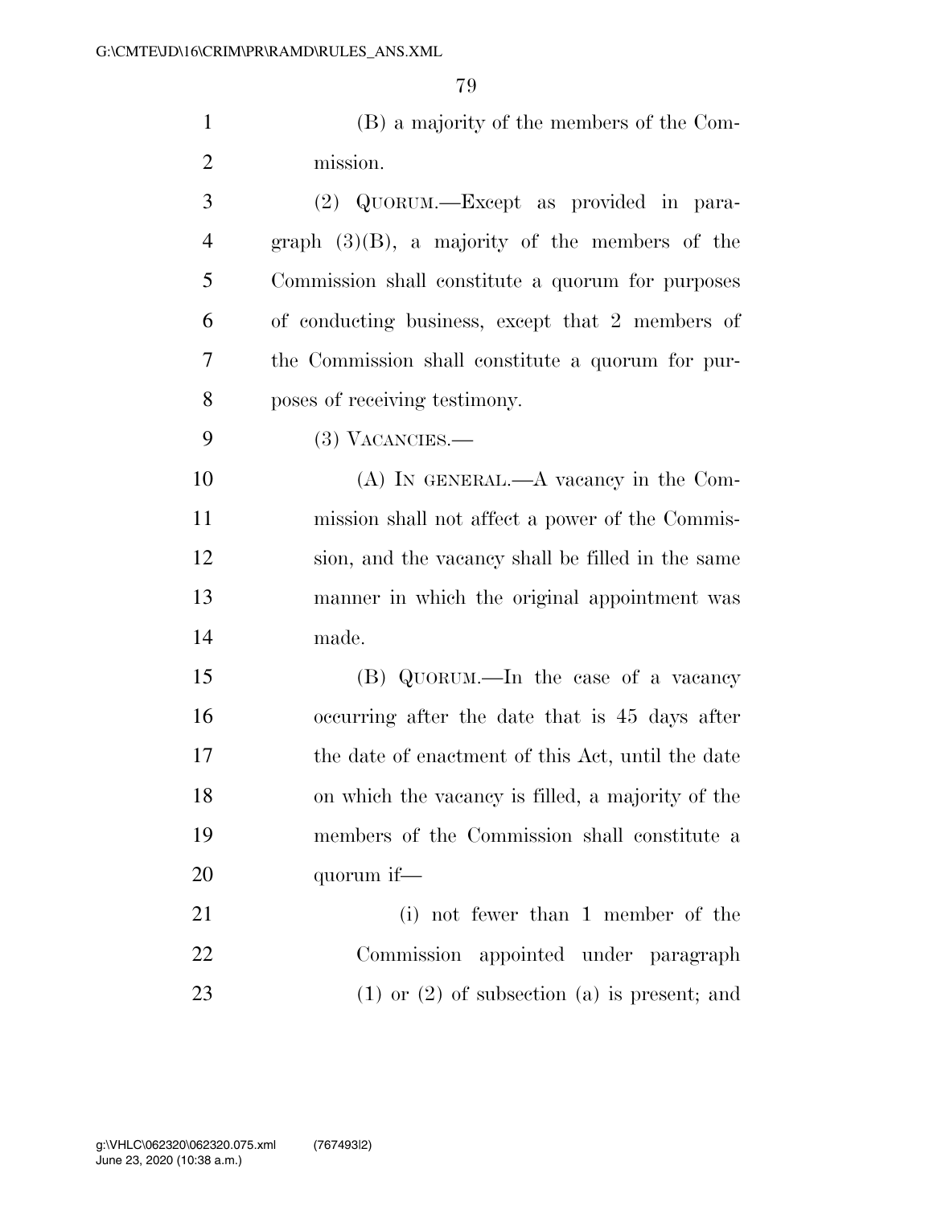(B) a majority of the members of the Commission.

(2) QUORUM.—Except as provided in paragraph (3)(B), a majority of the members of the Commission shall constitute a quorum for purposes of conducting business, except that 2 members of the Commission shall constitute a quorum for purposes of receiving testimony.

(3) VACANCIES.—

(A) IN GENERAL.—A vacancy in the Commission shall not affect a power of the Commission, and the vacancy shall be filled in the same manner in which the original appointment was made.

(B) QUORUM.—In the case of a vacancy occurring after the date that is 45 days after the date of enactment of this Act, until the date on which the vacancy is filled, a majority of the members of the Commission shall constitute a quorum if—

(i) not fewer than 1 member of the Commission appointed under paragraph (1) or (2) of subsection (a) is present; and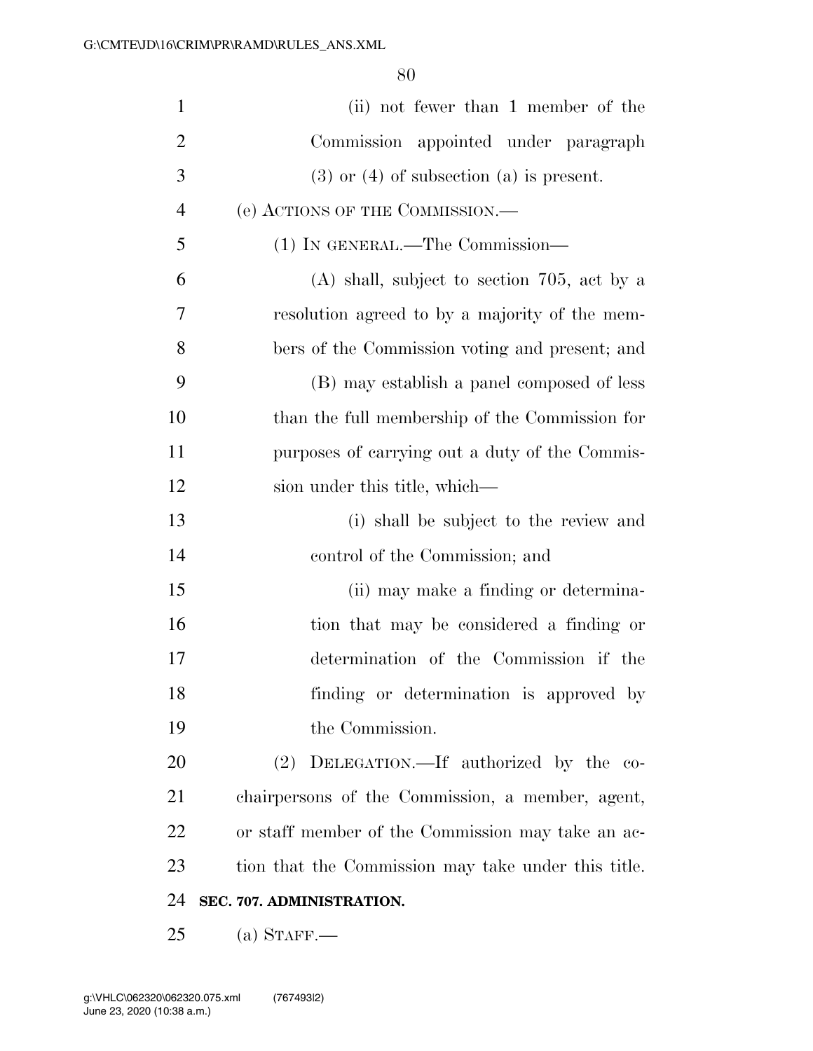(ii) not fewer than 1 member of the Commission appointed under paragraph (3) or (4) of subsection (a) is present.

(e) ACTIONS OF THE COMMISSION.—

(1) IN GENERAL.—The Commission—

(A) shall, subject to section 705, act by a resolution agreed to by a majority of the members of the Commission voting and present; and

(B) may establish a panel composed of less than the full membership of the Commission for purposes of carrying out a duty of the Commission under this title, which—

(i) shall be subject to the review and control of the Commission; and

(ii) may make a finding or determination that may be considered a finding or determination of the Commission if the finding or determination is approved by the Commission.

(2) DELEGATION.—If authorized by the co-chairpersons of the Commission, a member, agent, or staff member of the Commission may take an action that the Commission may take under this title.

**SEC. 707. ADMINISTRATION.**

(a) STAFF.—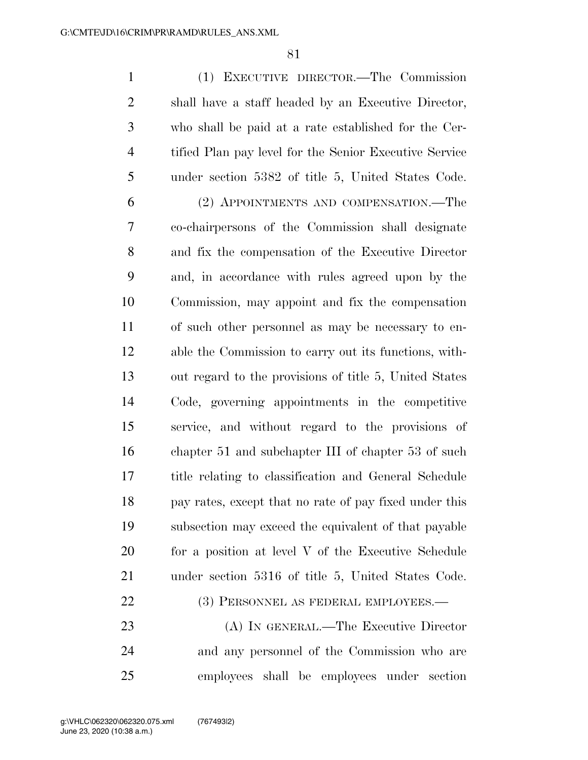(1) EXECUTIVE DIRECTOR.—The Commission shall have a staff headed by an Executive Director, who shall be paid at a rate established for the Certified Plan pay level for the Senior Executive Service under section 5382 of title 5, United States Code.

(2) APPOINTMENTS AND COMPENSATION.—The co-chairpersons of the Commission shall designate and fix the compensation of the Executive Director and, in accordance with rules agreed upon by the Commission, may appoint and fix the compensation of such other personnel as may be necessary to enable the Commission to carry out its functions, without regard to the provisions of title 5, United States Code, governing appointments in the competitive service, and without regard to the provisions of chapter 51 and subchapter III of chapter 53 of such title relating to classification and General Schedule pay rates, except that no rate of pay fixed under this subsection may exceed the equivalent of that payable for a position at level V of the Executive Schedule under section 5316 of title 5, United States Code.

(3) PERSONNEL AS FEDERAL EMPLOYEES.—

(A) IN GENERAL.—The Executive Director and any personnel of the Commission who are employees shall be employees under section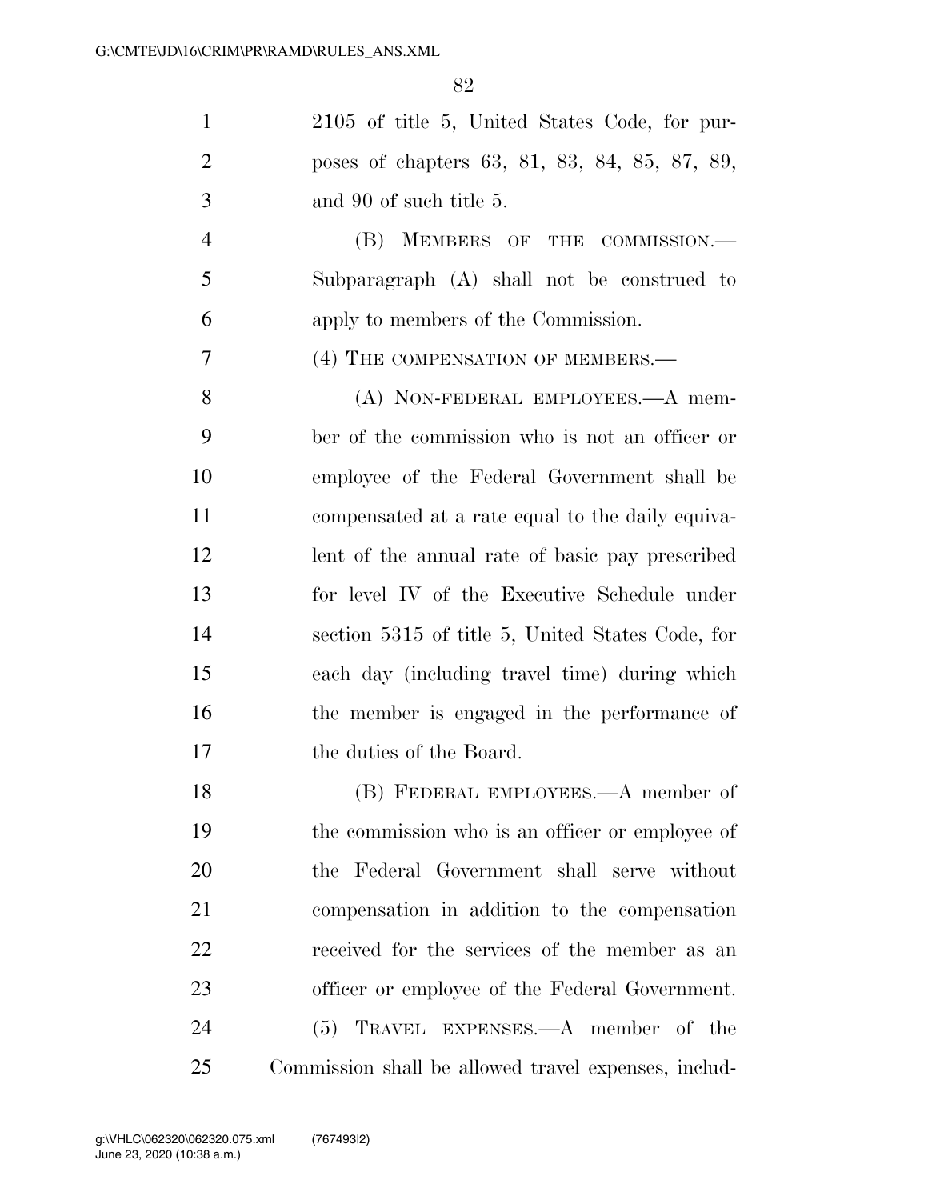2105 of title 5, United States Code, for purposes of chapters 63, 81, 83, 84, 85, 87, 89, and 90 of such title 5.

(B) MEMBERS OF THE COMMISSION.—Subparagraph (A) shall not be construed to apply to members of the Commission.

(4) THE COMPENSATION OF MEMBERS.—

(A) NON-FEDERAL EMPLOYEES.—A member of the commission who is not an officer or employee of the Federal Government shall be compensated at a rate equal to the daily equivalent of the annual rate of basic pay prescribed for level IV of the Executive Schedule under section 5315 of title 5, United States Code, for each day (including travel time) during which the member is engaged in the performance of the duties of the Board.

(B) FEDERAL EMPLOYEES.—A member of the commission who is an officer or employee of the Federal Government shall serve without compensation in addition to the compensation received for the services of the member as an officer or employee of the Federal Government.

(5) TRAVEL EXPENSES.—A member of the Commission shall be allowed travel expenses, includ-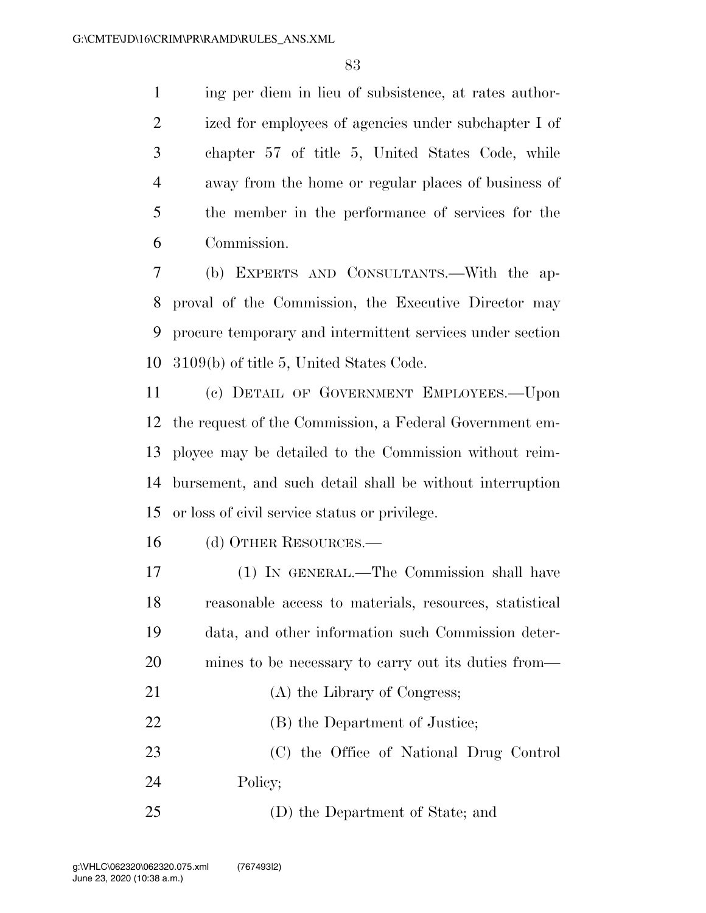ing per diem in lieu of subsistence, at rates authorized for employees of agencies under subchapter I of chapter 57 of title 5, United States Code, while away from the home or regular places of business of the member in the performance of services for the Commission.

(b) EXPERTS AND CONSULTANTS.—With the approval of the Commission, the Executive Director may procure temporary and intermittent services under section 3109(b) of title 5, United States Code.

(c) DETAIL OF GOVERNMENT EMPLOYEES.—Upon the request of the Commission, a Federal Government employee may be detailed to the Commission without reimbursement, and such detail shall be without interruption or loss of civil service status or privilege.

(d) OTHER RESOURCES.—

(1) IN GENERAL.—The Commission shall have reasonable access to materials, resources, statistical data, and other information such Commission determines to be necessary to carry out its duties from—

(A) the Library of Congress;

(B) the Department of Justice;

(C) the Office of National Drug Control Policy;

(D) the Department of State; and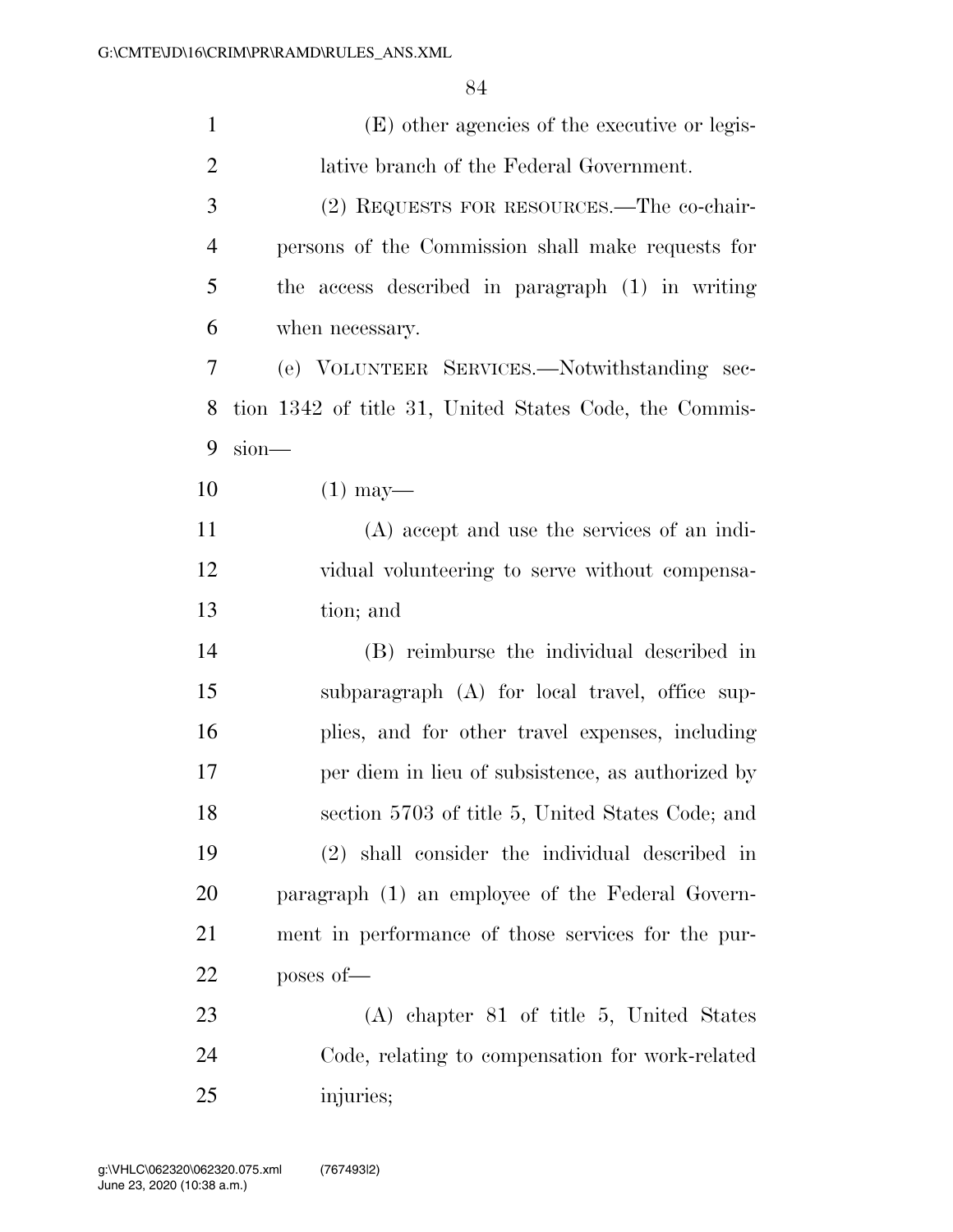(E) other agencies of the executive or legislative branch of the Federal Government.

(2) REQUESTS FOR RESOURCES.—The co-chairpersons of the Commission shall make requests for the access described in paragraph (1) in writing when necessary.

(e) VOLUNTEER SERVICES.—Notwithstanding section 1342 of title 31, United States Code, the Commission—

(1) may—

(A) accept and use the services of an individual volunteering to serve without compensation; and

(B) reimburse the individual described in subparagraph (A) for local travel, office supplies, and for other travel expenses, including per diem in lieu of subsistence, as authorized by section 5703 of title 5, United States Code; and

(2) shall consider the individual described in paragraph (1) an employee of the Federal Government in performance of those services for the purposes of—

(A) chapter 81 of title 5, United States Code, relating to compensation for work-related injuries;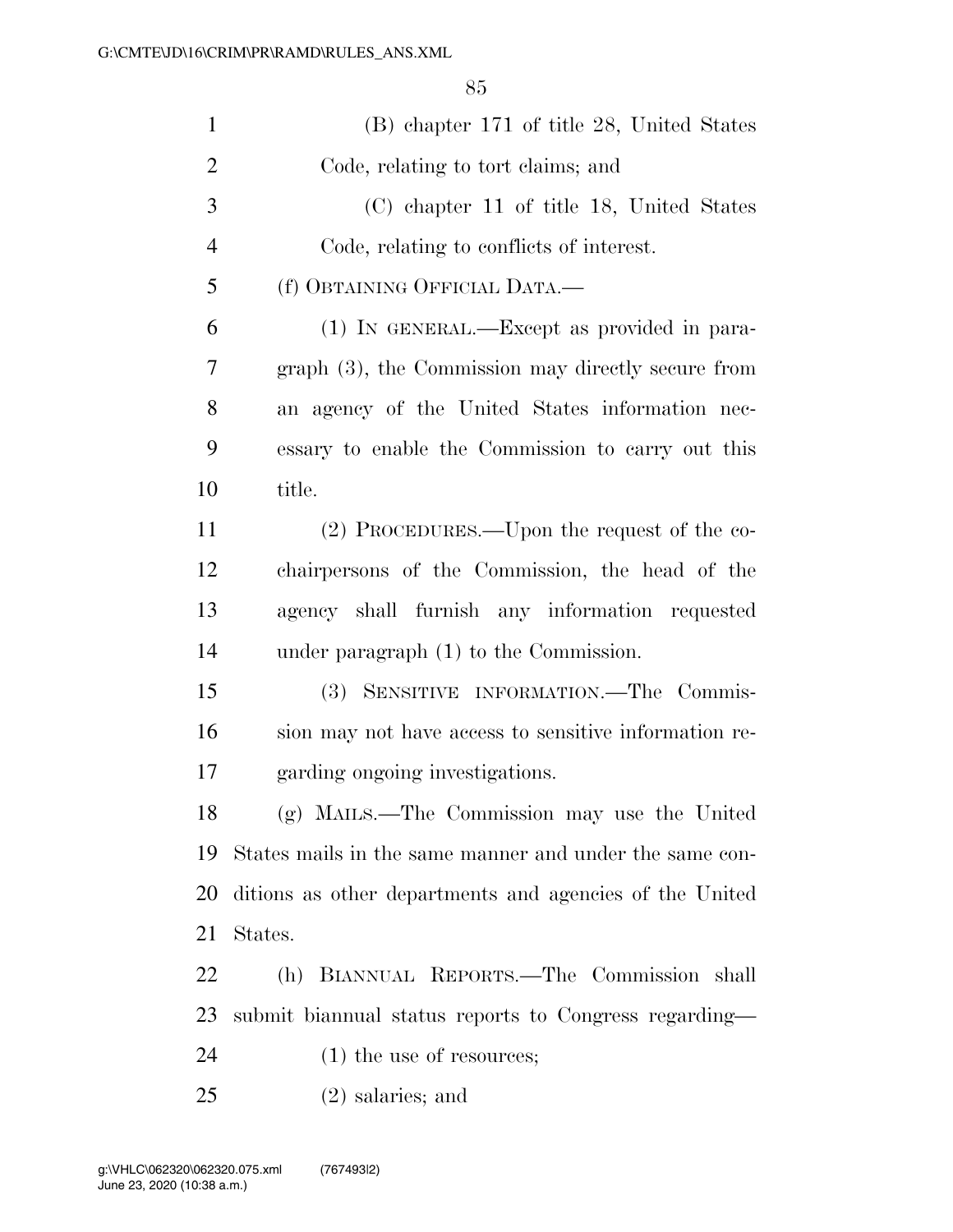(B) chapter 171 of title 28, United States Code, relating to tort claims; and

(C) chapter 11 of title 18, United States Code, relating to conflicts of interest.

(f) OBTAINING OFFICIAL DATA.—

(1) IN GENERAL.—Except as provided in paragraph (3), the Commission may directly secure from an agency of the United States information necessary to enable the Commission to carry out this title.

(2) PROCEDURES.—Upon the request of the co-chairpersons of the Commission, the head of the agency shall furnish any information requested under paragraph (1) to the Commission.

(3) SENSITIVE INFORMATION.—The Commission may not have access to sensitive information regarding ongoing investigations.

(g) MAILS.—The Commission may use the United States mails in the same manner and under the same conditions as other departments and agencies of the United States.

(h) BIANNUAL REPORTS.—The Commission shall submit biannual status reports to Congress regarding—

(1) the use of resources;

(2) salaries; and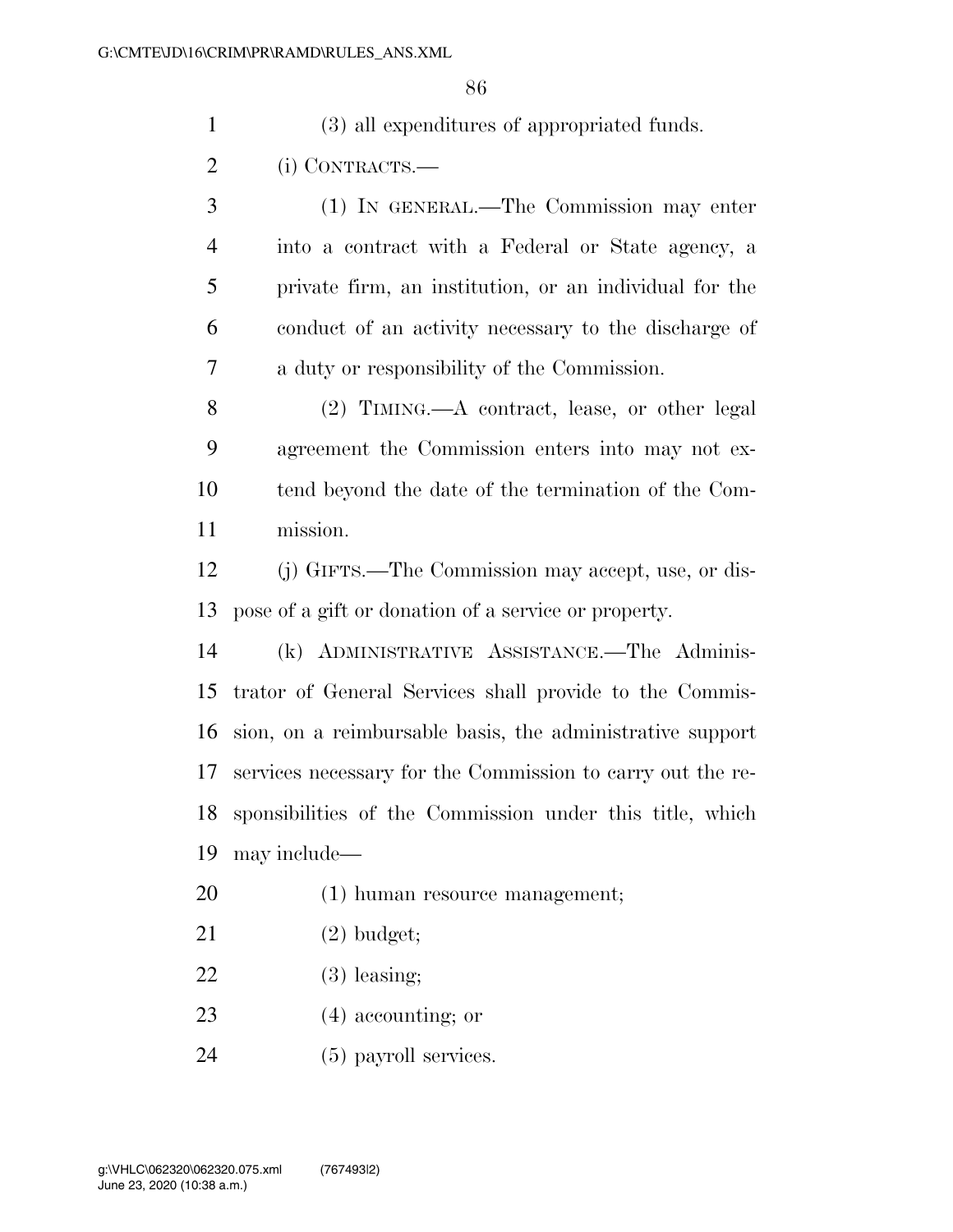(3) all expenditures of appropriated funds.

(i) CONTRACTS.—

(1) IN GENERAL.—The Commission may enter into a contract with a Federal or State agency, a private firm, an institution, or an individual for the conduct of an activity necessary to the discharge of a duty or responsibility of the Commission.

(2) TIMING.—A contract, lease, or other legal agreement the Commission enters into may not extend beyond the date of the termination of the Commission.

(j) GIFTS.—The Commission may accept, use, or dispose of a gift or donation of a service or property.

(k) ADMINISTRATIVE ASSISTANCE.—The Administrator of General Services shall provide to the Commission, on a reimbursable basis, the administrative support services necessary for the Commission to carry out the responsibilities of the Commission under this title, which may include—

(1) human resource management;

(2) budget;

(3) leasing;

(4) accounting; or

(5) payroll services.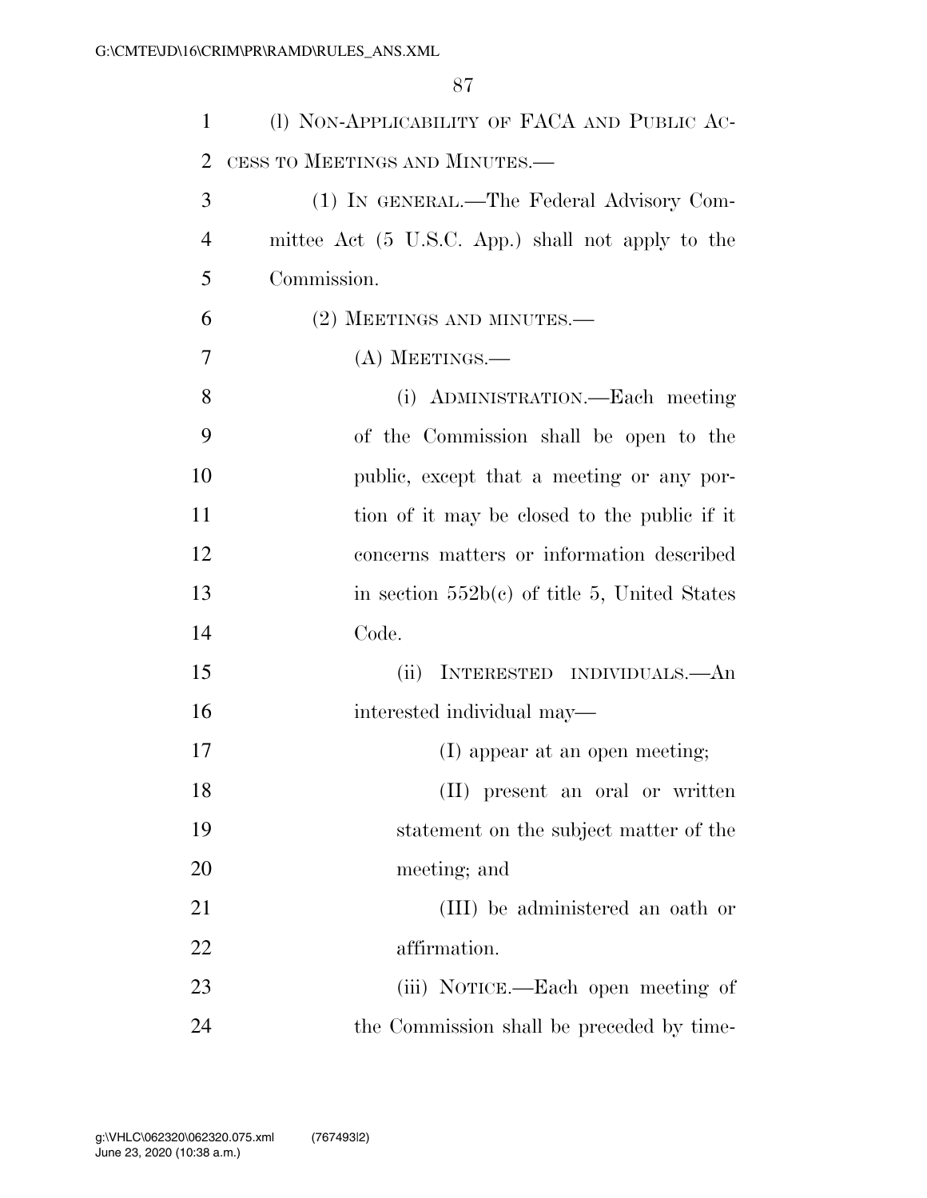(l) NON-APPLICABILITY OF FACA AND PUBLIC ACCESS TO MEETINGS AND MINUTES.—

(1) IN GENERAL.—The Federal Advisory Committee Act (5 U.S.C. App.) shall not apply to the Commission.

(2) MEETINGS AND MINUTES.—

(A) MEETINGS.—

(i) ADMINISTRATION.—Each meeting of the Commission shall be open to the public, except that a meeting or any portion of it may be closed to the public if it concerns matters or information described in section 552b(c) of title 5, United States Code.

(ii) INTERESTED INDIVIDUALS.—An interested individual may—

(I) appear at an open meeting;

(II) present an oral or written statement on the subject matter of the meeting; and

(III) be administered an oath or affirmation.

(iii) NOTICE.—Each open meeting of the Commission shall be preceded by time-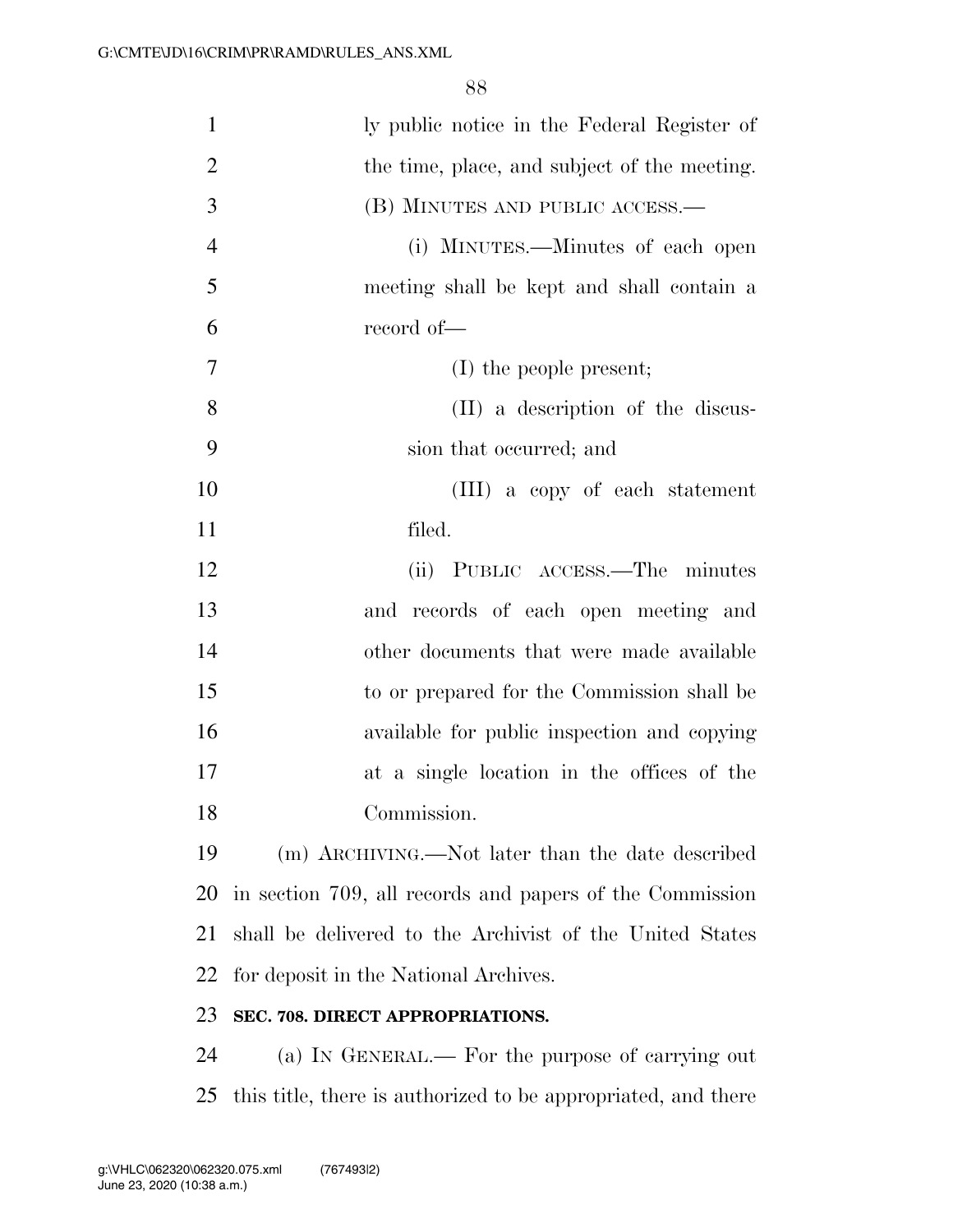ly public notice in the Federal Register of the time, place, and subject of the meeting.

(B) MINUTES AND PUBLIC ACCESS.—

(i) MINUTES.—Minutes of each open meeting shall be kept and shall contain a record of—

(I) the people present;

(II) a description of the discussion that occurred; and

(III) a copy of each statement filed.

(ii) PUBLIC ACCESS.—The minutes and records of each open meeting and other documents that were made available to or prepared for the Commission shall be available for public inspection and copying at a single location in the offices of the Commission.

(m) ARCHIVING.—Not later than the date described in section 709, all records and papers of the Commission shall be delivered to the Archivist of the United States for deposit in the National Archives.

**SEC. 708. DIRECT APPROPRIATIONS.**

(a) IN GENERAL.— For the purpose of carrying out this title, there is authorized to be appropriated, and there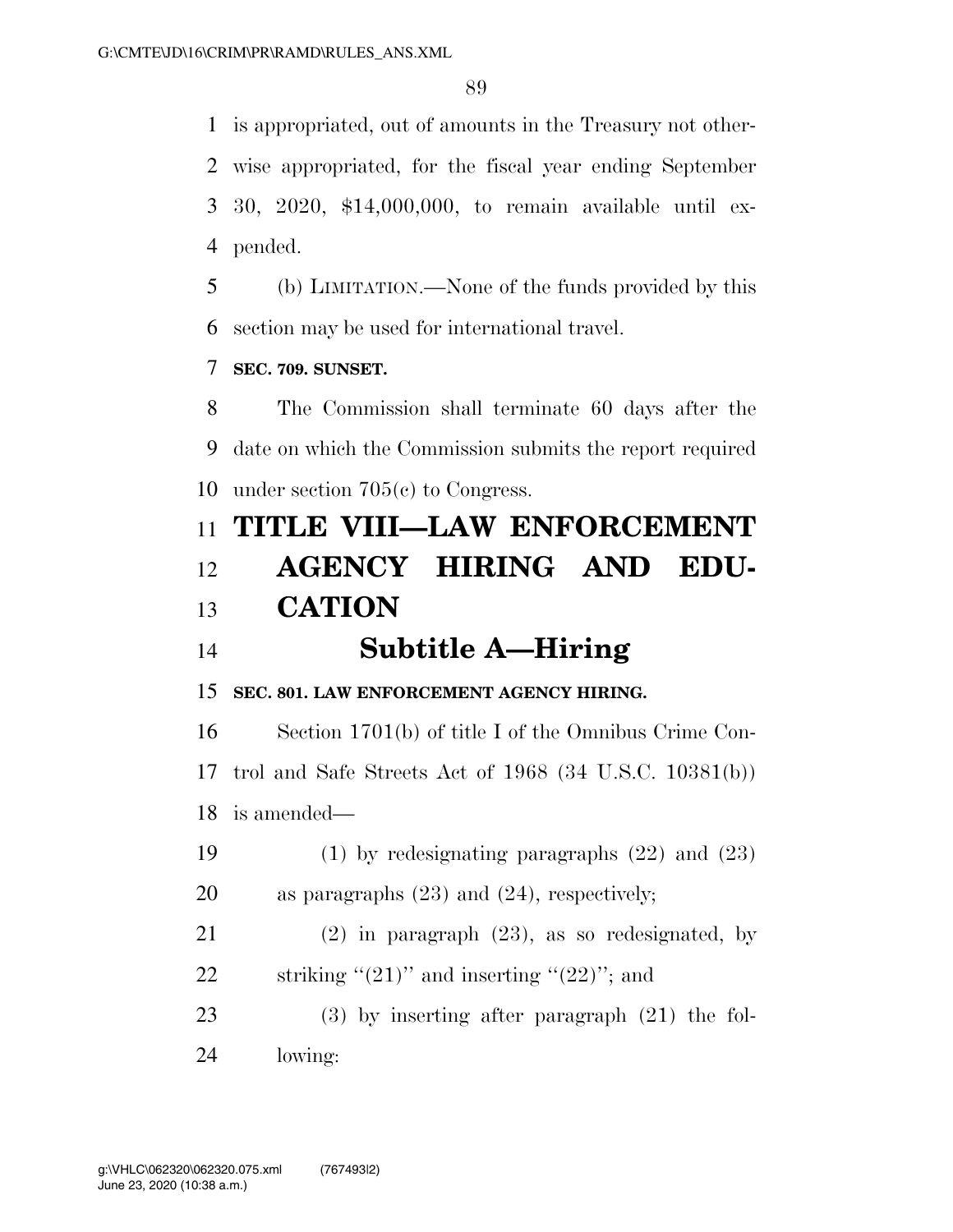is appropriated, out of amounts in the Treasury not otherwise appropriated, for the fiscal year ending September 30, 2020, $14,000,000, to remain available until expended.

(b) LIMITATION.—None of the funds provided by this section may be used for international travel.

**SEC. 709. SUNSET.**

The Commission shall terminate 60 days after the date on which the Commission submits the report required under section 705(c) to Congress.

# TITLE VIII—LAW ENFORCEMENT AGENCY HIRING AND EDUCATION

## Subtitle A—Hiring

**SEC. 801. LAW ENFORCEMENT AGENCY HIRING.**

Section 1701(b) of title I of the Omnibus Crime Control and Safe Streets Act of 1968 (34 U.S.C. 10381(b)) is amended—

(1) by redesignating paragraphs (22) and (23) as paragraphs (23) and (24), respectively;

(2) in paragraph (23), as so redesignated, by striking "(21)" and inserting "(22)"; and

(3) by inserting after paragraph (21) the following: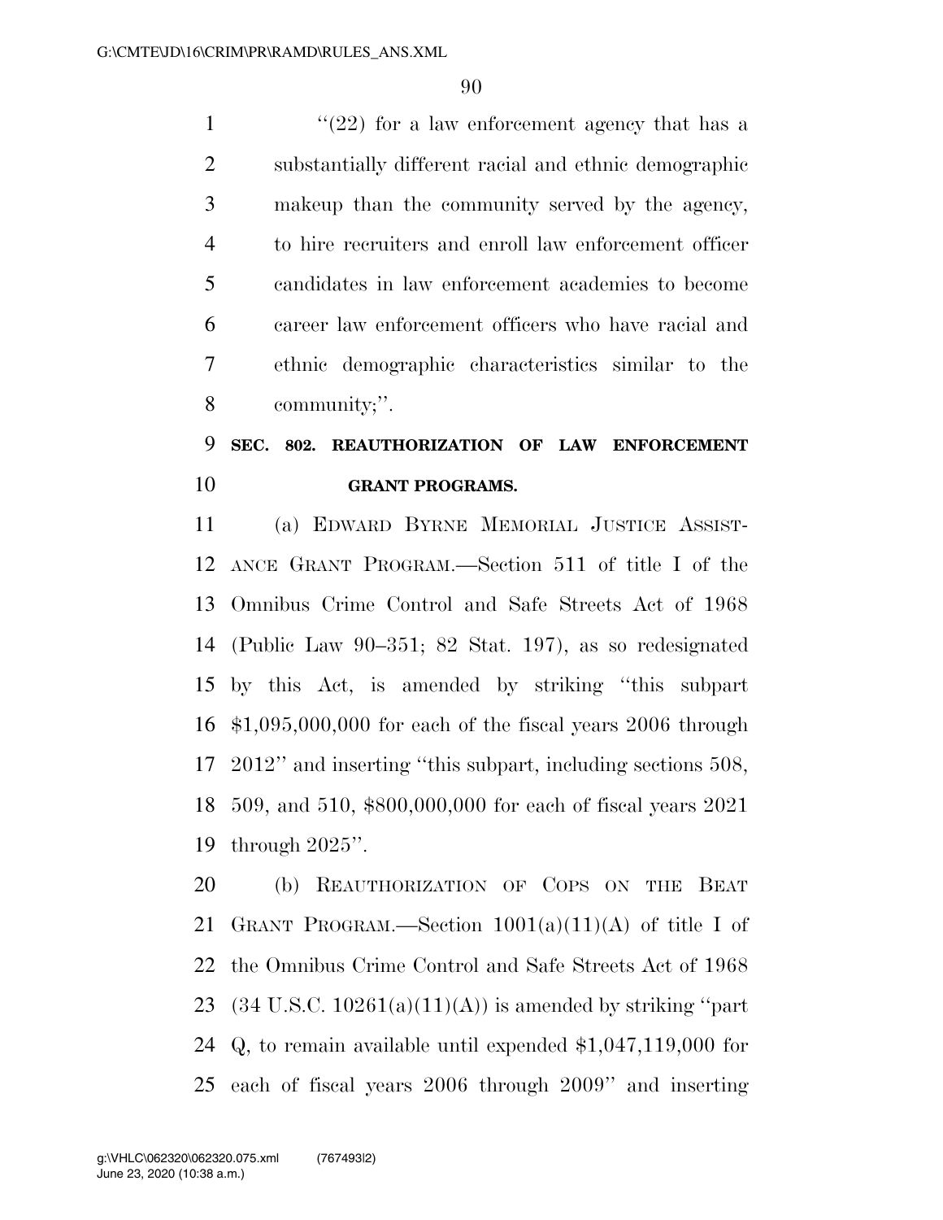"(22) for a law enforcement agency that has a substantially different racial and ethnic demographic makeup than the community served by the agency, to hire recruiters and enroll law enforcement officer candidates in law enforcement academies to become career law enforcement officers who have racial and ethnic demographic characteristics similar to the community;".

**SEC. 802. REAUTHORIZATION OF LAW ENFORCEMENT GRANT PROGRAMS.**

(a) EDWARD BYRNE MEMORIAL JUSTICE ASSISTANCE GRANT PROGRAM.—Section 511 of title I of the Omnibus Crime Control and Safe Streets Act of 1968 (Public Law 90–351; 82 Stat. 197), as so redesignated by this Act, is amended by striking "this subpart $1,095,000,000 for each of the fiscal years 2006 through 2012" and inserting "this subpart, including sections 508, 509, and 510, $800,000,000 for each of fiscal years 2021 through 2025".

(b) REAUTHORIZATION OF COPS ON THE BEAT GRANT PROGRAM.—Section 1001(a)(11)(A) of title I of the Omnibus Crime Control and Safe Streets Act of 1968 (34 U.S.C. 10261(a)(11)(A)) is amended by striking "part Q, to remain available until expended $1,047,119,000 for each of fiscal years 2006 through 2009" and inserting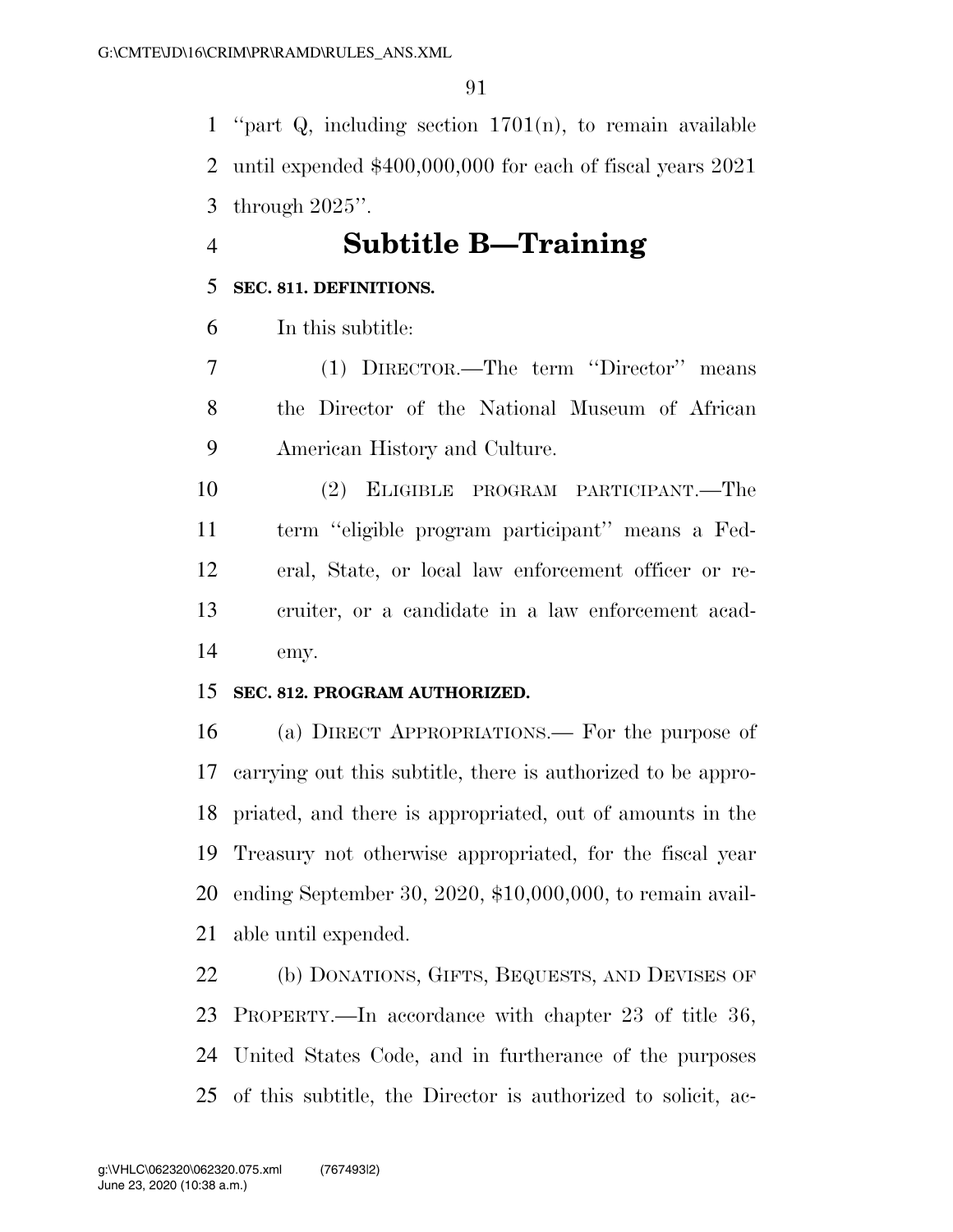"part Q, including section 1701(n), to remain available until expended $400,000,000 for each of fiscal years 2021 through 2025".

## Subtitle B—Training

**SEC. 811. DEFINITIONS.**

In this subtitle:

(1) DIRECTOR.—The term "Director" means the Director of the National Museum of African American History and Culture.

(2) ELIGIBLE PROGRAM PARTICIPANT.—The term "eligible program participant" means a Federal, State, or local law enforcement officer or recruiter, or a candidate in a law enforcement academy.

**SEC. 812. PROGRAM AUTHORIZED.**

(a) DIRECT APPROPRIATIONS.— For the purpose of carrying out this subtitle, there is authorized to be appropriated, and there is appropriated, out of amounts in the Treasury not otherwise appropriated, for the fiscal year ending September 30, 2020, $10,000,000, to remain available until expended.

(b) DONATIONS, GIFTS, BEQUESTS, AND DEVISES OF PROPERTY.—In accordance with chapter 23 of title 36, United States Code, and in furtherance of the purposes of this subtitle, the Director is authorized to solicit, ac-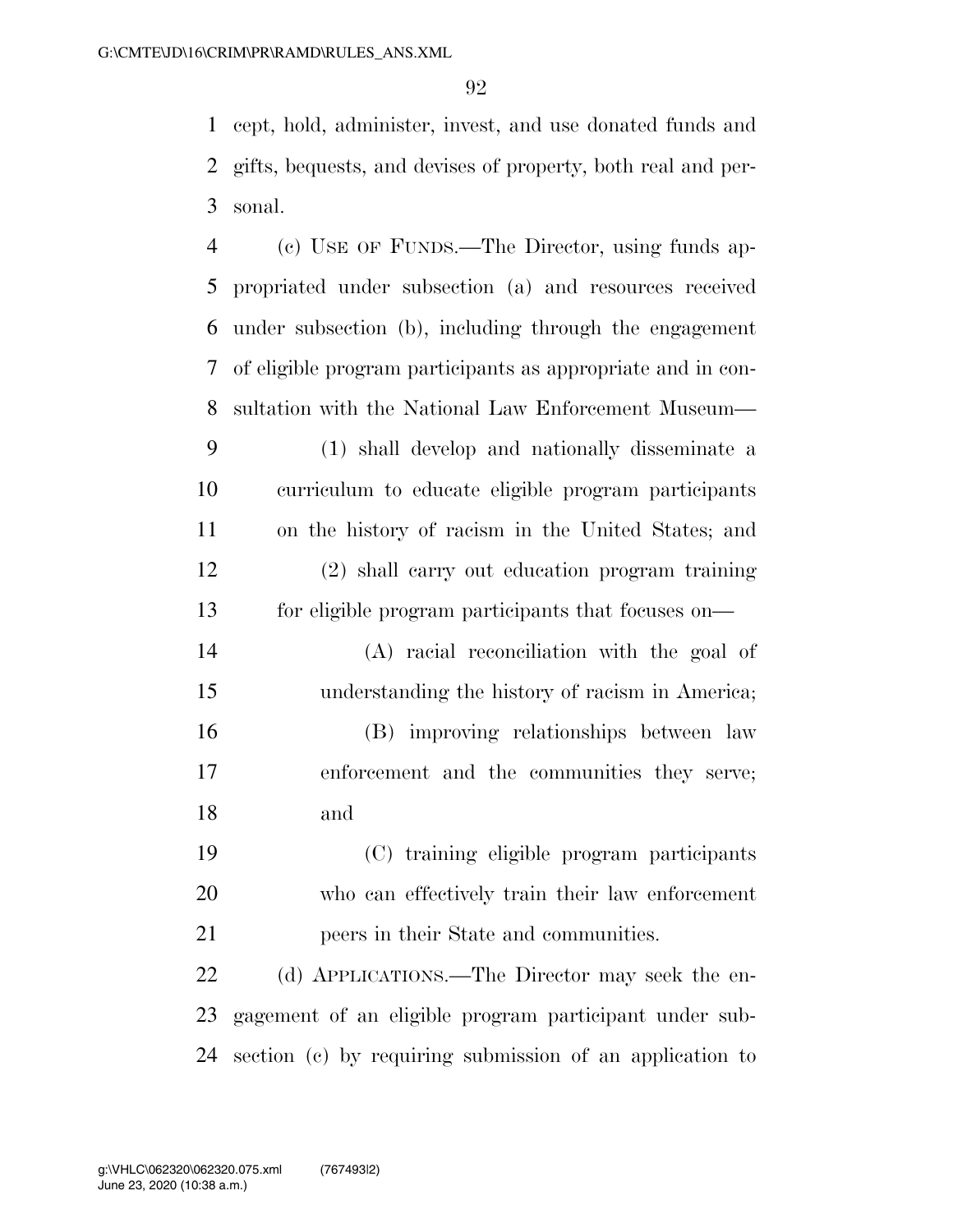cept, hold, administer, invest, and use donated funds and gifts, bequests, and devises of property, both real and personal.

(c) USE OF FUNDS.—The Director, using funds appropriated under subsection (a) and resources received under subsection (b), including through the engagement of eligible program participants as appropriate and in consultation with the National Law Enforcement Museum—

(1) shall develop and nationally disseminate a curriculum to educate eligible program participants on the history of racism in the United States; and

(2) shall carry out education program training for eligible program participants that focuses on—

(A) racial reconciliation with the goal of understanding the history of racism in America;

(B) improving relationships between law enforcement and the communities they serve; and

(C) training eligible program participants who can effectively train their law enforcement peers in their State and communities.

(d) APPLICATIONS.—The Director may seek the engagement of an eligible program participant under subsection (c) by requiring submission of an application to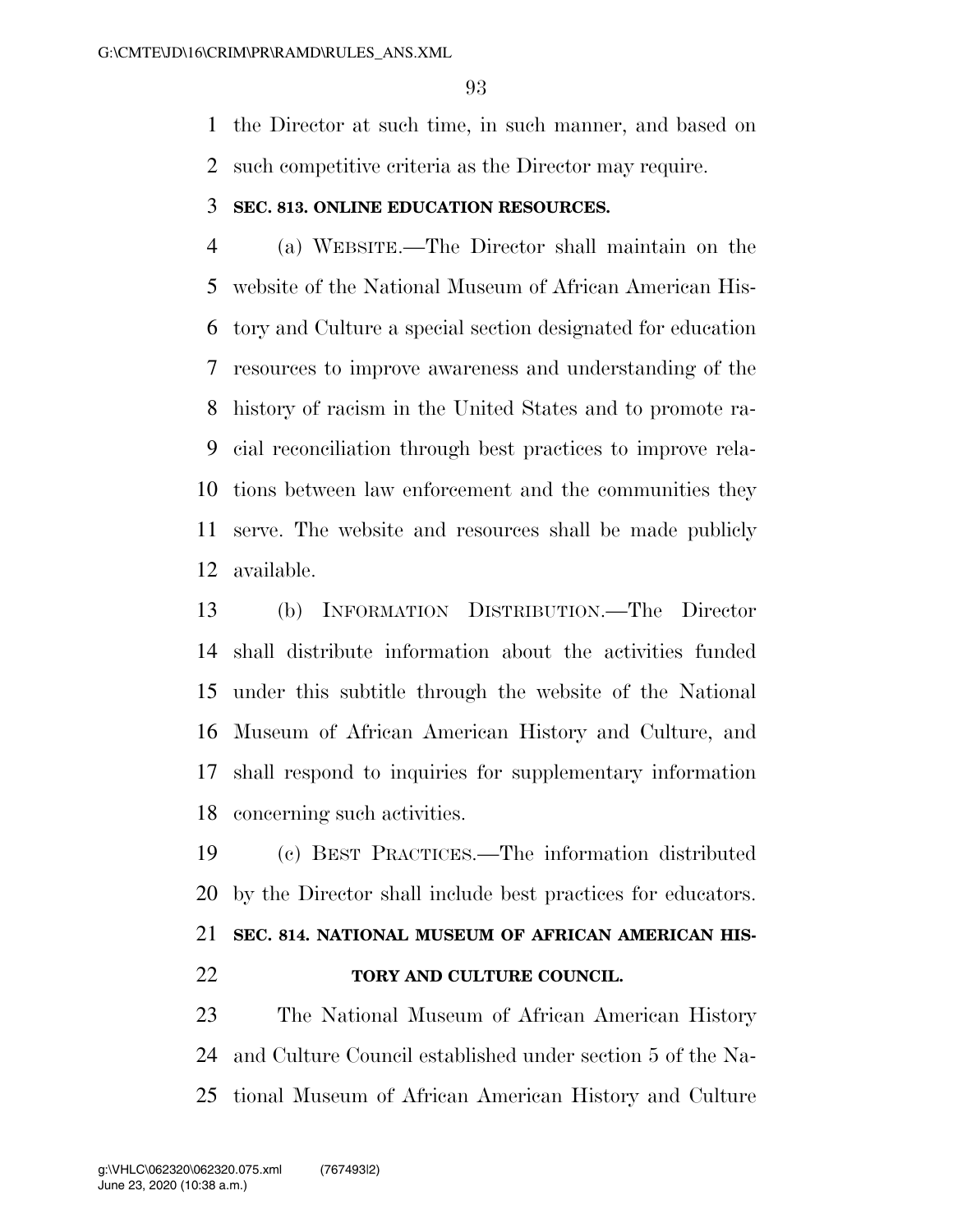the Director at such time, in such manner, and based on such competitive criteria as the Director may require.

**SEC. 813. ONLINE EDUCATION RESOURCES.**

(a) WEBSITE.—The Director shall maintain on the website of the National Museum of African American History and Culture a special section designated for education resources to improve awareness and understanding of the history of racism in the United States and to promote racial reconciliation through best practices to improve relations between law enforcement and the communities they serve. The website and resources shall be made publicly available.

(b) INFORMATION DISTRIBUTION.—The Director shall distribute information about the activities funded under this subtitle through the website of the National Museum of African American History and Culture, and shall respond to inquiries for supplementary information concerning such activities.

(c) BEST PRACTICES.—The information distributed by the Director shall include best practices for educators.

**SEC. 814. NATIONAL MUSEUM OF AFRICAN AMERICAN HISTORY AND CULTURE COUNCIL.**

The National Museum of African American History and Culture Council established under section 5 of the National Museum of African American History and Culture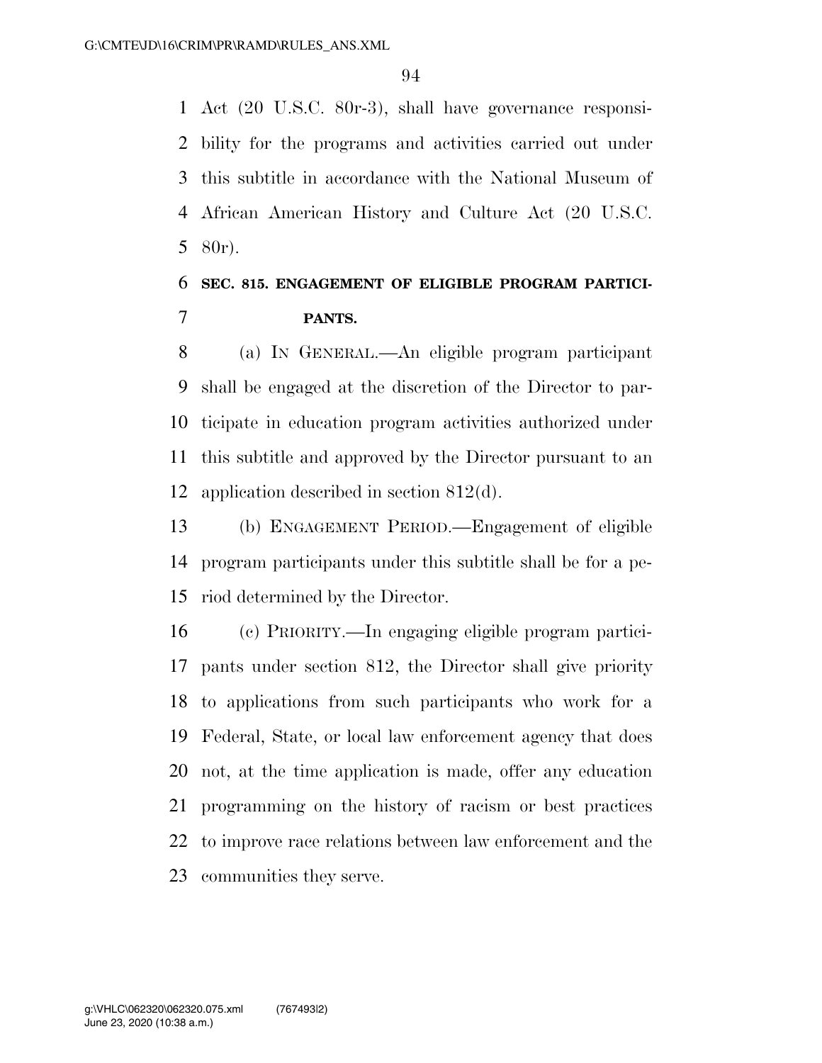Act (20 U.S.C. 80r-3), shall have governance responsibility for the programs and activities carried out under this subtitle in accordance with the National Museum of African American History and Culture Act (20 U.S.C. 80r).

### SEC. 815. ENGAGEMENT OF ELIGIBLE PROGRAM PARTICIPANTS.

(a) IN GENERAL.—An eligible program participant shall be engaged at the discretion of the Director to participate in education program activities authorized under this subtitle and approved by the Director pursuant to an application described in section 812(d).

(b) ENGAGEMENT PERIOD.—Engagement of eligible program participants under this subtitle shall be for a period determined by the Director.

(c) PRIORITY.—In engaging eligible program participants under section 812, the Director shall give priority to applications from such participants who work for a Federal, State, or local law enforcement agency that does not, at the time application is made, offer any education programming on the history of racism or best practices to improve race relations between law enforcement and the communities they serve.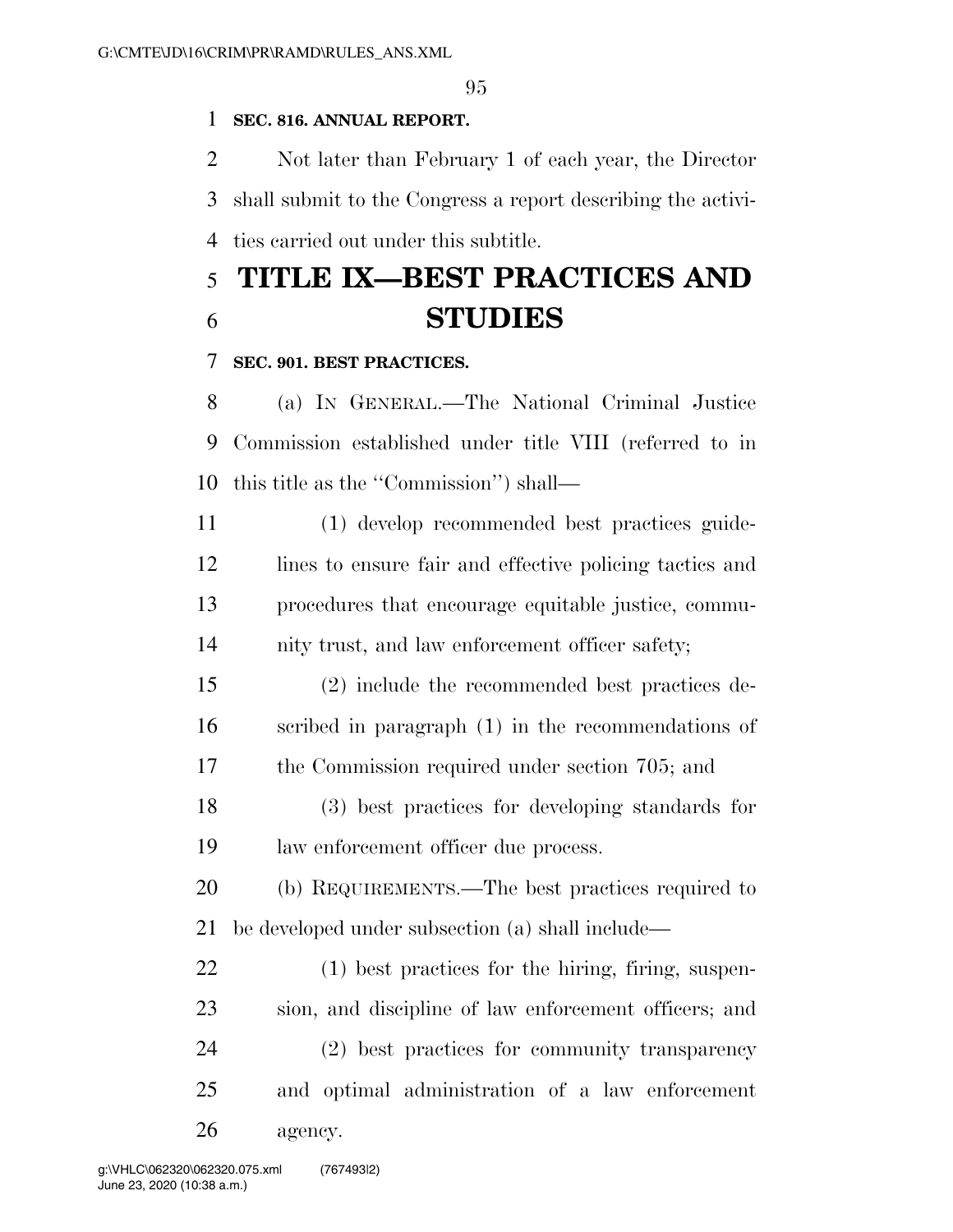**SEC. 816. ANNUAL REPORT.**

Not later than February 1 of each year, the Director shall submit to the Congress a report describing the activities carried out under this subtitle.

# TITLE IX—BEST PRACTICES AND STUDIES

**SEC. 901. BEST PRACTICES.**

(a) IN GENERAL.—The National Criminal Justice Commission established under title VIII (referred to in this title as the ''Commission'') shall—

(1) develop recommended best practices guidelines to ensure fair and effective policing tactics and procedures that encourage equitable justice, community trust, and law enforcement officer safety;

(2) include the recommended best practices described in paragraph (1) in the recommendations of the Commission required under section 705; and

(3) best practices for developing standards for law enforcement officer due process.

(b) REQUIREMENTS.—The best practices required to be developed under subsection (a) shall include—

(1) best practices for the hiring, firing, suspension, and discipline of law enforcement officers; and

(2) best practices for community transparency and optimal administration of a law enforcement agency.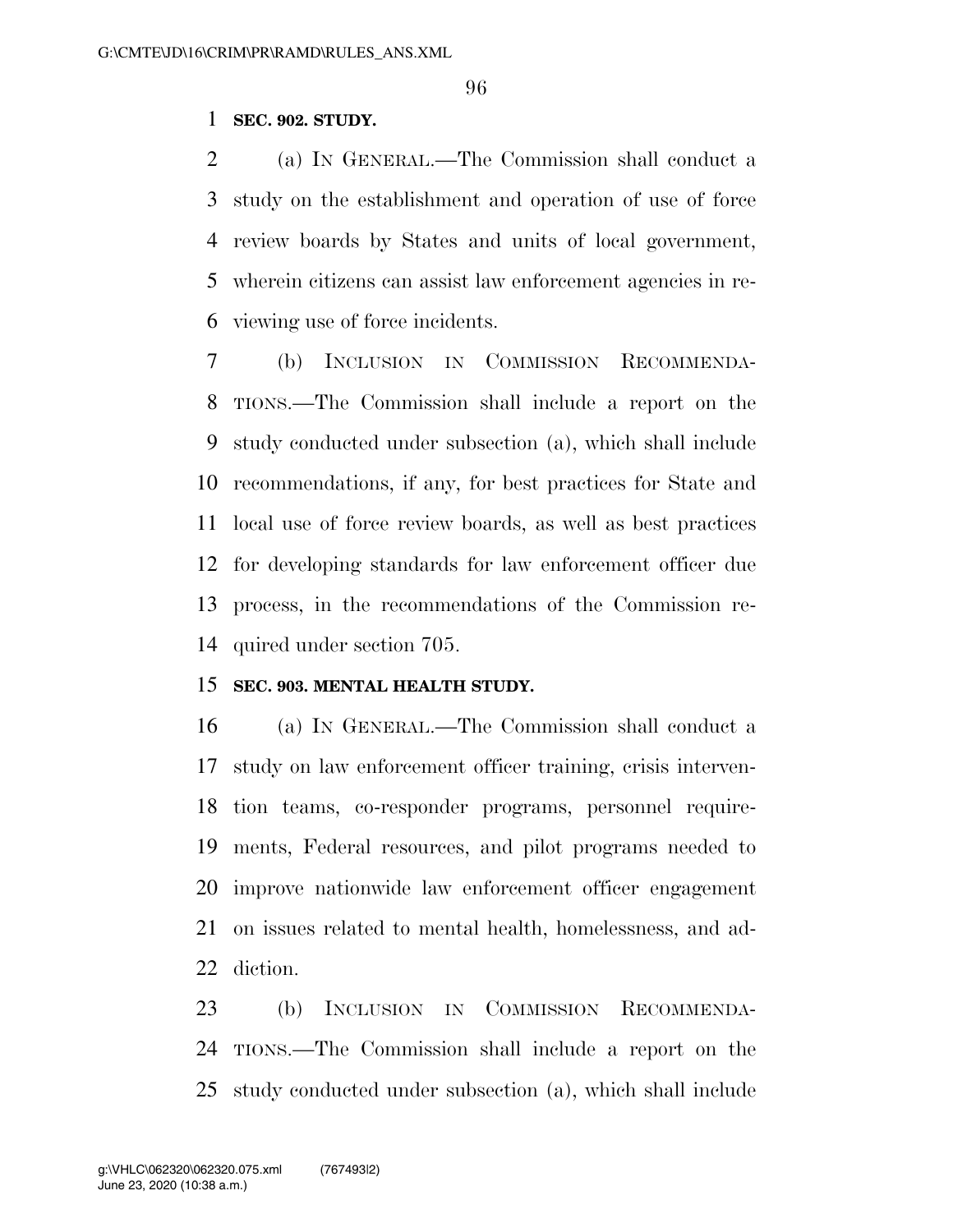**SEC. 902. STUDY.**

(a) IN GENERAL.—The Commission shall conduct a study on the establishment and operation of use of force review boards by States and units of local government, wherein citizens can assist law enforcement agencies in reviewing use of force incidents.

(b) INCLUSION IN COMMISSION RECOMMENDATIONS.—The Commission shall include a report on the study conducted under subsection (a), which shall include recommendations, if any, for best practices for State and local use of force review boards, as well as best practices for developing standards for law enforcement officer due process, in the recommendations of the Commission required under section 705.

**SEC. 903. MENTAL HEALTH STUDY.**

(a) IN GENERAL.—The Commission shall conduct a study on law enforcement officer training, crisis intervention teams, co-responder programs, personnel requirements, Federal resources, and pilot programs needed to improve nationwide law enforcement officer engagement on issues related to mental health, homelessness, and addiction.

(b) INCLUSION IN COMMISSION RECOMMENDATIONS.—The Commission shall include a report on the study conducted under subsection (a), which shall include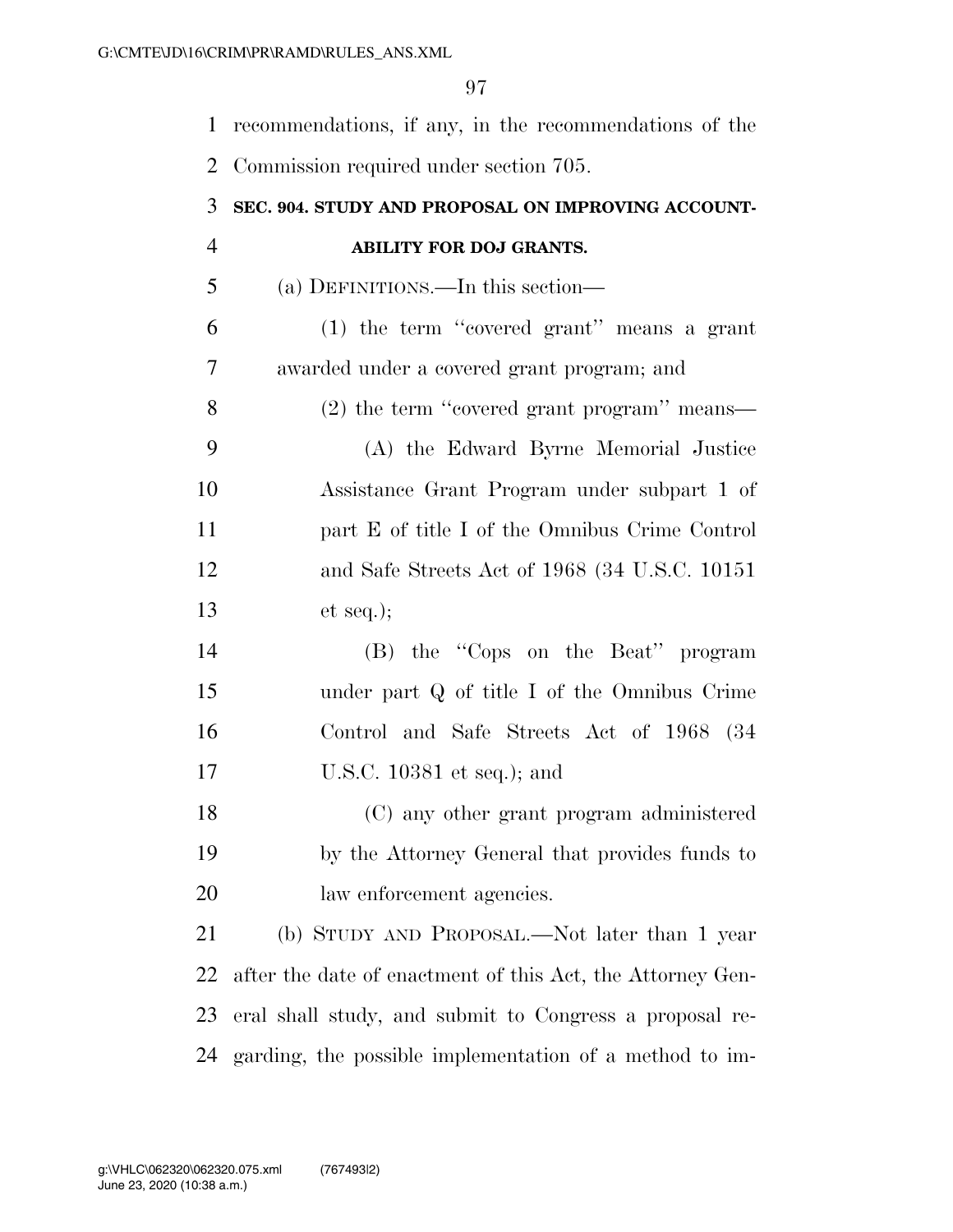recommendations, if any, in the recommendations of the Commission required under section 705.

**SEC. 904. STUDY AND PROPOSAL ON IMPROVING ACCOUNTABILITY FOR DOJ GRANTS.**

(a) DEFINITIONS.—In this section—

(1) the term "covered grant" means a grant awarded under a covered grant program; and

(2) the term "covered grant program" means—

(A) the Edward Byrne Memorial Justice Assistance Grant Program under subpart 1 of part E of title I of the Omnibus Crime Control and Safe Streets Act of 1968 (34 U.S.C. 10151 et seq.);

(B) the "Cops on the Beat" program under part Q of title I of the Omnibus Crime Control and Safe Streets Act of 1968 (34 U.S.C. 10381 et seq.); and

(C) any other grant program administered by the Attorney General that provides funds to law enforcement agencies.

(b) STUDY AND PROPOSAL.—Not later than 1 year after the date of enactment of this Act, the Attorney General shall study, and submit to Congress a proposal regarding, the possible implementation of a method to im-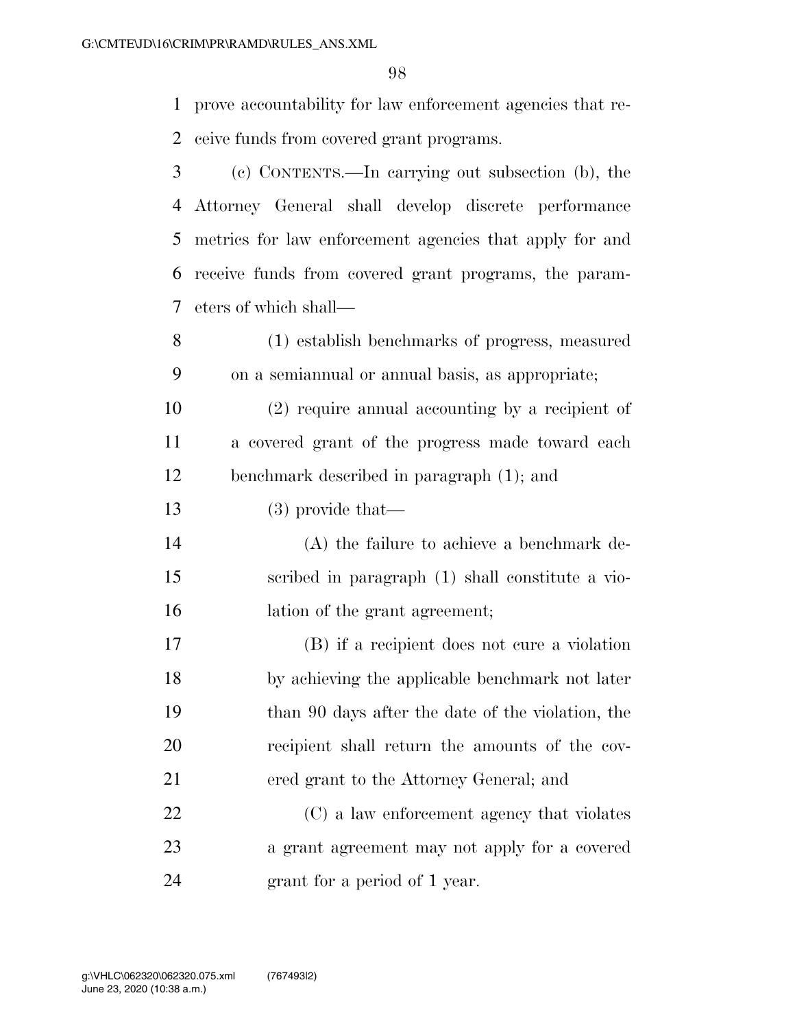prove accountability for law enforcement agencies that receive funds from covered grant programs.

(c) CONTENTS.—In carrying out subsection (b), the Attorney General shall develop discrete performance metrics for law enforcement agencies that apply for and receive funds from covered grant programs, the parameters of which shall—

(1) establish benchmarks of progress, measured on a semiannual or annual basis, as appropriate;

(2) require annual accounting by a recipient of a covered grant of the progress made toward each benchmark described in paragraph (1); and

(3) provide that—

(A) the failure to achieve a benchmark described in paragraph (1) shall constitute a violation of the grant agreement;

(B) if a recipient does not cure a violation by achieving the applicable benchmark not later than 90 days after the date of the violation, the recipient shall return the amounts of the covered grant to the Attorney General; and

(C) a law enforcement agency that violates a grant agreement may not apply for a covered grant for a period of 1 year.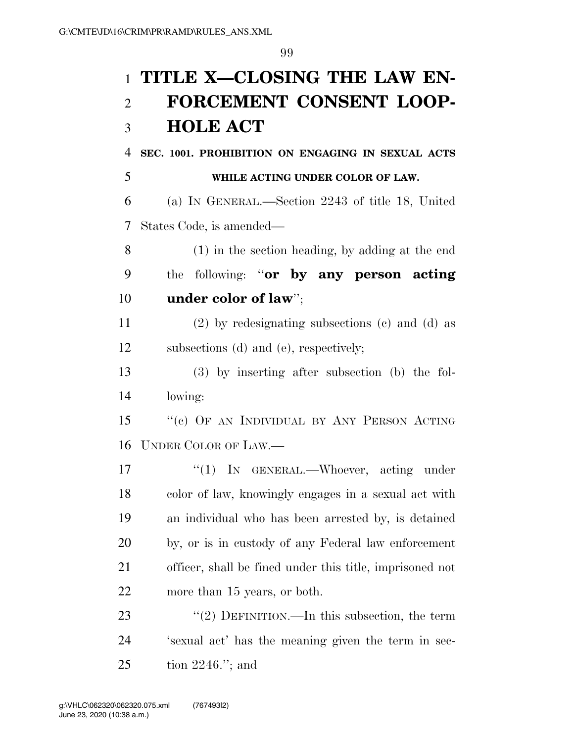# TITLE X—CLOSING THE LAW ENFORCEMENT CONSENT LOOPHOLE ACT

**SEC. 1001. PROHIBITION ON ENGAGING IN SEXUAL ACTS WHILE ACTING UNDER COLOR OF LAW.**

(a) IN GENERAL.—Section 2243 of title 18, United States Code, is amended—

(1) in the section heading, by adding at the end the following: "**or by any person acting under color of law**";

(2) by redesignating subsections (c) and (d) as subsections (d) and (e), respectively;

(3) by inserting after subsection (b) the following:

"(c) OF AN INDIVIDUAL BY ANY PERSON ACTING UNDER COLOR OF LAW.—

"(1) IN GENERAL.—Whoever, acting under color of law, knowingly engages in a sexual act with an individual who has been arrested by, is detained by, or is in custody of any Federal law enforcement officer, shall be fined under this title, imprisoned not more than 15 years, or both.

"(2) DEFINITION.—In this subsection, the term 'sexual act' has the meaning given the term in section 2246."; and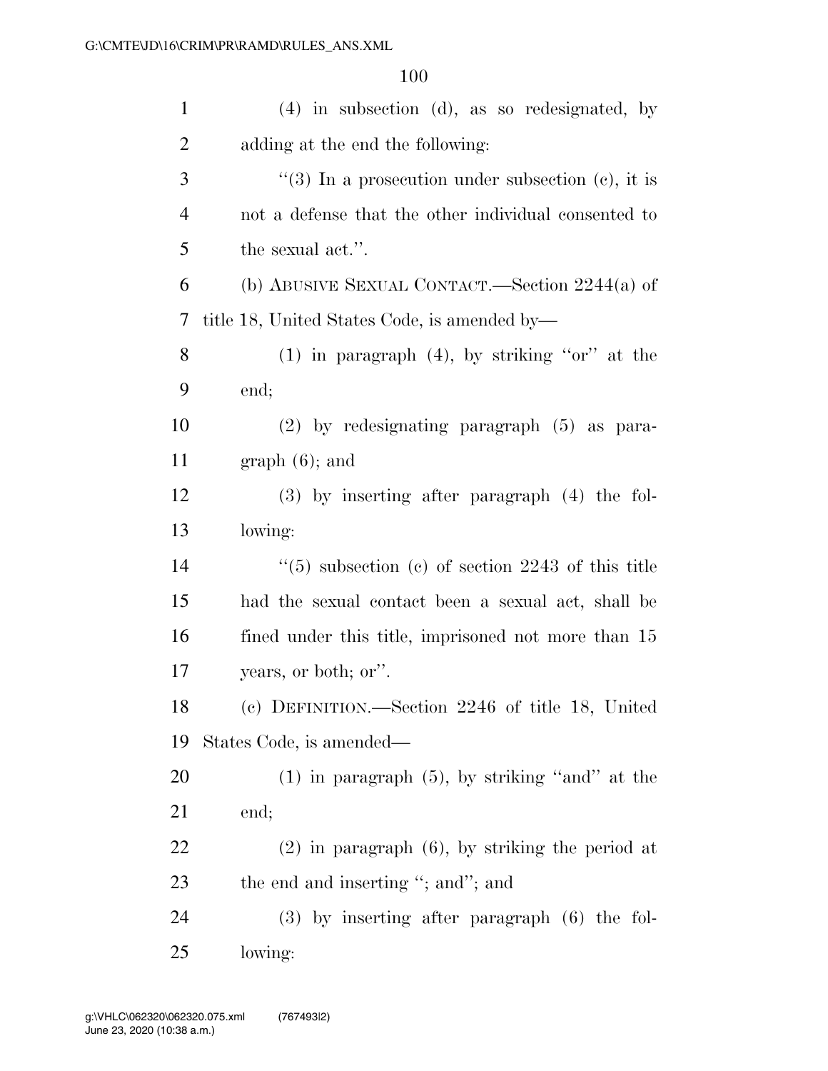(4) in subsection (d), as so redesignated, by adding at the end the following:

"(3) In a prosecution under subsection (c), it is not a defense that the other individual consented to the sexual act.".

(b) ABUSIVE SEXUAL CONTACT.—Section 2244(a) of title 18, United States Code, is amended by—

(1) in paragraph (4), by striking "or" at the end;

(2) by redesignating paragraph (5) as paragraph (6); and

(3) by inserting after paragraph (4) the following:

"(5) subsection (c) of section 2243 of this title had the sexual contact been a sexual act, shall be fined under this title, imprisoned not more than 15 years, or both; or".

(c) DEFINITION.—Section 2246 of title 18, United States Code, is amended—

(1) in paragraph (5), by striking "and" at the end;

(2) in paragraph (6), by striking the period at the end and inserting "; and"; and

(3) by inserting after paragraph (6) the following: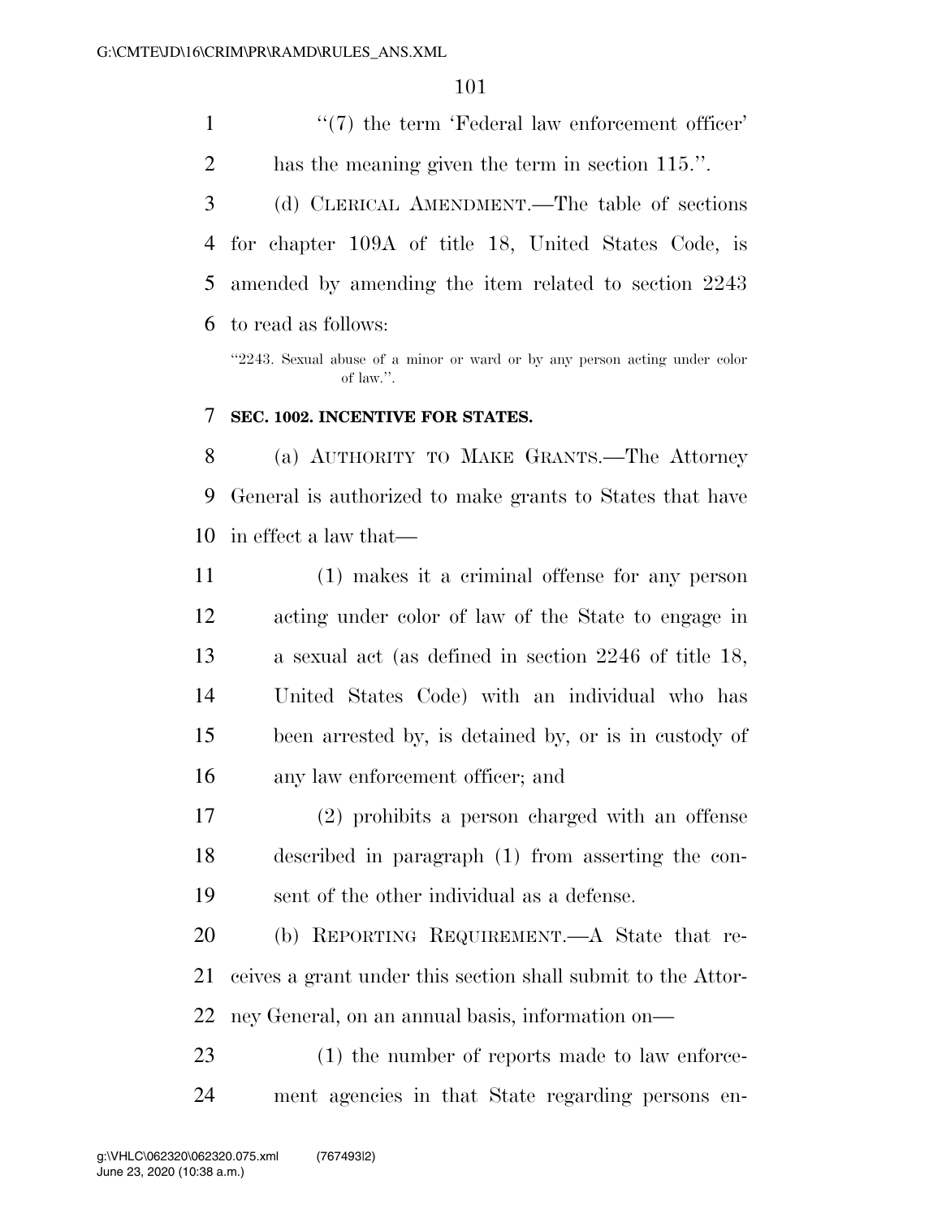"(7) the term 'Federal law enforcement officer' has the meaning given the term in section 115.".

(d) CLERICAL AMENDMENT.—The table of sections for chapter 109A of title 18, United States Code, is amended by amending the item related to section 2243 to read as follows:

"2243. Sexual abuse of a minor or ward or by any person acting under color of law.".

**SEC. 1002. INCENTIVE FOR STATES.**

(a) AUTHORITY TO MAKE GRANTS.—The Attorney General is authorized to make grants to States that have in effect a law that—

(1) makes it a criminal offense for any person acting under color of law of the State to engage in a sexual act (as defined in section 2246 of title 18, United States Code) with an individual who has been arrested by, is detained by, or is in custody of any law enforcement officer; and

(2) prohibits a person charged with an offense described in paragraph (1) from asserting the consent of the other individual as a defense.

(b) REPORTING REQUIREMENT.—A State that receives a grant under this section shall submit to the Attorney General, on an annual basis, information on—

(1) the number of reports made to law enforcement agencies in that State regarding persons en-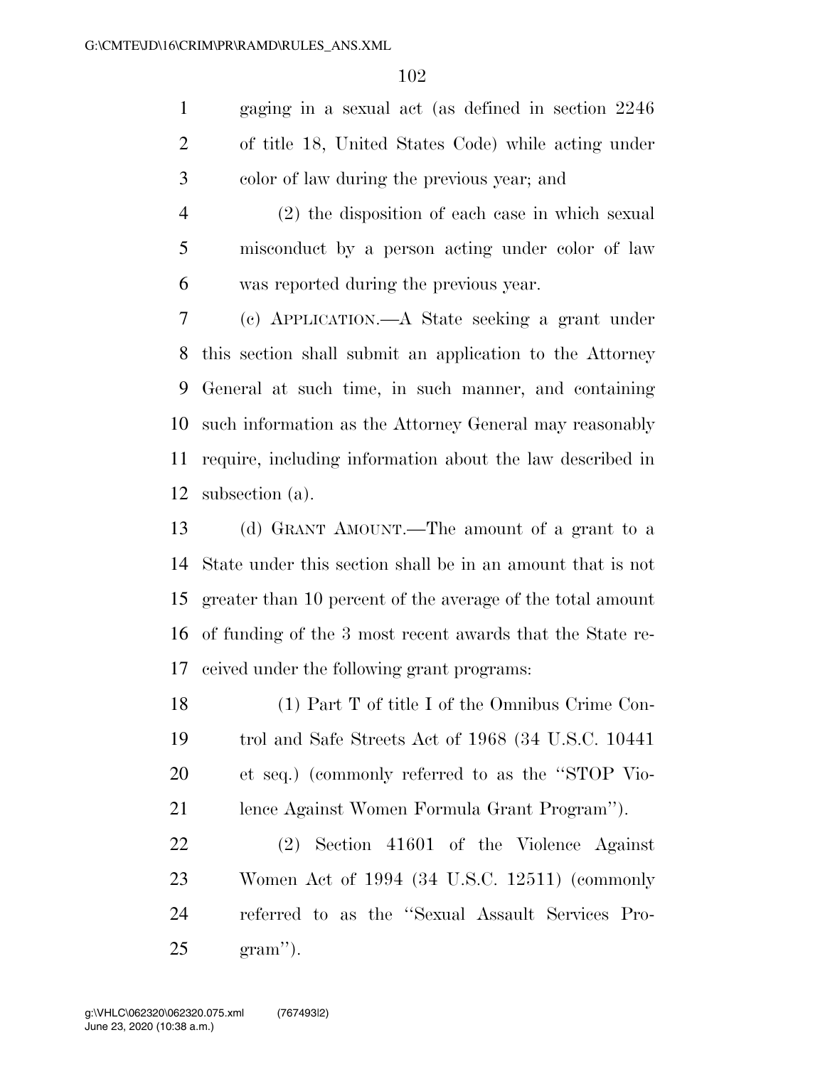gaging in a sexual act (as defined in section 2246 of title 18, United States Code) while acting under color of law during the previous year; and

(2) the disposition of each case in which sexual misconduct by a person acting under color of law was reported during the previous year.

(c) APPLICATION.—A State seeking a grant under this section shall submit an application to the Attorney General at such time, in such manner, and containing such information as the Attorney General may reasonably require, including information about the law described in subsection (a).

(d) GRANT AMOUNT.—The amount of a grant to a State under this section shall be in an amount that is not greater than 10 percent of the average of the total amount of funding of the 3 most recent awards that the State received under the following grant programs:

(1) Part T of title I of the Omnibus Crime Control and Safe Streets Act of 1968 (34 U.S.C. 10441 et seq.) (commonly referred to as the ''STOP Violence Against Women Formula Grant Program'').

(2) Section 41601 of the Violence Against Women Act of 1994 (34 U.S.C. 12511) (commonly referred to as the ''Sexual Assault Services Program'').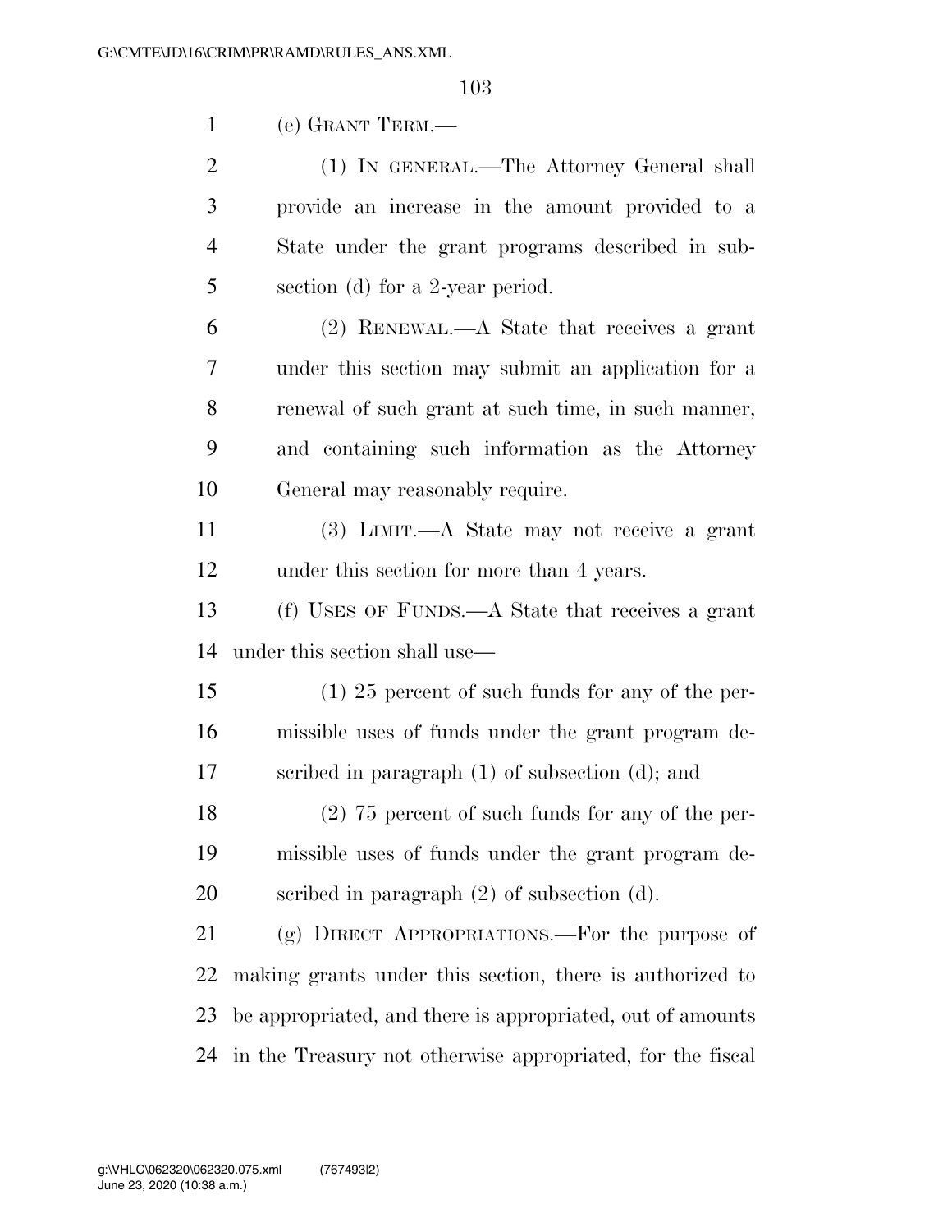(e) GRANT TERM.—

(1) IN GENERAL.—The Attorney General shall provide an increase in the amount provided to a State under the grant programs described in subsection (d) for a 2-year period.

(2) RENEWAL.—A State that receives a grant under this section may submit an application for a renewal of such grant at such time, in such manner, and containing such information as the Attorney General may reasonably require.

(3) LIMIT.—A State may not receive a grant under this section for more than 4 years.

(f) USES OF FUNDS.—A State that receives a grant under this section shall use—

(1) 25 percent of such funds for any of the permissible uses of funds under the grant program described in paragraph (1) of subsection (d); and

(2) 75 percent of such funds for any of the permissible uses of funds under the grant program described in paragraph (2) of subsection (d).

(g) DIRECT APPROPRIATIONS.—For the purpose of making grants under this section, there is authorized to be appropriated, and there is appropriated, out of amounts in the Treasury not otherwise appropriated, for the fiscal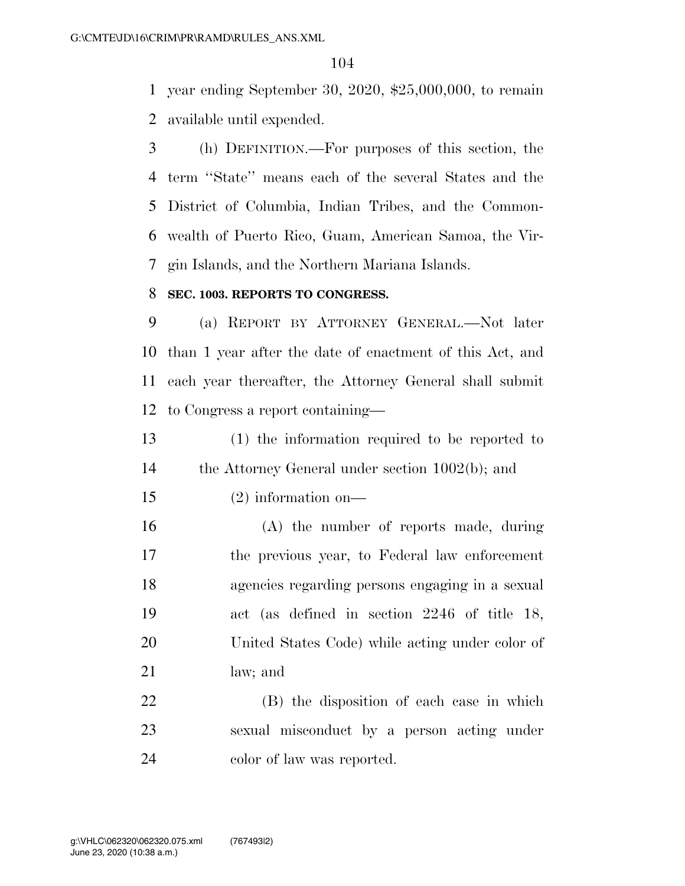year ending September 30, 2020, $25,000,000, to remain available until expended.

(h) DEFINITION.—For purposes of this section, the term ''State'' means each of the several States and the District of Columbia, Indian Tribes, and the Commonwealth of Puerto Rico, Guam, American Samoa, the Virgin Islands, and the Northern Mariana Islands.

**SEC. 1003. REPORTS TO CONGRESS.**

(a) REPORT BY ATTORNEY GENERAL.—Not later than 1 year after the date of enactment of this Act, and each year thereafter, the Attorney General shall submit to Congress a report containing—

(1) the information required to be reported to the Attorney General under section 1002(b); and

(2) information on—

(A) the number of reports made, during the previous year, to Federal law enforcement agencies regarding persons engaging in a sexual act (as defined in section 2246 of title 18, United States Code) while acting under color of law; and

(B) the disposition of each case in which sexual misconduct by a person acting under color of law was reported.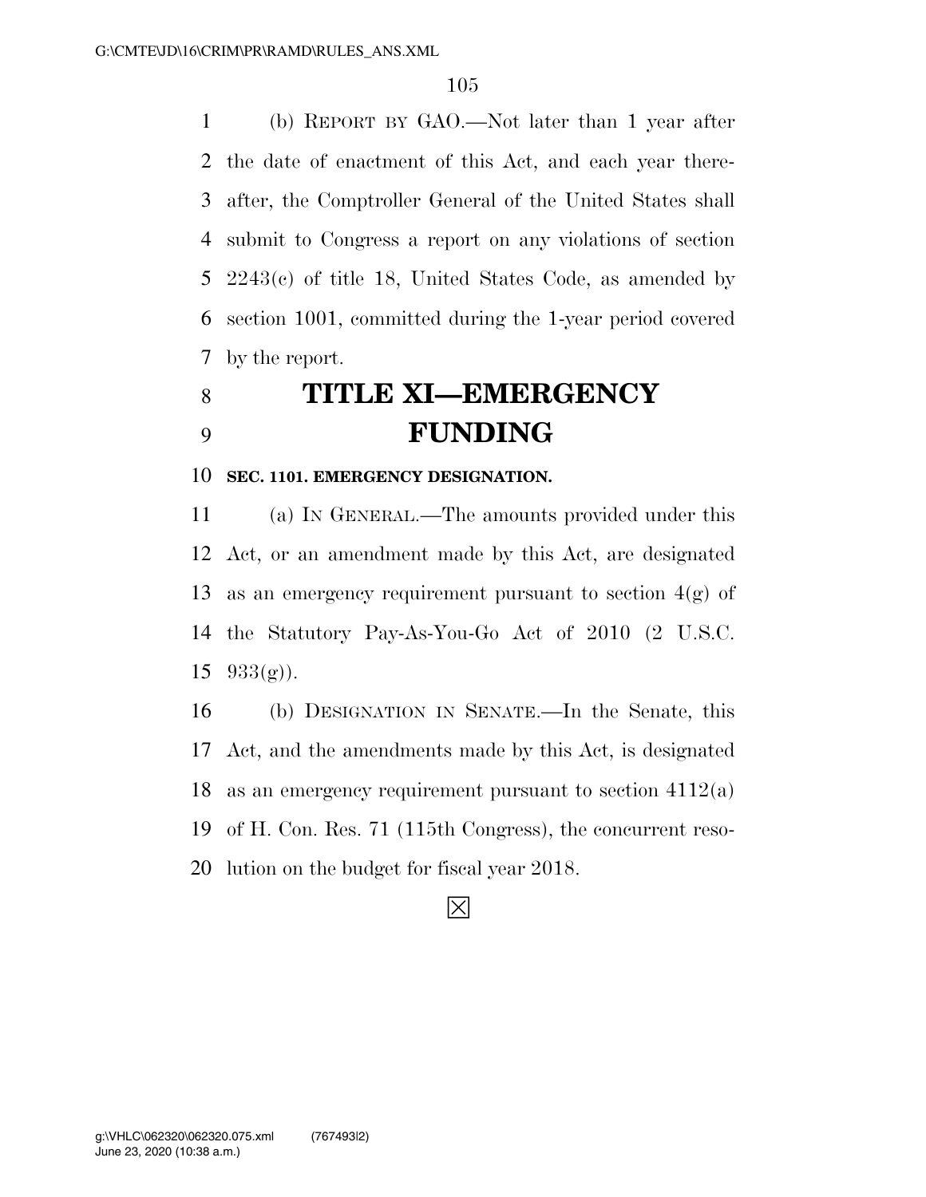(b) REPORT BY GAO.—Not later than 1 year after the date of enactment of this Act, and each year thereafter, the Comptroller General of the United States shall submit to Congress a report on any violations of section 2243(c) of title 18, United States Code, as amended by section 1001, committed during the 1-year period covered by the report.

# TITLE XI—EMERGENCY FUNDING

### SEC. 1101. EMERGENCY DESIGNATION.

(a) IN GENERAL.—The amounts provided under this Act, or an amendment made by this Act, are designated as an emergency requirement pursuant to section 4(g) of the Statutory Pay-As-You-Go Act of 2010 (2 U.S.C. 933(g)).

(b) DESIGNATION IN SENATE.—In the Senate, this Act, and the amendments made by this Act, is designated as an emergency requirement pursuant to section 4112(a) of H. Con. Res. 71 (115th Congress), the concurrent resolution on the budget for fiscal year 2018.

☒